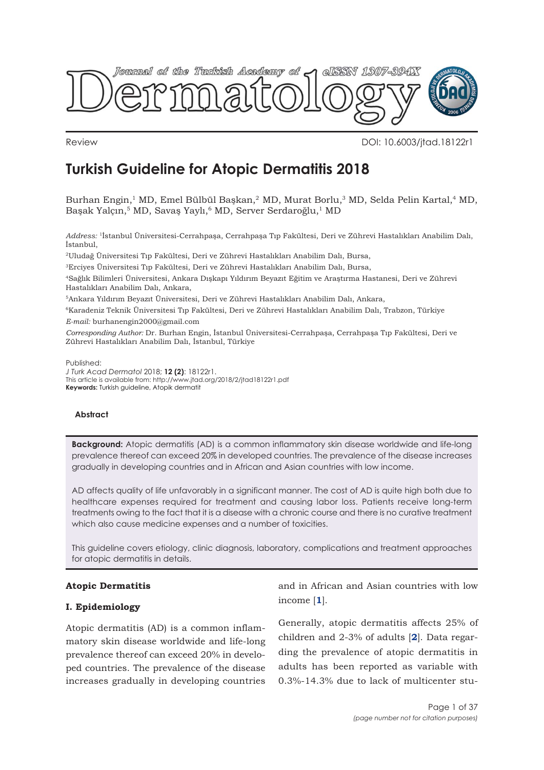Review

DOI: 10.6003/jtad.18122r1

# Turkish Guideline for Atopic Dermatitis 2018

Burhan Engin,[1] MD, Emel Bülbül Başkan,[2] MD, Murat Borlu,[3] MD, Selda Pelin Kartal,[4] MD, Başak Yalçın,[5] MD, Savaş Yaylı,[6] MD, Server Serdaroğlu,[1] MD

*Address:* [1]İstanbul Üniversitesi-Cerrahpaşa, Cerrahpaşa Tıp Fakültesi, Deri ve Zührevi Hastalıkları Anabilim Dalı, İstanbul,

[2]Uludağ Üniversitesi Tıp Fakültesi, Deri ve Zührevi Hastalıkları Anabilim Dalı, Bursa,

[3]Erciyes Üniversitesi Tıp Fakültesi, Deri ve Zührevi Hastalıkları Anabilim Dalı, Bursa,

[4]Sağlık Bilimleri Üniversitesi, Ankara Dışkapı Yıldırım Beyazıt Eğitim ve Araştırma Hastanesi, Deri ve Zührevi Hastalıkları Anabilim Dalı, Ankara,

[5]Ankara Yıldırım Beyazıt Üniversitesi, Deri ve Zührevi Hastalıkları Anabilim Dalı, Ankara,

[6]Karadeniz Teknik Üniversitesi Tıp Fakültesi, Deri ve Zührevi Hastalıkları Anabilim Dalı, Trabzon, Türkiye

*E-mail:* burhanengin2000@gmail.com

*Corresponding Author:* Dr. Burhan Engin, İstanbul Üniversitesi-Cerrahpaşa, Cerrahpaşa Tıp Fakültesi, Deri ve Zührevi Hastalıkları Anabilim Dalı, İstanbul, Türkiye

Published:
*J Turk Acad Dermatol* 2018; **12 (2)**: 18122r1.
This article is available from: http://www.jtad.org/2018/2/jtad18122r1.pdf
**Keywords:** Turkish guideline, Atopik dermatit

### Abstract

**Background:** Atopic dermatitis (AD) is a common inflammatory skin disease worldwide and life-long prevalence thereof can exceed 20% in developed countries. The prevalence of the disease increases gradually in developing countries and in African and Asian countries with low income.

AD affects quality of life unfavorably in a significant manner. The cost of AD is quite high both due to healthcare expenses required for treatment and causing labor loss. Patients receive long-term treatments owing to the fact that it is a disease with a chronic course and there is no curative treatment which also cause medicine expenses and a number of toxicities.

This guideline covers etiology, clinic diagnosis, laboratory, complications and treatment approaches for atopic dermatitis in details.

## Atopic Dermatitis

### I. Epidemiology

Atopic dermatitis (AD) is a common inflammatory skin disease worldwide and life-long prevalence thereof can exceed 20% in developed countries. The prevalence of the disease increases gradually in developing countries and in African and Asian countries with low income [1].

Generally, atopic dermatitis affects 25% of children and 2-3% of adults [2]. Data regarding the prevalence of atopic dermatitis in adults has been reported as variable with 0.3%-14.3% due to lack of multicenter stu-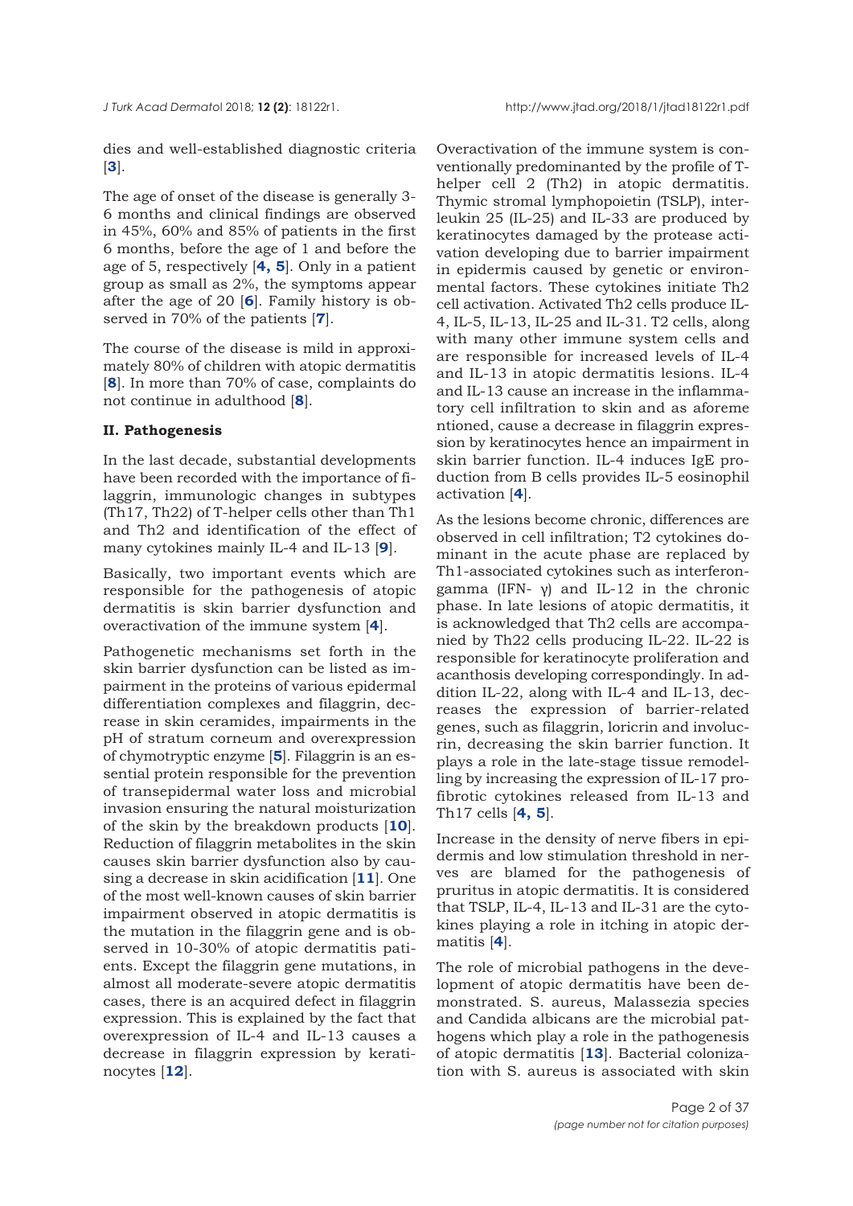dies and well-established diagnostic criteria [3].

The age of onset of the disease is generally 3-6 months and clinical findings are observed in 45%, 60% and 85% of patients in the first 6 months, before the age of 1 and before the age of 5, respectively [4, 5]. Only in a patient group as small as 2%, the symptoms appear after the age of 20 [6]. Family history is observed in 70% of the patients [7].

The course of the disease is mild in approximately 80% of children with atopic dermatitis [8]. In more than 70% of case, complaints do not continue in adulthood [8].

**II. Pathogenesis**

In the last decade, substantial developments have been recorded with the importance of filaggrin, immunologic changes in subtypes (Th17, Th22) of T-helper cells other than Th1 and Th2 and identification of the effect of many cytokines mainly IL-4 and IL-13 [9].

Basically, two important events which are responsible for the pathogenesis of atopic dermatitis is skin barrier dysfunction and overactivation of the immune system [4].

Pathogenetic mechanisms set forth in the skin barrier dysfunction can be listed as impairment in the proteins of various epidermal differentiation complexes and filaggrin, decrease in skin ceramides, impairments in the pH of stratum corneum and overexpression of chymotryptic enzyme [5]. Filaggrin is an essential protein responsible for the prevention of transepidermal water loss and microbial invasion ensuring the natural moisturization of the skin by the breakdown products [10]. Reduction of filaggrin metabolites in the skin causes skin barrier dysfunction also by causing a decrease in skin acidification [11]. One of the most well-known causes of skin barrier impairment observed in atopic dermatitis is the mutation in the filaggrin gene and is observed in 10-30% of atopic dermatitis patients. Except the filaggrin gene mutations, in almost all moderate-severe atopic dermatitis cases, there is an acquired defect in filaggrin expression. This is explained by the fact that overexpression of IL-4 and IL-13 causes a decrease in filaggrin expression by keratinocytes [12].

Overactivation of the immune system is conventionally predominanted by the profile of T-helper cell 2 (Th2) in atopic dermatitis. Thymic stromal lymphopoietin (TSLP), interleukin 25 (IL-25) and IL-33 are produced by keratinocytes damaged by the protease activation developing due to barrier impairment in epidermis caused by genetic or environmental factors. These cytokines initiate Th2 cell activation. Activated Th2 cells produce IL-4, IL-5, IL-13, IL-25 and IL-31. T2 cells, along with many other immune system cells and are responsible for increased levels of IL-4 and IL-13 in atopic dermatitis lesions. IL-4 and IL-13 cause an increase in the inflammatory cell infiltration to skin and as aforementioned, cause a decrease in filaggrin expression by keratinocytes hence an impairment in skin barrier function. IL-4 induces IgE production from B cells provides IL-5 eosinophil activation [4].

As the lesions become chronic, differences are observed in cell infiltration; T2 cytokines dominant in the acute phase are replaced by Th1-associated cytokines such as interferon-gamma (IFN- γ) and IL-12 in the chronic phase. In late lesions of atopic dermatitis, it is acknowledged that Th2 cells are accompanied by Th22 cells producing IL-22. IL-22 is responsible for keratinocyte proliferation and acanthosis developing correspondingly. In addition IL-22, along with IL-4 and IL-13, decreases the expression of barrier-related genes, such as filaggrin, loricrin and involucrin, decreasing the skin barrier function. It plays a role in the late-stage tissue remodelling by increasing the expression of IL-17 profibrotic cytokines released from IL-13 and Th17 cells [4, 5].

Increase in the density of nerve fibers in epidermis and low stimulation threshold in nerves are blamed for the pathogenesis of pruritus in atopic dermatitis. It is considered that TSLP, IL-4, IL-13 and IL-31 are the cytokines playing a role in itching in atopic dermatitis [4].

The role of microbial pathogens in the development of atopic dermatitis have been demonstrated. S. aureus, Malassezia species and Candida albicans are the microbial pathogens which play a role in the pathogenesis of atopic dermatitis [13]. Bacterial colonization with S. aureus is associated with skin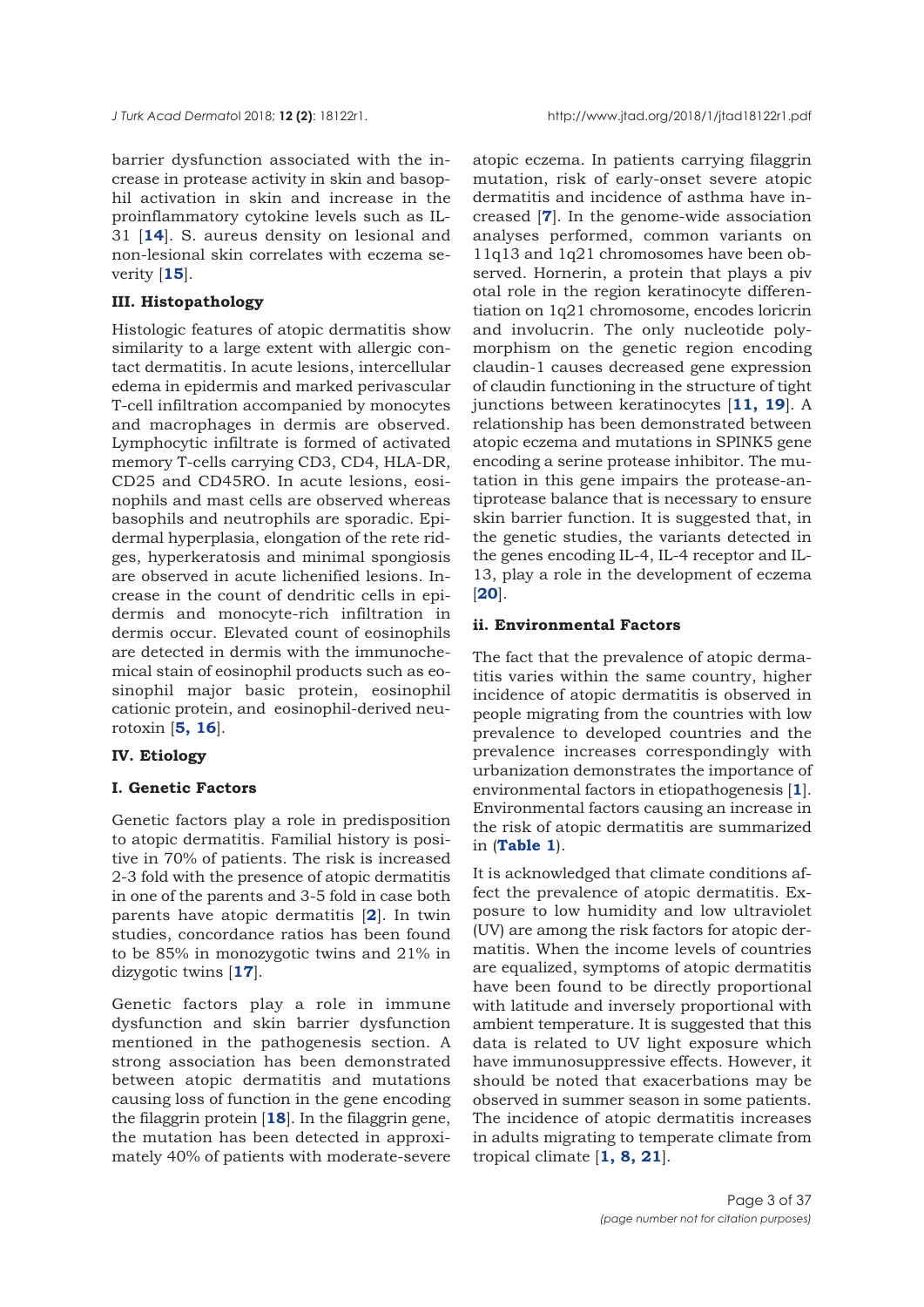barrier dysfunction associated with the increase in protease activity in skin and basophil activation in skin and increase in the proinflammatory cytokine levels such as IL-31 [**14**]. S. aureus density on lesional and non-lesional skin correlates with eczema severity [**15**].

### III. Histopathology

Histologic features of atopic dermatitis show similarity to a large extent with allergic contact dermatitis. In acute lesions, intercellular edema in epidermis and marked perivascular T-cell infiltration accompanied by monocytes and macrophages in dermis are observed. Lymphocytic infiltrate is formed of activated memory T-cells carrying CD3, CD4, HLA-DR, CD25 and CD45RO. In acute lesions, eosinophils and mast cells are observed whereas basophils and neutrophils are sporadic. Epidermal hyperplasia, elongation of the rete ridges, hyperkeratosis and minimal spongiosis are observed in acute lichenified lesions. Increase in the count of dendritic cells in epidermis and monocyte-rich infiltration in dermis occur. Elevated count of eosinophils are detected in dermis with the immunochemical stain of eosinophil products such as eosinophil major basic protein, eosinophil cationic protein, and eosinophil-derived neurotoxin [**5, 16**].

### IV. Etiology

### I. Genetic Factors

Genetic factors play a role in predisposition to atopic dermatitis. Familial history is positive in 70% of patients. The risk is increased 2-3 fold with the presence of atopic dermatitis in one of the parents and 3-5 fold in case both parents have atopic dermatitis [**2**]. In twin studies, concordance ratios has been found to be 85% in monozygotic twins and 21% in dizygotic twins [**17**].

Genetic factors play a role in immune dysfunction and skin barrier dysfunction mentioned in the pathogenesis section. A strong association has been demonstrated between atopic dermatitis and mutations causing loss of function in the gene encoding the filaggrin protein [**18**]. In the filaggrin gene, the mutation has been detected in approximately 40% of patients with moderate-severe atopic eczema. In patients carrying filaggrin mutation, risk of early-onset severe atopic dermatitis and incidence of asthma have increased [**7**]. In the genome-wide association analyses performed, common variants on 11q13 and 1q21 chromosomes have been observed. Hornerin, a protein that plays a pivotal role in the region keratinocyte differentiation on 1q21 chromosome, encodes loricrin and involucrin. The only nucleotide polymorphism on the genetic region encoding claudin-1 causes decreased gene expression of claudin functioning in the structure of tight junctions between keratinocytes [**11, 19**]. A relationship has been demonstrated between atopic eczema and mutations in SPINK5 gene encoding a serine protease inhibitor. The mutation in this gene impairs the protease-antiprotease balance that is necessary to ensure skin barrier function. It is suggested that, in the genetic studies, the variants detected in the genes encoding IL-4, IL-4 receptor and IL-13, play a role in the development of eczema [**20**].

### ii. Environmental Factors

The fact that the prevalence of atopic dermatitis varies within the same country, higher incidence of atopic dermatitis is observed in people migrating from the countries with low prevalence to developed countries and the prevalence increases correspondingly with urbanization demonstrates the importance of environmental factors in etiopathogenesis [**1**]. Environmental factors causing an increase in the risk of atopic dermatitis are summarized in (**Table 1**).

It is acknowledged that climate conditions affect the prevalence of atopic dermatitis. Exposure to low humidity and low ultraviolet (UV) are among the risk factors for atopic dermatitis. When the income levels of countries are equalized, symptoms of atopic dermatitis have been found to be directly proportional with latitude and inversely proportional with ambient temperature. It is suggested that this data is related to UV light exposure which have immunosuppressive effects. However, it should be noted that exacerbations may be observed in summer season in some patients. The incidence of atopic dermatitis increases in adults migrating to temperate climate from tropical climate [**1, 8, 21**].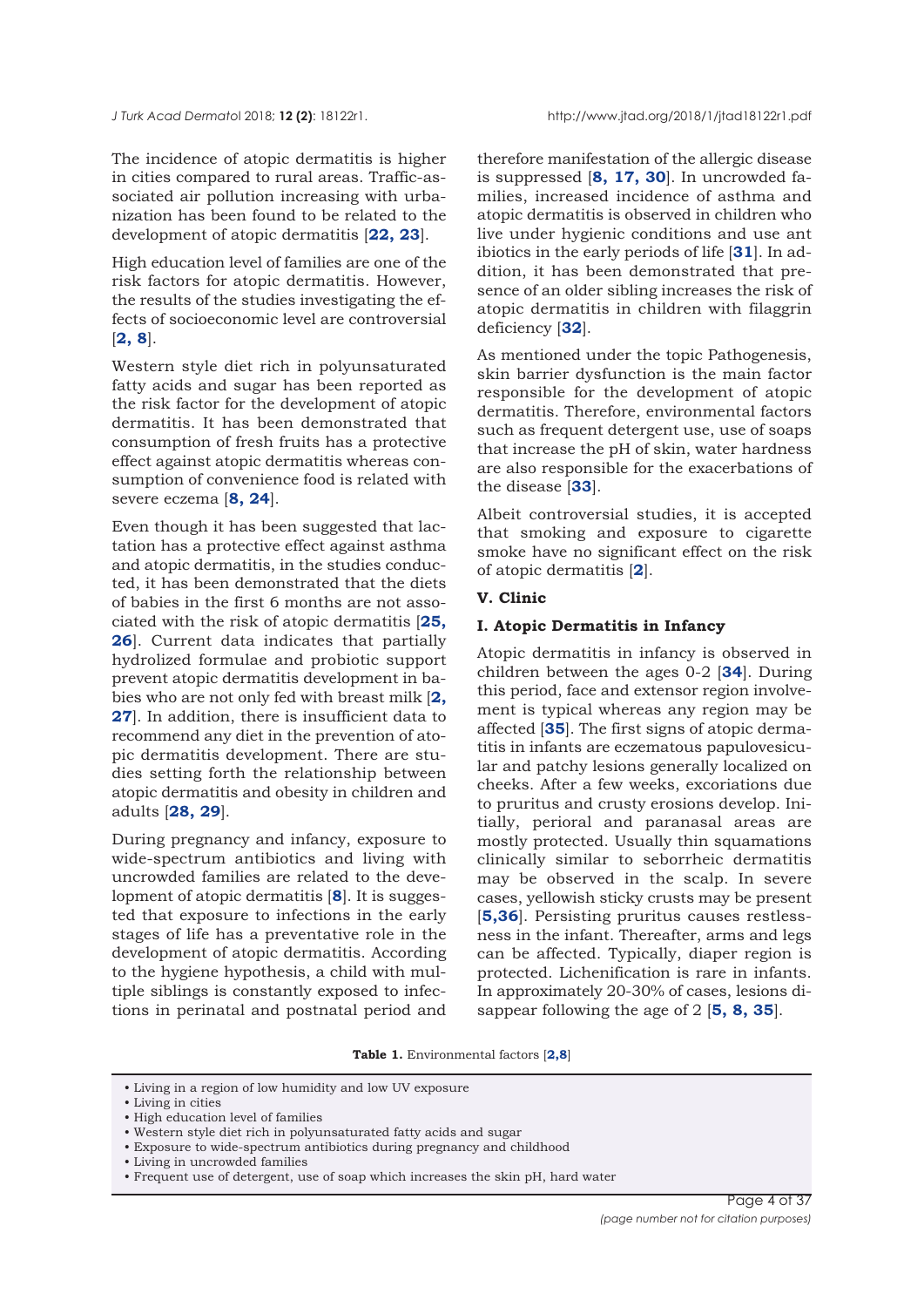The incidence of atopic dermatitis is higher in cities compared to rural areas. Traffic-associated air pollution increasing with urbanization has been found to be related to the development of atopic dermatitis [**22, 23**].

High education level of families are one of the risk factors for atopic dermatitis. However, the results of the studies investigating the effects of socioeconomic level are controversial [**2, 8**].

Western style diet rich in polyunsaturated fatty acids and sugar has been reported as the risk factor for the development of atopic dermatitis. It has been demonstrated that consumption of fresh fruits has a protective effect against atopic dermatitis whereas consumption of convenience food is related with severe eczema [**8, 24**].

Even though it has been suggested that lactation has a protective effect against asthma and atopic dermatitis, in the studies conducted, it has been demonstrated that the diets of babies in the first 6 months are not associated with the risk of atopic dermatitis [**25, 26**]. Current data indicates that partially hydrolized formulae and probiotic support prevent atopic dermatitis development in babies who are not only fed with breast milk [**2, 27**]. In addition, there is insufficient data to recommend any diet in the prevention of atopic dermatitis development. There are studies setting forth the relationship between atopic dermatitis and obesity in children and adults [**28, 29**].

During pregnancy and infancy, exposure to wide-spectrum antibiotics and living with uncrowded families are related to the development of atopic dermatitis [**8**]. It is suggested that exposure to infections in the early stages of life has a preventative role in the development of atopic dermatitis. According to the hygiene hypothesis, a child with multiple siblings is constantly exposed to infections in perinatal and postnatal period and therefore manifestation of the allergic disease is suppressed [**8, 17, 30**]. In uncrowded families, increased incidence of asthma and atopic dermatitis is observed in children who live under hygienic conditions and use ant ibiotics in the early periods of life [**31**]. In addition, it has been demonstrated that presence of an older sibling increases the risk of atopic dermatitis in children with filaggrin deficiency [**32**].

As mentioned under the topic Pathogenesis, skin barrier dysfunction is the main factor responsible for the development of atopic dermatitis. Therefore, environmental factors such as frequent detergent use, use of soaps that increase the pH of skin, water hardness are also responsible for the exacerbations of the disease [**33**].

Albeit controversial studies, it is accepted that smoking and exposure to cigarette smoke have no significant effect on the risk of atopic dermatitis [**2**].

### V. Clinic

#### I. Atopic Dermatitis in Infancy

Atopic dermatitis in infancy is observed in children between the ages 0-2 [**34**]. During this period, face and extensor region involvement is typical whereas any region may be affected [**35**]. The first signs of atopic dermatitis in infants are eczematous papulovesicular and patchy lesions generally localized on cheeks. After a few weeks, excoriations due to pruritus and crusty erosions develop. Initially, perioral and paranasal areas are mostly protected. Usually thin squamations clinically similar to seborrheic dermatitis may be observed in the scalp. In severe cases, yellowish sticky crusts may be present [**5,36**]. Persisting pruritus causes restlessness in the infant. Thereafter, arms and legs can be affected. Typically, diaper region is protected. Lichenification is rare in infants. In approximately 20-30% of cases, lesions disappear following the age of 2 [**5, 8, 35**].

**Table 1.** Environmental factors [**2,8**]

- Living in a region of low humidity and low UV exposure
- Living in cities
- High education level of families
- Western style diet rich in polyunsaturated fatty acids and sugar
- Exposure to wide-spectrum antibiotics during pregnancy and childhood
- Living in uncrowded families
- Frequent use of detergent, use of soap which increases the skin pH, hard water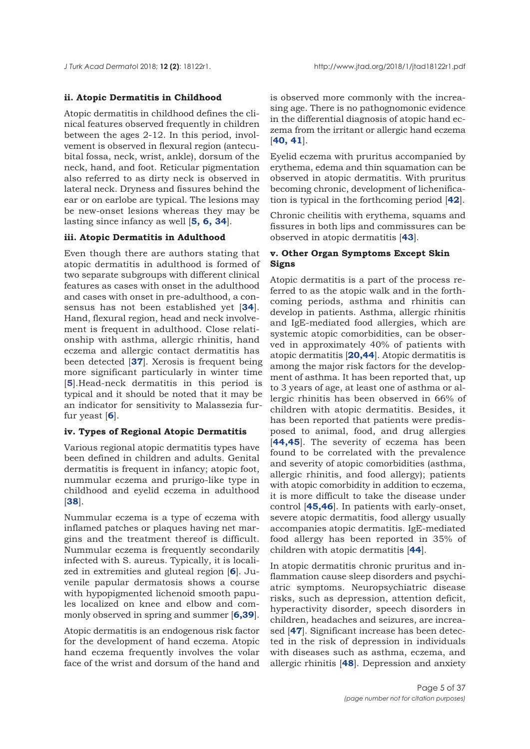### ii. Atopic Dermatitis in Childhood

Atopic dermatitis in childhood defines the clinical features observed frequently in children between the ages 2-12. In this period, involvement is observed in flexural region (antecubital fossa, neck, wrist, ankle), dorsum of the neck, hand, and foot. Reticular pigmentation also referred to as dirty neck is observed in lateral neck. Dryness and fissures behind the ear or on earlobe are typical. The lesions may be new-onset lesions whereas they may be lasting since infancy as well [**5, 6, 34**].

### iii. Atopic Dermatitis in Adulthood

Even though there are authors stating that atopic dermatitis in adulthood is formed of two separate subgroups with different clinical features as cases with onset in the adulthood and cases with onset in pre-adulthood, a consensus has not been established yet [**34**]. Hand, flexural region, head and neck involvement is frequent in adulthood. Close relationship with asthma, allergic rhinitis, hand eczema and allergic contact dermatitis has been detected [**37**]. Xerosis is frequent being more significant particularly in winter time [**5**].Head-neck dermatitis in this period is typical and it should be noted that it may be an indicator for sensitivity to Malassezia furfur yeast [**6**].

### iv. Types of Regional Atopic Dermatitis

Various regional atopic dermatitis types have been defined in children and adults. Genital dermatitis is frequent in infancy; atopic foot, nummular eczema and prurigo-like type in childhood and eyelid eczema in adulthood [**38**].

Nummular eczema is a type of eczema with inflamed patches or plaques having net margins and the treatment thereof is difficult. Nummular eczema is frequently secondarily infected with S. aureus. Typically, it is localized in extremities and gluteal region [**6**]. Juvenile papular dermatosis shows a course with hypopigmented lichenoid smooth papules localized on knee and elbow and commonly observed in spring and summer [**6,39**].

Atopic dermatitis is an endogenous risk factor for the development of hand eczema. Atopic hand eczema frequently involves the volar face of the wrist and dorsum of the hand and is observed more commonly with the increasing age. There is no pathognomonic evidence in the differential diagnosis of atopic hand eczema from the irritant or allergic hand eczema [**40, 41**].

Eyelid eczema with pruritus accompanied by erythema, edema and thin squamation can be observed in atopic dermatitis. With pruritus becoming chronic, development of lichenification is typical in the forthcoming period [**42**].

Chronic cheilitis with erythema, squams and fissures in both lips and commissures can be observed in atopic dermatitis [**43**].

### v. Other Organ Symptoms Except Skin Signs

Atopic dermatitis is a part of the process referred to as the atopic walk and in the forthcoming periods, asthma and rhinitis can develop in patients. Asthma, allergic rhinitis and IgE-mediated food allergies, which are systemic atopic comorbidities, can be observed in approximately 40% of patients with atopic dermatitis [**20,44**]. Atopic dermatitis is among the major risk factors for the development of asthma. It has been reported that, up to 3 years of age, at least one of asthma or allergic rhinitis has been observed in 66% of children with atopic dermatitis. Besides, it has been reported that patients were predisposed to animal, food, and drug allergies [**44,45**]. The severity of eczema has been found to be correlated with the prevalence and severity of atopic comorbidities (asthma, allergic rhinitis, and food allergy); patients with atopic comorbidity in addition to eczema, it is more difficult to take the disease under control [**45,46**]. In patients with early-onset, severe atopic dermatitis, food allergy usually accompanies atopic dermatitis. IgE-mediated food allergy has been reported in 35% of children with atopic dermatitis [**44**].

In atopic dermatitis chronic pruritus and inflammation cause sleep disorders and psychiatric symptoms. Neuropsychiatric disease risks, such as depression, attention deficit, hyperactivity disorder, speech disorders in children, headaches and seizures, are increased [**47**]. Significant increase has been detected in the risk of depression in individuals with diseases such as asthma, eczema, and allergic rhinitis [**48**]. Depression and anxiety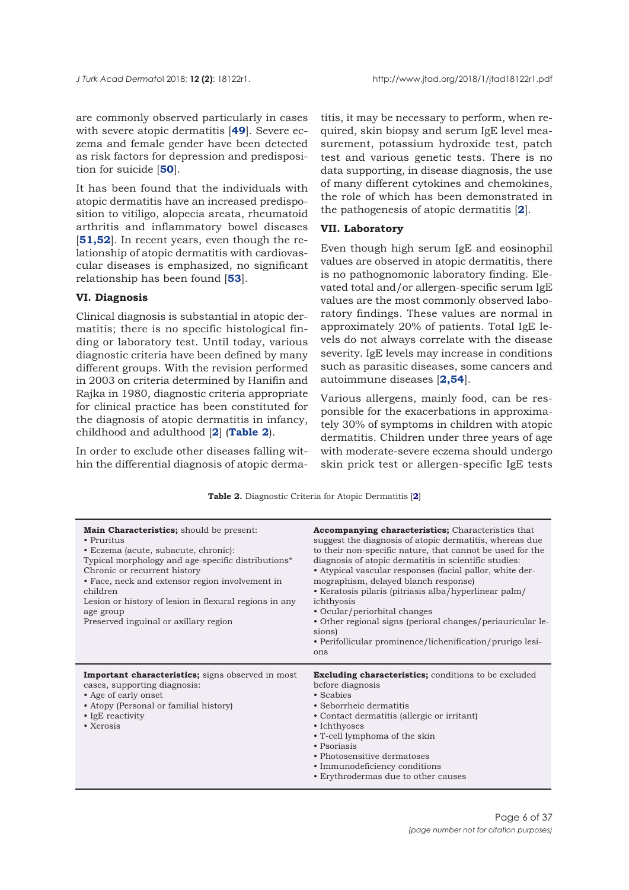are commonly observed particularly in cases with severe atopic dermatitis [**49**]. Severe eczema and female gender have been detected as risk factors for depression and predisposition for suicide [**50**].

It has been found that the individuals with atopic dermatitis have an increased predisposition to vitiligo, alopecia areata, rheumatoid arthritis and inflammatory bowel diseases [**51,52**]. In recent years, even though the relationship of atopic dermatitis with cardiovascular diseases is emphasized, no significant relationship has been found [**53**].

### VI. Diagnosis

Clinical diagnosis is substantial in atopic dermatitis; there is no specific histological finding or laboratory test. Until today, various diagnostic criteria have been defined by many different groups. With the revision performed in 2003 on criteria determined by Hanifin and Rajka in 1980, diagnostic criteria appropriate for clinical practice has been constituted for the diagnosis of atopic dermatitis in infancy, childhood and adulthood [**2**] (**Table 2**).

In order to exclude other diseases falling within the differential diagnosis of atopic dermatitis, it may be necessary to perform, when required, skin biopsy and serum IgE level measurement, potassium hydroxide test, patch test and various genetic tests. There is no data supporting, in disease diagnosis, the use of many different cytokines and chemokines, the role of which has been demonstrated in the pathogenesis of atopic dermatitis [**2**].

### VII. Laboratory

Even though high serum IgE and eosinophil values are observed in atopic dermatitis, there is no pathognomonic laboratory finding. Elevated total and/or allergen-specific serum IgE values are the most commonly observed laboratory findings. These values are normal in approximately 20% of patients. Total IgE levels do not always correlate with the disease severity. IgE levels may increase in conditions such as parasitic diseases, some cancers and autoimmune diseases [**2,54**].

Various allergens, mainly food, can be responsible for the exacerbations in approximately 30% of symptoms in children with atopic dermatitis. Children under three years of age with moderate-severe eczema should undergo skin prick test or allergen-specific IgE tests

**Table 2.** Diagnostic Criteria for Atopic Dermatitis [**2**]

| | |
|---|---|
| **Main Characteristics;** should be present:<br>• Pruritus<br>• Eczema (acute, subacute, chronic):<br>Typical morphology and age-specific distributions*<br>Chronic or recurrent history<br>• Face, neck and extensor region involvement in children<br>Lesion or history of lesion in flexural regions in any age group<br>Preserved inguinal or axillary region | **Accompanying characteristics;** Characteristics that suggest the diagnosis of atopic dermatitis, whereas due to their non-specific nature, that cannot be used for the diagnosis of atopic dermatitis in scientific studies:<br>• Atypical vascular responses (facial pallor, white dermographism, delayed blanch response)<br>• Keratosis pilaris (pitriasis alba/hyperlinear palm/ichthyosis<br>• Ocular/periorbital changes<br>• Other regional signs (perioral changes/periauricular lesions)<br>• Perifollicular prominence/lichenification/prurigo lesions |
| **Important characteristics;** signs observed in most cases, supporting diagnosis:<br>• Age of early onset<br>• Atopy (Personal or familial history)<br>• IgE reactivity<br>• Xerosis | **Excluding characteristics;** conditions to be excluded before diagnosis<br>• Scabies<br>• Seborrheic dermatitis<br>• Contact dermatitis (allergic or irritant)<br>• Ichthyoses<br>• T-cell lymphoma of the skin<br>• Psoriasis<br>• Photosensitive dermatoses<br>• Immunodeficiency conditions<br>• Erythrodermas due to other causes |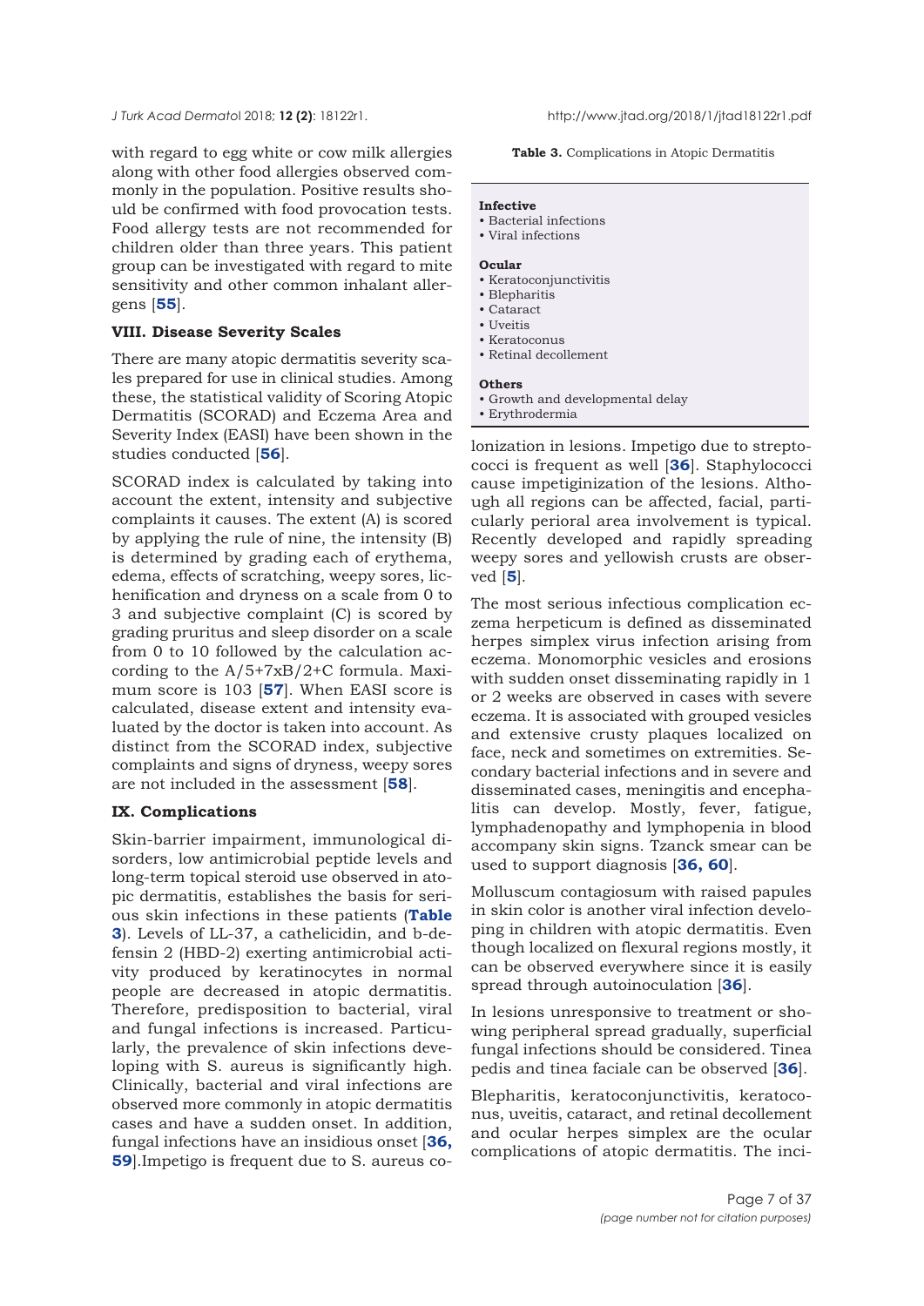with regard to egg white or cow milk allergies along with other food allergies observed commonly in the population. Positive results should be confirmed with food provocation tests. Food allergy tests are not recommended for children older than three years. This patient group can be investigated with regard to mite sensitivity and other common inhalant allergens [55].

### VIII. Disease Severity Scales

There are many atopic dermatitis severity scales prepared for use in clinical studies. Among these, the statistical validity of Scoring Atopic Dermatitis (SCORAD) and Eczema Area and Severity Index (EASI) have been shown in the studies conducted [56].

SCORAD index is calculated by taking into account the extent, intensity and subjective complaints it causes. The extent (A) is scored by applying the rule of nine, the intensity (B) is determined by grading each of erythema, edema, effects of scratching, weepy sores, lichenification and dryness on a scale from 0 to 3 and subjective complaint (C) is scored by grading pruritus and sleep disorder on a scale from 0 to 10 followed by the calculation according to the $A/5+7xB/2+C$ formula. Maximum score is 103 [57]. When EASI score is calculated, disease extent and intensity evaluated by the doctor is taken into account. As distinct from the SCORAD index, subjective complaints and signs of dryness, weepy sores are not included in the assessment [58].

### IX. Complications

Skin-barrier impairment, immunological disorders, low antimicrobial peptide levels and long-term topical steroid use observed in atopic dermatitis, establishes the basis for serious skin infections in these patients (**Table 3**). Levels of LL-37, a cathelicidin, and b-defensin 2 (HBD-2) exerting antimicrobial activity produced by keratinocytes in normal people are decreased in atopic dermatitis. Therefore, predisposition to bacterial, viral and fungal infections is increased. Particularly, the prevalence of skin infections developing with S. aureus is significantly high. Clinically, bacterial and viral infections are observed more commonly in atopic dermatitis cases and have a sudden onset. In addition, fungal infections have an insidious onset [36, 59].Impetigo is frequent due to S. aureus colonization in lesions. Impetigo due to streptococci is frequent as well [36]. Staphylococci cause impetiginization of the lesions. Although all regions can be affected, facial, particularly perioral area involvement is typical. Recently developed and rapidly spreading weepy sores and yellowish crusts are observed [5].

**Table 3.** Complications in Atopic Dermatitis

| |
|---|
| **Infective** |
| • Bacterial infections |
| • Viral infections |
| **Ocular** |
| • Keratoconjunctivitis |
| • Blepharitis |
| • Cataract |
| • Uveitis |
| • Keratoconus |
| • Retinal decollement |
| **Others** |
| • Growth and developmental delay |
| • Erythrodermia |

The most serious infectious complication eczema herpeticum is defined as disseminated herpes simplex virus infection arising from eczema. Monomorphic vesicles and erosions with sudden onset disseminating rapidly in 1 or 2 weeks are observed in cases with severe eczema. It is associated with grouped vesicles and extensive crusty plaques localized on face, neck and sometimes on extremities. Secondary bacterial infections and in severe and disseminated cases, meningitis and encephalitis can develop. Mostly, fever, fatigue, lymphadenopathy and lymphopenia in blood accompany skin signs. Tzanck smear can be used to support diagnosis [36, 60].

Molluscum contagiosum with raised papules in skin color is another viral infection developing in children with atopic dermatitis. Even though localized on flexural regions mostly, it can be observed everywhere since it is easily spread through autoinoculation [36].

In lesions unresponsive to treatment or showing peripheral spread gradually, superficial fungal infections should be considered. Tinea pedis and tinea faciale can be observed [36].

Blepharitis, keratoconjunctivitis, keratoconus, uveitis, cataract, and retinal decollement and ocular herpes simplex are the ocular complications of atopic dermatitis. The inci-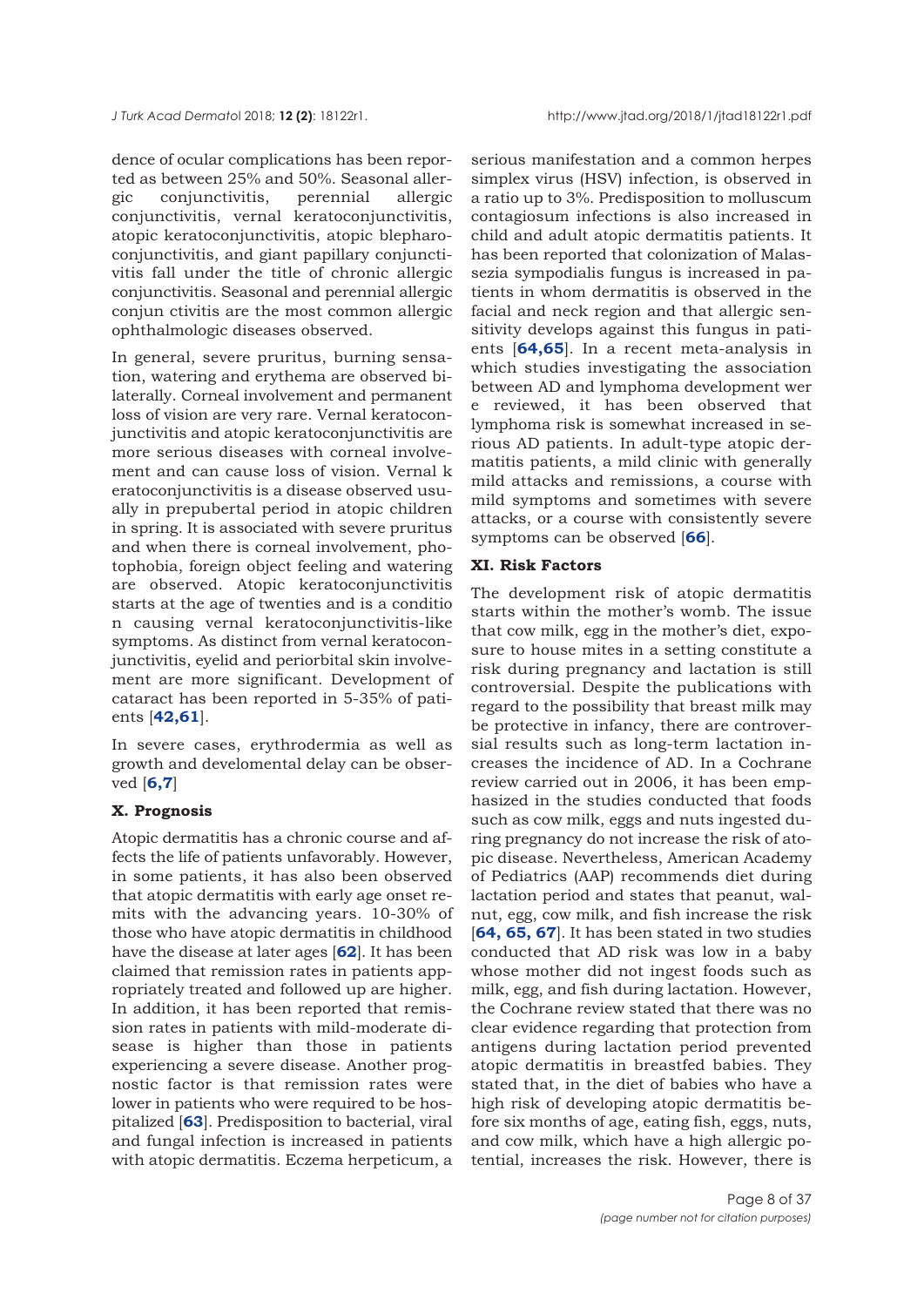dence of ocular complications has been reported as between 25% and 50%. Seasonal allergic conjunctivitis, perennial allergic conjunctivitis, vernal keratoconjunctivitis, atopic keratoconjunctivitis, atopic blepharoconjunctivitis, and giant papillary conjunctivitis fall under the title of chronic allergic conjunctivitis. Seasonal and perennial allergic conjun ctivitis are the most common allergic ophthalmologic diseases observed.

In general, severe pruritus, burning sensation, watering and erythema are observed bilaterally. Corneal involvement and permanent loss of vision are very rare. Vernal keratoconjunctivitis and atopic keratoconjunctivitis are more serious diseases with corneal involvement and can cause loss of vision. Vernal k eratoconjunctivitis is a disease observed usually in prepubertal period in atopic children in spring. It is associated with severe pruritus and when there is corneal involvement, photophobia, foreign object feeling and watering are observed. Atopic keratoconjunctivitis starts at the age of twenties and is a conditio n causing vernal keratoconjunctivitis-like symptoms. As distinct from vernal keratoconjunctivitis, eyelid and periorbital skin involvement are more significant. Development of cataract has been reported in 5-35% of patients [**42,61**].

In severe cases, erythrodermia as well as growth and develomental delay can be observed [**6,7**]

### X. Prognosis

Atopic dermatitis has a chronic course and affects the life of patients unfavorably. However, in some patients, it has also been observed that atopic dermatitis with early age onset remits with the advancing years. 10-30% of those who have atopic dermatitis in childhood have the disease at later ages [**62**]. It has been claimed that remission rates in patients appropriately treated and followed up are higher. In addition, it has been reported that remission rates in patients with mild-moderate disease is higher than those in patients experiencing a severe disease. Another prognostic factor is that remission rates were lower in patients who were required to be hospitalized [**63**]. Predisposition to bacterial, viral and fungal infection is increased in patients with atopic dermatitis. Eczema herpeticum, a serious manifestation and a common herpes simplex virus (HSV) infection, is observed in a ratio up to 3%. Predisposition to molluscum contagiosum infections is also increased in child and adult atopic dermatitis patients. It has been reported that colonization of Malassezia sympodialis fungus is increased in patients in whom dermatitis is observed in the facial and neck region and that allergic sensitivity develops against this fungus in patients [**64,65**]. In a recent meta-analysis in which studies investigating the association between AD and lymphoma development wer e reviewed, it has been observed that lymphoma risk is somewhat increased in serious AD patients. In adult-type atopic dermatitis patients, a mild clinic with generally mild attacks and remissions, a course with mild symptoms and sometimes with severe attacks, or a course with consistently severe symptoms can be observed [**66**].

### XI. Risk Factors

The development risk of atopic dermatitis starts within the mother's womb. The issue that cow milk, egg in the mother's diet, exposure to house mites in a setting constitute a risk during pregnancy and lactation is still controversial. Despite the publications with regard to the possibility that breast milk may be protective in infancy, there are controversial results such as long-term lactation increases the incidence of AD. In a Cochrane review carried out in 2006, it has been emphasized in the studies conducted that foods such as cow milk, eggs and nuts ingested during pregnancy do not increase the risk of atopic disease. Nevertheless, American Academy of Pediatrics (AAP) recommends diet during lactation period and states that peanut, walnut, egg, cow milk, and fish increase the risk [**64, 65, 67**]. It has been stated in two studies conducted that AD risk was low in a baby whose mother did not ingest foods such as milk, egg, and fish during lactation. However, the Cochrane review stated that there was no clear evidence regarding that protection from antigens during lactation period prevented atopic dermatitis in breastfed babies. They stated that, in the diet of babies who have a high risk of developing atopic dermatitis before six months of age, eating fish, eggs, nuts, and cow milk, which have a high allergic potential, increases the risk. However, there is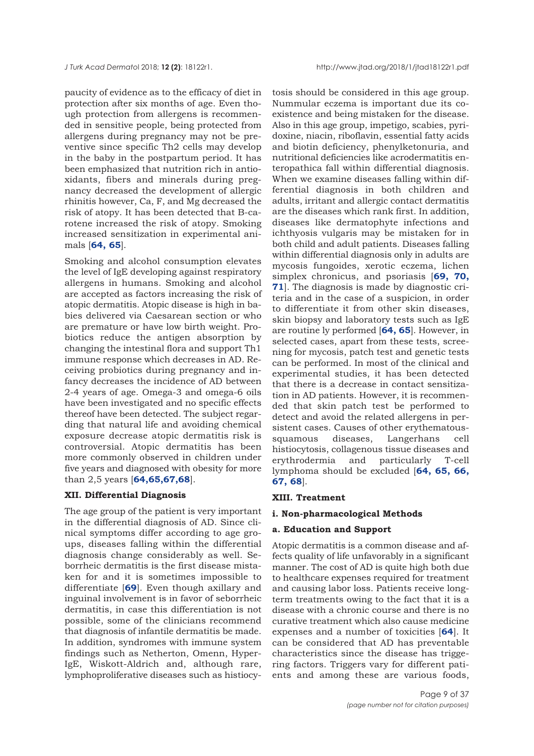paucity of evidence as to the efficacy of diet in protection after six months of age. Even though protection from allergens is recommended in sensitive people, being protected from allergens during pregnancy may not be preventive since specific Th2 cells may develop in the baby in the postpartum period. It has been emphasized that nutrition rich in antioxidants, fibers and minerals during pregnancy decreased the development of allergic rhinitis however, Ca, F, and Mg decreased the risk of atopy. It has been detected that B-carotene increased the risk of atopy. Smoking increased sensitization in experimental animals [**64, 65**].

Smoking and alcohol consumption elevates the level of IgE developing against respiratory allergens in humans. Smoking and alcohol are accepted as factors increasing the risk of atopic dermatitis. Atopic disease is high in babies delivered via Caesarean section or who are premature or have low birth weight. Probiotics reduce the antigen absorption by changing the intestinal flora and support Th1 immune response which decreases in AD. Receiving probiotics during pregnancy and infancy decreases the incidence of AD between 2-4 years of age. Omega-3 and omega-6 oils have been investigated and no specific effects thereof have been detected. The subject regarding that natural life and avoiding chemical exposure decrease atopic dermatitis risk is controversial. Atopic dermatitis has been more commonly observed in children under five years and diagnosed with obesity for more than 2,5 years [**64,65,67,68**].

### XII. Differential Diagnosis

The age group of the patient is very important in the differential diagnosis of AD. Since clinical symptoms differ according to age groups, diseases falling within the differential diagnosis change considerably as well. Seborrheic dermatitis is the first disease mistaken for and it is sometimes impossible to differentiate [**69**]. Even though axillary and inguinal involvement is in favor of seborrheic dermatitis, in case this differentiation is not possible, some of the clinicians recommend that diagnosis of infantile dermatitis be made. In addition, syndromes with immune system findings such as Netherton, Omenn, Hyper-IgE, Wiskott-Aldrich and, although rare, lymphoproliferative diseases such as histiocytosis should be considered in this age group. Nummular eczema is important due its coexistence and being mistaken for the disease. Also in this age group, impetigo, scabies, pyridoxine, niacin, riboflavin, essential fatty acids and biotin deficiency, phenylketonuria, and nutritional deficiencies like acrodermatitis enteropathica fall within differential diagnosis. When we examine diseases falling within differential diagnosis in both children and adults, irritant and allergic contact dermatitis are the diseases which rank first. In addition, diseases like dermatophyte infections and ichthyosis vulgaris may be mistaken for in both child and adult patients. Diseases falling within differential diagnosis only in adults are mycosis fungoides, xerotic eczema, lichen simplex chronicus, and psoriasis [**69, 70, 71**]. The diagnosis is made by diagnostic criteria and in the case of a suspicion, in order to differentiate it from other skin diseases, skin biopsy and laboratory tests such as IgE are routine ly performed [**64, 65**]. However, in selected cases, apart from these tests, screening for mycosis, patch test and genetic tests can be performed. In most of the clinical and experimental studies, it has been detected that there is a decrease in contact sensitization in AD patients. However, it is recommended that skin patch test be performed to detect and avoid the related allergens in persistent cases. Causes of other erythematous-squamous diseases, Langerhans cell histiocytosis, collagenous tissue diseases and erythrodermia and particularly T-cell lymphoma should be excluded [**64, 65, 66, 67, 68**].

### XIII. Treatment

#### i. Non-pharmacological Methods

#### a. Education and Support

Atopic dermatitis is a common disease and affects quality of life unfavorably in a significant manner. The cost of AD is quite high both due to healthcare expenses required for treatment and causing labor loss. Patients receive long-term treatments owing to the fact that it is a disease with a chronic course and there is no curative treatment which also cause medicine expenses and a number of toxicities [**64**]. It can be considered that AD has preventable characteristics since the disease has triggering factors. Triggers vary for different patients and among these are various foods,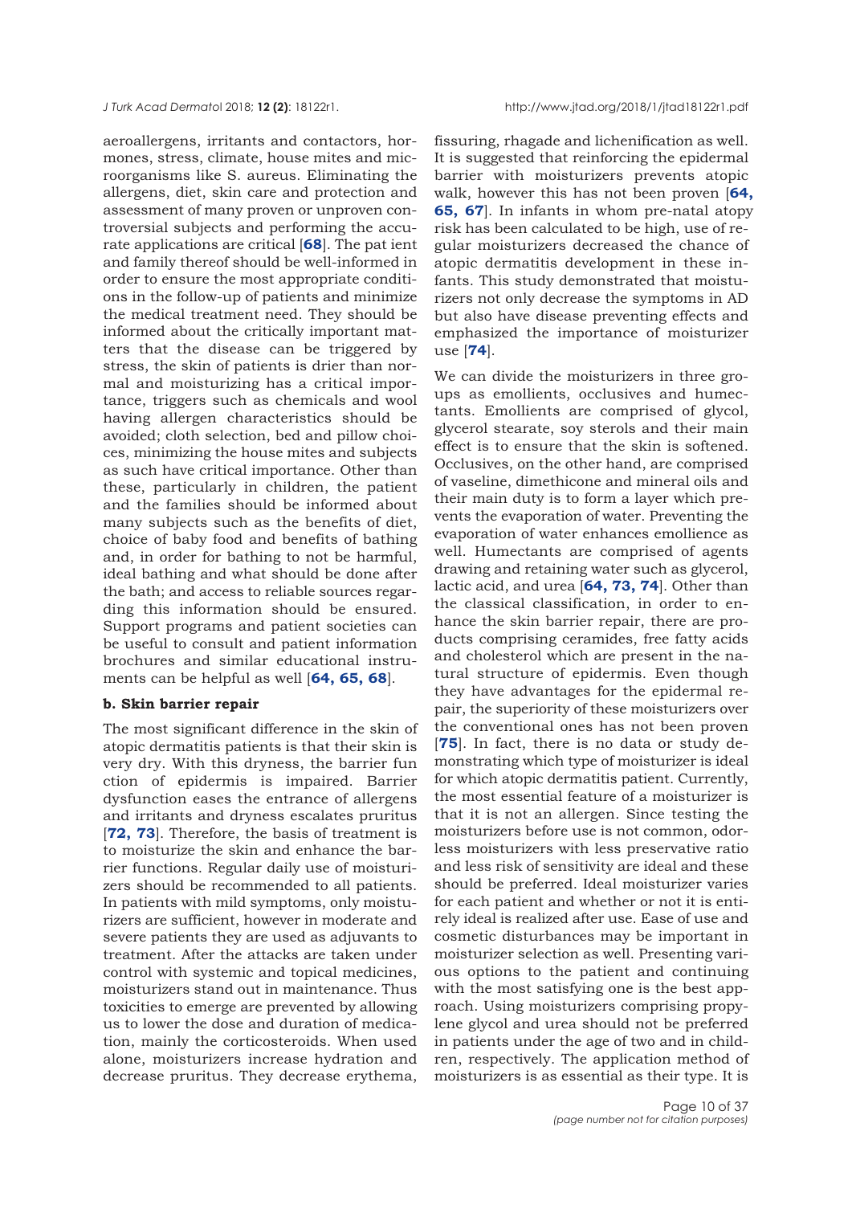aeroallergens, irritants and contactors, hormones, stress, climate, house mites and microorganisms like S. aureus. Eliminating the allergens, diet, skin care and protection and assessment of many proven or unproven controversial subjects and performing the accurate applications are critical [**68**]. The pat ient and family thereof should be well-informed in order to ensure the most appropriate conditions in the follow-up of patients and minimize the medical treatment need. They should be informed about the critically important matters that the disease can be triggered by stress, the skin of patients is drier than normal and moisturizing has a critical importance, triggers such as chemicals and wool having allergen characteristics should be avoided; cloth selection, bed and pillow choices, minimizing the house mites and subjects as such have critical importance. Other than these, particularly in children, the patient and the families should be informed about many subjects such as the benefits of diet, choice of baby food and benefits of bathing and, in order for bathing to not be harmful, ideal bathing and what should be done after the bath; and access to reliable sources regarding this information should be ensured. Support programs and patient societies can be useful to consult and patient information brochures and similar educational instruments can be helpful as well [**64, 65, 68**].

**b. Skin barrier repair**

The most significant difference in the skin of atopic dermatitis patients is that their skin is very dry. With this dryness, the barrier fun ction of epidermis is impaired. Barrier dysfunction eases the entrance of allergens and irritants and dryness escalates pruritus [**72, 73**]. Therefore, the basis of treatment is to moisturize the skin and enhance the barrier functions. Regular daily use of moisturizers should be recommended to all patients. In patients with mild symptoms, only moisturizers are sufficient, however in moderate and severe patients they are used as adjuvants to treatment. After the attacks are taken under control with systemic and topical medicines, moisturizers stand out in maintenance. Thus toxicities to emerge are prevented by allowing us to lower the dose and duration of medication, mainly the corticosteroids. When used alone, moisturizers increase hydration and decrease pruritus. They decrease erythema, fissuring, rhagade and lichenification as well. It is suggested that reinforcing the epidermal barrier with moisturizers prevents atopic walk, however this has not been proven [**64, 65, 67**]. In infants in whom pre-natal atopy risk has been calculated to be high, use of regular moisturizers decreased the chance of atopic dermatitis development in these infants. This study demonstrated that moisturizers not only decrease the symptoms in AD but also have disease preventing effects and emphasized the importance of moisturizer use [**74**].

We can divide the moisturizers in three groups as emollients, occlusives and humectants. Emollients are comprised of glycol, glycerol stearate, soy sterols and their main effect is to ensure that the skin is softened. Occlusives, on the other hand, are comprised of vaseline, dimethicone and mineral oils and their main duty is to form a layer which prevents the evaporation of water. Preventing the evaporation of water enhances emollience as well. Humectants are comprised of agents drawing and retaining water such as glycerol, lactic acid, and urea [**64, 73, 74**]. Other than the classical classification, in order to enhance the skin barrier repair, there are products comprising ceramides, free fatty acids and cholesterol which are present in the natural structure of epidermis. Even though they have advantages for the epidermal repair, the superiority of these moisturizers over the conventional ones has not been proven [**75**]. In fact, there is no data or study demonstrating which type of moisturizer is ideal for which atopic dermatitis patient. Currently, the most essential feature of a moisturizer is that it is not an allergen. Since testing the moisturizers before use is not common, odorless moisturizers with less preservative ratio and less risk of sensitivity are ideal and these should be preferred. Ideal moisturizer varies for each patient and whether or not it is entirely ideal is realized after use. Ease of use and cosmetic disturbances may be important in moisturizer selection as well. Presenting various options to the patient and continuing with the most satisfying one is the best approach. Using moisturizers comprising propylene glycol and urea should not be preferred in patients under the age of two and in children, respectively. The application method of moisturizers is as essential as their type. It is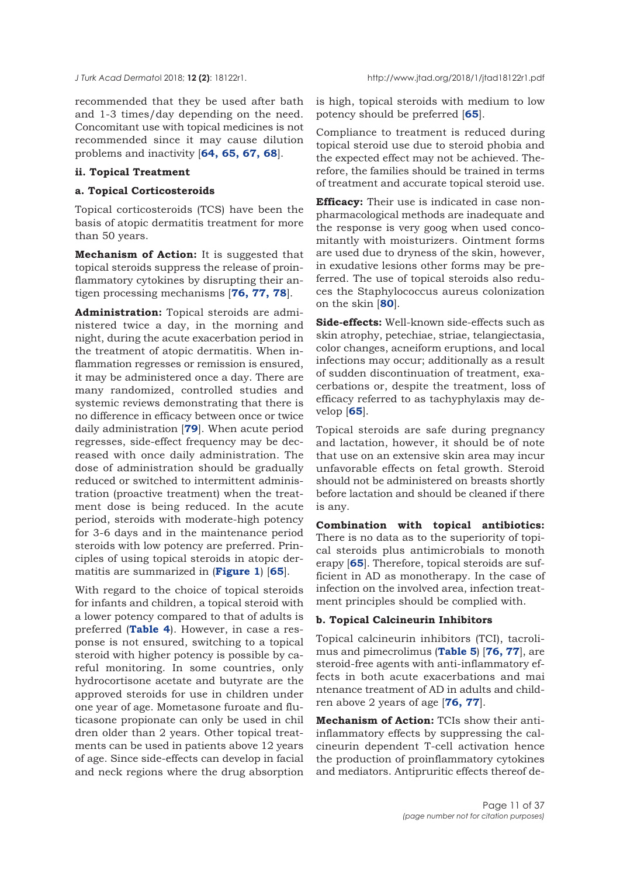recommended that they be used after bath and 1-3 times/day depending on the need. Concomitant use with topical medicines is not recommended since it may cause dilution problems and inactivity [**64, 65, 67, 68**].

**ii. Topical Treatment**

**a. Topical Corticosteroids**

Topical corticosteroids (TCS) have been the basis of atopic dermatitis treatment for more than 50 years.

**Mechanism of Action:** It is suggested that topical steroids suppress the release of proinflammatory cytokines by disrupting their antigen processing mechanisms [**76, 77, 78**].

**Administration:** Topical steroids are administered twice a day, in the morning and night, during the acute exacerbation period in the treatment of atopic dermatitis. When inflammation regresses or remission is ensured, it may be administered once a day. There are many randomized, controlled studies and systemic reviews demonstrating that there is no difference in efficacy between once or twice daily administration [**79**]. When acute period regresses, side-effect frequency may be decreased with once daily administration. The dose of administration should be gradually reduced or switched to intermittent administration (proactive treatment) when the treatment dose is being reduced. In the acute period, steroids with moderate-high potency for 3-6 days and in the maintenance period steroids with low potency are preferred. Principles of using topical steroids in atopic dermatitis are summarized in (**Figure 1**) [**65**].

With regard to the choice of topical steroids for infants and children, a topical steroid with a lower potency compared to that of adults is preferred (**Table 4**). However, in case a response is not ensured, switching to a topical steroid with higher potency is possible by careful monitoring. In some countries, only hydrocortisone acetate and butyrate are the approved steroids for use in children under one year of age. Mometasone furoate and fluticasone propionate can only be used in children older than 2 years. Other topical treatments can be used in patients above 12 years of age. Since side-effects can develop in facial and neck regions where the drug absorption is high, topical steroids with medium to low potency should be preferred [**65**].

Compliance to treatment is reduced during topical steroid use due to steroid phobia and the expected effect may not be achieved. Therefore, the families should be trained in terms of treatment and accurate topical steroid use.

**Efficacy:** Their use is indicated in case non-pharmacological methods are inadequate and the response is very goog when used concomitantly with moisturizers. Ointment forms are used due to dryness of the skin, however, in exudative lesions other forms may be preferred. The use of topical steroids also reduces the Staphylococcus aureus colonization on the skin [**80**].

**Side-effects:** Well-known side-effects such as skin atrophy, petechiae, striae, telangiectasia, color changes, acneiform eruptions, and local infections may occur; additionally as a result of sudden discontinuation of treatment, exacerbations or, despite the treatment, loss of efficacy referred to as tachyphylaxis may develop [**65**].

Topical steroids are safe during pregnancy and lactation, however, it should be of note that use on an extensive skin area may incur unfavorable effects on fetal growth. Steroid should not be administered on breasts shortly before lactation and should be cleaned if there is any.

**Combination with topical antibiotics:** There is no data as to the superiority of topical steroids plus antimicrobials to monotherapy [**65**]. Therefore, topical steroids are sufficient in AD as monotherapy. In the case of infection on the involved area, infection treatment principles should be complied with.

**b. Topical Calcineurin Inhibitors**

Topical calcineurin inhibitors (TCI), tacrolimus and pimecrolimus (**Table 5**) [**76, 77**], are steroid-free agents with anti-inflammatory effects in both acute exacerbations and maintenance treatment of AD in adults and children above 2 years of age [**76, 77**].

**Mechanism of Action:** TCIs show their anti-inflammatory effects by suppressing the calcineurin dependent T-cell activation hence the production of proinflammatory cytokines and mediators. Antipruritic effects thereof de-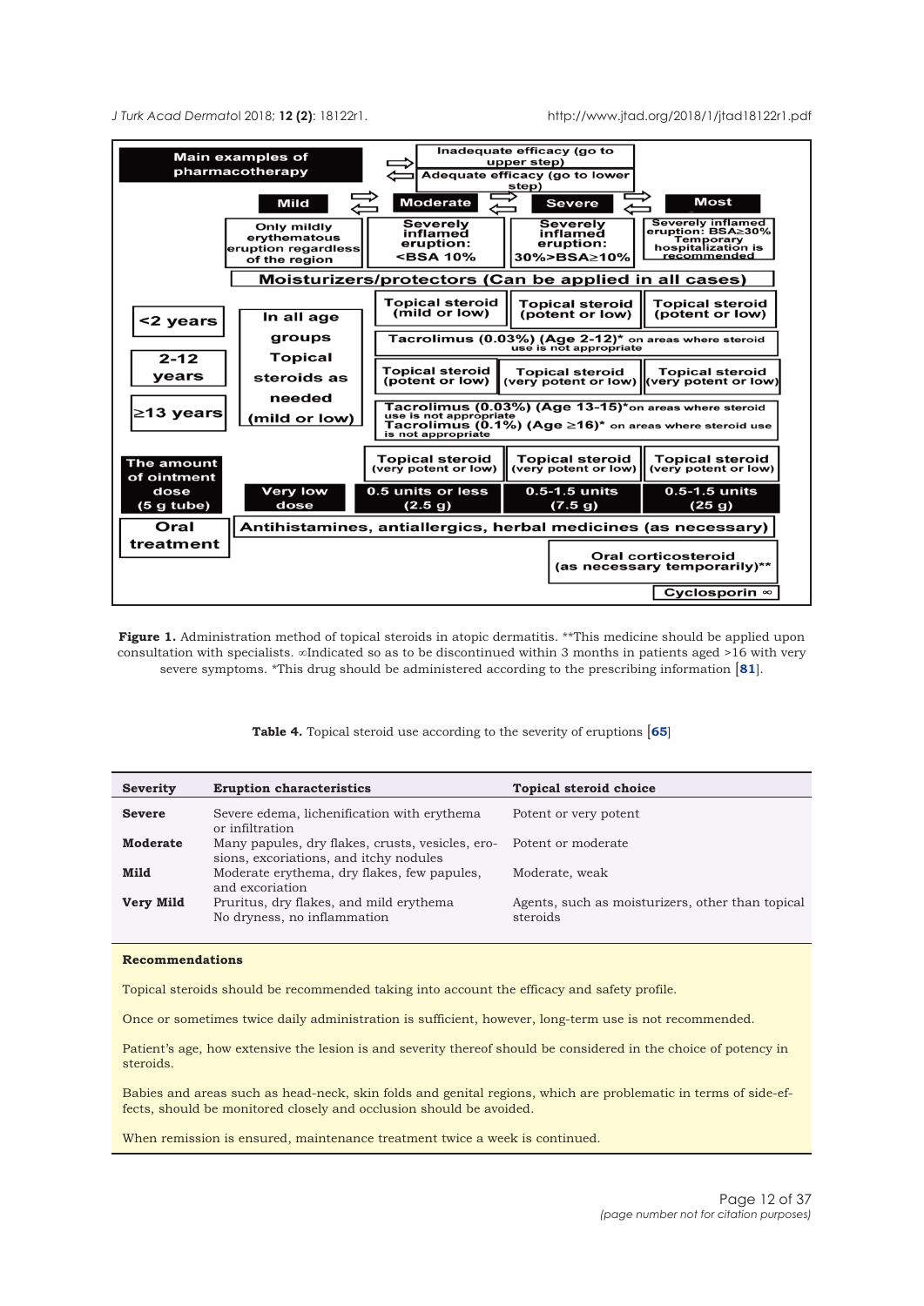| Main examples of pharmacotherapy | | Mild | Moderate | Severe | Most |
|---|---|---|---|---|---|
| | | Only mildly erythematous eruption regardless of the region | Severely inflamed eruption: <BSA 10% | Severely inflamed eruption: 30%>BSA≥10% | Severely inflamed eruption: BSA≥30% Temporary hospitalization is recommended |
| | | Moisturizers/protectors (Can be applied in all cases) | | | |
| <2 years | In all age groups Topical steroids as needed (mild or low) | | Topical steroid (mild or low) | Topical steroid (potent or low) | Topical steroid (potent or low) |
| 2-12 years | | | Tacrolimus (0.03%) (Age 2-12)* on areas where steroid use is not appropriate | | |
| | | | Topical steroid (potent or low) | Topical steroid (very potent or low) | Topical steroid (very potent or low) |
| ≥13 years | | | Tacrolimus (0.03%) (Age 13-15)* on areas where steroid use is not appropriate Tacrolimus (0.1%) (Age ≥16)* on areas where steroid use is not appropriate | | |
| | | | Topical steroid (very potent or low) | Topical steroid (very potent or low) | Topical steroid (very potent or low) |
| The amount of ointment dose (5 g tube) | | Very low dose | 0.5 units or less (2.5 g) | 0.5-1.5 units (7.5 g) | 0.5-1.5 units (25 g) |
| Oral treatment | Antihistamines, antiallergics, herbal medicines (as necessary) | | | | |
| | | | | Oral corticosteroid (as necessary temporarily)** | |
| | | | | | Cyclosporin ∞ |

Inadequate efficacy (go to upper step) / Adequate efficacy (go to lower step)

**Figure 1.** Administration method of topical steroids in atopic dermatitis. **This medicine should be applied upon consultation with specialists. ∞Indicated so as to be discontinued within 3 months in patients aged >16 with very severe symptoms. *This drug should be administered according to the prescribing information [81].

**Table 4.** Topical steroid use according to the severity of eruptions [65]

| Severity | Eruption characteristics | Topical steroid choice |
|---|---|---|
| **Severe** | Severe edema, lichenification with erythema or infiltration | Potent or very potent |
| **Moderate** | Many papules, dry flakes, crusts, vesicles, erosions, excoriations, and itchy nodules | Potent or moderate |
| **Mild** | Moderate erythema, dry flakes, few papules, and excoriation | Moderate, weak |
| **Very Mild** | Pruritus, dry flakes, and mild erythema<br>No dryness, no inflammation | Agents, such as moisturizers, other than topical steroids |

**Recommendations**

Topical steroids should be recommended taking into account the efficacy and safety profile.

Once or sometimes twice daily administration is sufficient, however, long-term use is not recommended.

Patient's age, how extensive the lesion is and severity thereof should be considered in the choice of potency in steroids.

Babies and areas such as head-neck, skin folds and genital regions, which are problematic in terms of side-effects, should be monitored closely and occlusion should be avoided.

When remission is ensured, maintenance treatment twice a week is continued.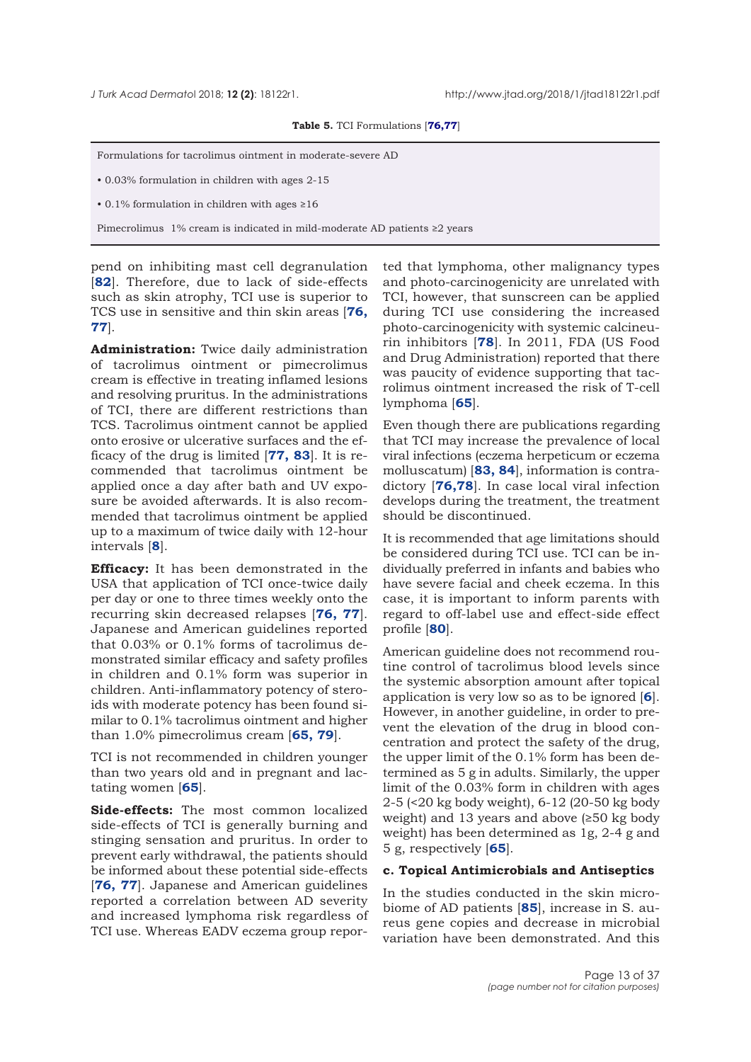**Table 5.** TCI Formulations [76,77]

| Formulations for tacrolimus ointment in moderate-severe AD |
|---|
| • 0.03% formulation in children with ages 2-15 |
| • 0.1% formulation in children with ages ≥16 |
| Pimecrolimus 1% cream is indicated in mild-moderate AD patients ≥2 years |

pend on inhibiting mast cell degranulation [82]. Therefore, due to lack of side-effects such as skin atrophy, TCI use is superior to TCS use in sensitive and thin skin areas [76, 77].

**Administration:** Twice daily administration of tacrolimus ointment or pimecrolimus cream is effective in treating inflamed lesions and resolving pruritus. In the administrations of TCI, there are different restrictions than TCS. Tacrolimus ointment cannot be applied onto erosive or ulcerative surfaces and the efficacy of the drug is limited [77, 83]. It is recommended that tacrolimus ointment be applied once a day after bath and UV exposure be avoided afterwards. It is also recommended that tacrolimus ointment be applied up to a maximum of twice daily with 12-hour intervals [8].

**Efficacy:** It has been demonstrated in the USA that application of TCI once-twice daily per day or one to three times weekly onto the recurring skin decreased relapses [76, 77]. Japanese and American guidelines reported that 0.03% or 0.1% forms of tacrolimus demonstrated similar efficacy and safety profiles in children and 0.1% form was superior in children. Anti-inflammatory potency of steroids with moderate potency has been found similar to 0.1% tacrolimus ointment and higher than 1.0% pimecrolimus cream [65, 79].

TCI is not recommended in children younger than two years old and in pregnant and lactating women [65].

**Side-effects:** The most common localized side-effects of TCI is generally burning and stinging sensation and pruritus. In order to prevent early withdrawal, the patients should be informed about these potential side-effects [76, 77]. Japanese and American guidelines reported a correlation between AD severity and increased lymphoma risk regardless of TCI use. Whereas EADV eczema group reported that lymphoma, other malignancy types and photo-carcinogenicity are unrelated with TCI, however, that sunscreen can be applied during TCI use considering the increased photo-carcinogenicity with systemic calcineurin inhibitors [78]. In 2011, FDA (US Food and Drug Administration) reported that there was paucity of evidence supporting that tacrolimus ointment increased the risk of T-cell lymphoma [65].

Even though there are publications regarding that TCI may increase the prevalence of local viral infections (eczema herpeticum or eczema molluscatum) [83, 84], information is contradictory [76,78]. In case local viral infection develops during the treatment, the treatment should be discontinued.

It is recommended that age limitations should be considered during TCI use. TCI can be individually preferred in infants and babies who have severe facial and cheek eczema. In this case, it is important to inform parents with regard to off-label use and effect-side effect profile [80].

American guideline does not recommend routine control of tacrolimus blood levels since the systemic absorption amount after topical application is very low so as to be ignored [6]. However, in another guideline, in order to prevent the elevation of the drug in blood concentration and protect the safety of the drug, the upper limit of the 0.1% form has been determined as 5 g in adults. Similarly, the upper limit of the 0.03% form in children with ages 2-5 (<20 kg body weight), 6-12 (20-50 kg body weight) and 13 years and above (≥50 kg body weight) has been determined as 1g, 2-4 g and 5 g, respectively [65].

### c. Topical Antimicrobials and Antiseptics

In the studies conducted in the skin microbiome of AD patients [85], increase in S. aureus gene copies and decrease in microbial variation have been demonstrated. And this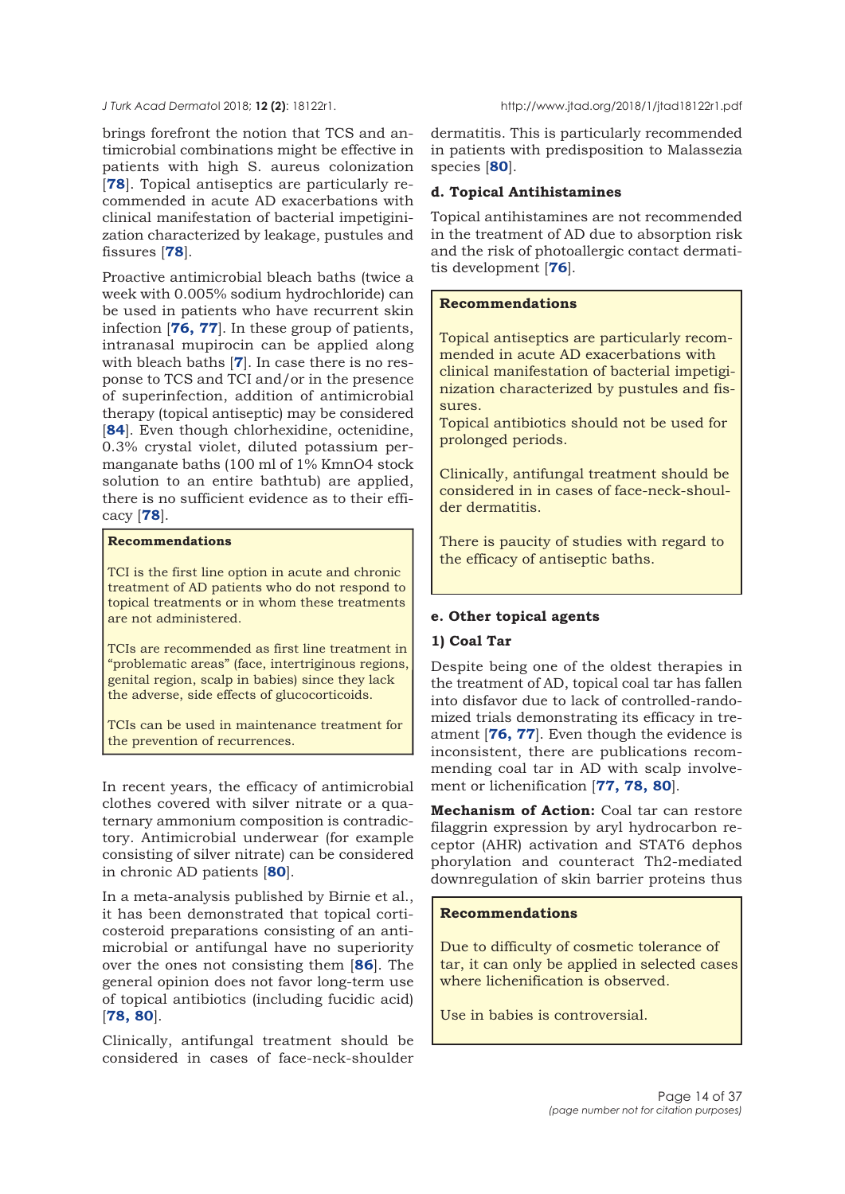brings forefront the notion that TCS and antimicrobial combinations might be effective in patients with high S. aureus colonization [**78**]. Topical antiseptics are particularly recommended in acute AD exacerbations with clinical manifestation of bacterial impetiginization characterized by leakage, pustules and fissures [**78**].

Proactive antimicrobial bleach baths (twice a week with 0.005% sodium hydrochloride) can be used in patients who have recurrent skin infection [**76, 77**]. In these group of patients, intranasal mupirocin can be applied along with bleach baths [**7**]. In case there is no response to TCS and TCI and/or in the presence of superinfection, addition of antimicrobial therapy (topical antiseptic) may be considered [**84**]. Even though chlorhexidine, octenidine, 0.3% crystal violet, diluted potassium permanganate baths (100 ml of 1% KmnO4 stock solution to an entire bathtub) are applied, there is no sufficient evidence as to their efficacy [**78**].

> **Recommendations**
>
> TCI is the first line option in acute and chronic treatment of AD patients who do not respond to topical treatments or in whom these treatments are not administered.
>
> TCIs are recommended as first line treatment in "problematic areas" (face, intertriginous regions, genital region, scalp in babies) since they lack the adverse, side effects of glucocorticoids.
>
> TCIs can be used in maintenance treatment for the prevention of recurrences.

In recent years, the efficacy of antimicrobial clothes covered with silver nitrate or a quaternary ammonium composition is contradictory. Antimicrobial underwear (for example consisting of silver nitrate) can be considered in chronic AD patients [**80**].

In a meta-analysis published by Birnie et al., it has been demonstrated that topical corticosteroid preparations consisting of an antimicrobial or antifungal have no superiority over the ones not consisting them [**86**]. The general opinion does not favor long-term use of topical antibiotics (including fucidic acid) [**78, 80**].

Clinically, antifungal treatment should be considered in cases of face-neck-shoulder dermatitis. This is particularly recommended in patients with predisposition to Malassezia species [**80**].

### d. Topical Antihistamines

Topical antihistamines are not recommended in the treatment of AD due to absorption risk and the risk of photoallergic contact dermatitis development [**76**].

> **Recommendations**
>
> Topical antiseptics are particularly recommended in acute AD exacerbations with clinical manifestation of bacterial impetiginization characterized by pustules and fissures.
> Topical antibiotics should not be used for prolonged periods.
>
> Clinically, antifungal treatment should be considered in in cases of face-neck-shoulder dermatitis.
>
> There is paucity of studies with regard to the efficacy of antiseptic baths.

### e. Other topical agents

#### 1) Coal Tar

Despite being one of the oldest therapies in the treatment of AD, topical coal tar has fallen into disfavor due to lack of controlled-randomized trials demonstrating its efficacy in treatment [**76, 77**]. Even though the evidence is inconsistent, there are publications recommending coal tar in AD with scalp involvement or lichenification [**77, 78, 80**].

**Mechanism of Action:** Coal tar can restore filaggrin expression by aryl hydrocarbon receptor (AHR) activation and STAT6 dephos phorylation and counteract Th2-mediated downregulation of skin barrier proteins thus

> **Recommendations**
>
> Due to difficulty of cosmetic tolerance of tar, it can only be applied in selected cases where lichenification is observed.
>
> Use in babies is controversial.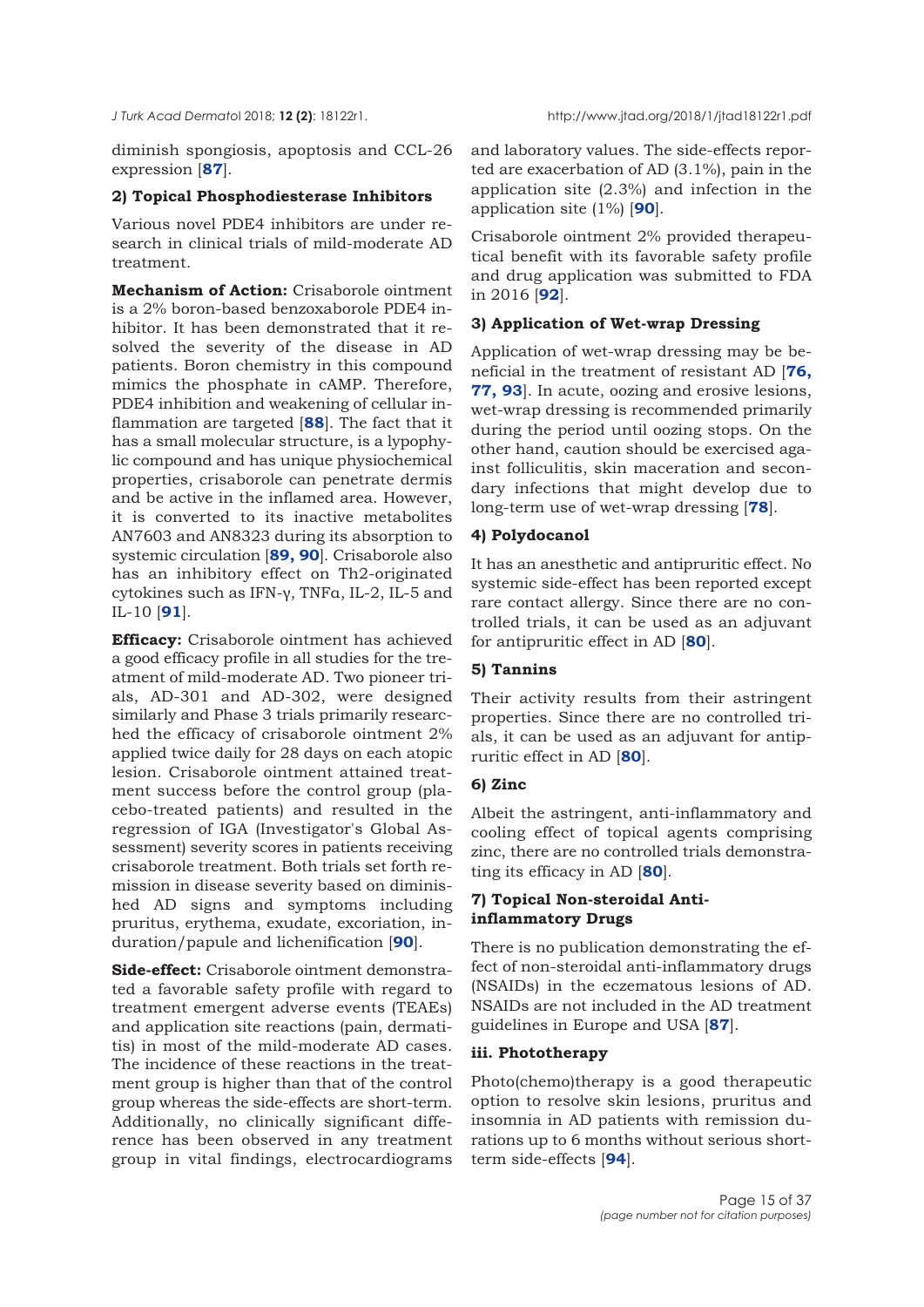diminish spongiosis, apoptosis and CCL-26 expression [87].

### 2) Topical Phosphodiesterase Inhibitors

Various novel PDE4 inhibitors are under research in clinical trials of mild-moderate AD treatment.

**Mechanism of Action:** Crisaborole ointment is a 2% boron-based benzoxaborole PDE4 inhibitor. It has been demonstrated that it resolved the severity of the disease in AD patients. Boron chemistry in this compound mimics the phosphate in cAMP. Therefore, PDE4 inhibition and weakening of cellular inflammation are targeted [88]. The fact that it has a small molecular structure, is a lypophylic compound and has unique physiochemical properties, crisaborole can penetrate dermis and be active in the inflamed area. However, it is converted to its inactive metabolites AN7603 and AN8323 during its absorption to systemic circulation [89, 90]. Crisaborole also has an inhibitory effect on Th2-originated cytokines such as IFN-γ, TNFα, IL-2, IL-5 and IL-10 [91].

**Efficacy:** Crisaborole ointment has achieved a good efficacy profile in all studies for the treatment of mild-moderate AD. Two pioneer trials, AD-301 and AD-302, were designed similarly and Phase 3 trials primarily researched the efficacy of crisaborole ointment 2% applied twice daily for 28 days on each atopic lesion. Crisaborole ointment attained treatment success before the control group (placebo-treated patients) and resulted in the regression of IGA (Investigator's Global Assessment) severity scores in patients receiving crisaborole treatment. Both trials set forth remission in disease severity based on diminished AD signs and symptoms including pruritus, erythema, exudate, excoriation, induration/papule and lichenification [90].

**Side-effect:** Crisaborole ointment demonstrated a favorable safety profile with regard to treatment emergent adverse events (TEAEs) and application site reactions (pain, dermatitis) in most of the mild-moderate AD cases. The incidence of these reactions in the treatment group is higher than that of the control group whereas the side-effects are short-term. Additionally, no clinically significant difference has been observed in any treatment group in vital findings, electrocardiograms and laboratory values. The side-effects reported are exacerbation of AD (3.1%), pain in the application site (2.3%) and infection in the application site (1%) [90].

Crisaborole ointment 2% provided therapeutical benefit with its favorable safety profile and drug application was submitted to FDA in 2016 [92].

### 3) Application of Wet-wrap Dressing

Application of wet-wrap dressing may be beneficial in the treatment of resistant AD [76, 77, 93]. In acute, oozing and erosive lesions, wet-wrap dressing is recommended primarily during the period until oozing stops. On the other hand, caution should be exercised against folliculitis, skin maceration and secondary infections that might develop due to long-term use of wet-wrap dressing [78].

### 4) Polydocanol

It has an anesthetic and antipruritic effect. No systemic side-effect has been reported except rare contact allergy. Since there are no controlled trials, it can be used as an adjuvant for antipruritic effect in AD [80].

### 5) Tannins

Their activity results from their astringent properties. Since there are no controlled trials, it can be used as an adjuvant for antipruritic effect in AD [80].

### 6) Zinc

Albeit the astringent, anti-inflammatory and cooling effect of topical agents comprising zinc, there are no controlled trials demonstrating its efficacy in AD [80].

### 7) Topical Non-steroidal Anti-inflammatory Drugs

There is no publication demonstrating the effect of non-steroidal anti-inflammatory drugs (NSAIDs) in the eczematous lesions of AD. NSAIDs are not included in the AD treatment guidelines in Europe and USA [87].

## iii. Phototherapy

Photo(chemo)therapy is a good therapeutic option to resolve skin lesions, pruritus and insomnia in AD patients with remission durations up to 6 months without serious short-term side-effects [94].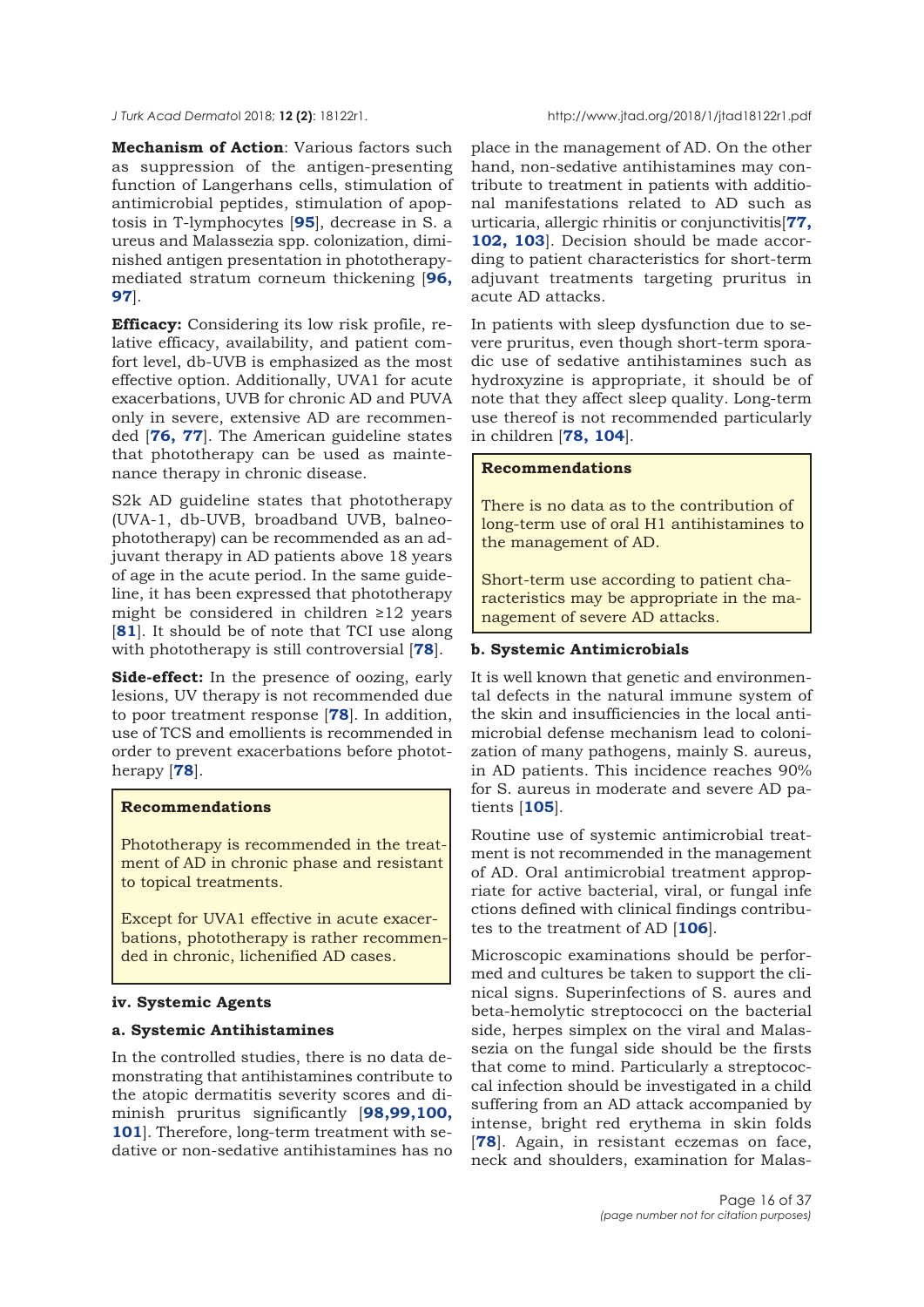**Mechanism of Action**: Various factors such as suppression of the antigen-presenting function of Langerhans cells, stimulation of antimicrobial peptides, stimulation of apoptosis in T-lymphocytes [**95**], decrease in S. a ureus and Malassezia spp. colonization, diminished antigen presentation in phototherapy-mediated stratum corneum thickening [**96, 97**].

**Efficacy:** Considering its low risk profile, relative efficacy, availability, and patient comfort level, db-UVB is emphasized as the most effective option. Additionally, UVA1 for acute exacerbations, UVB for chronic AD and PUVA only in severe, extensive AD are recommended [**76, 77**]. The American guideline states that phototherapy can be used as maintenance therapy in chronic disease.

S2k AD guideline states that phototherapy (UVA-1, db-UVB, broadband UVB, balneophototherapy) can be recommended as an adjuvant therapy in AD patients above 18 years of age in the acute period. In the same guideline, it has been expressed that phototherapy might be considered in children ≥12 years [**81**]. It should be of note that TCI use along with phototherapy is still controversial [**78**].

**Side-effect:** In the presence of oozing, early lesions, UV therapy is not recommended due to poor treatment response [**78**]. In addition, use of TCS and emollients is recommended in order to prevent exacerbations before phototherapy [**78**].

> **Recommendations**
>
> Phototherapy is recommended in the treatment of AD in chronic phase and resistant to topical treatments.
>
> Except for UVA1 effective in acute exacerbations, phototherapy is rather recommended in chronic, lichenified AD cases.

#### iv. Systemic Agents

#### a. Systemic Antihistamines

In the controlled studies, there is no data demonstrating that antihistamines contribute to the atopic dermatitis severity scores and diminish pruritus significantly [**98,99,100, 101**]. Therefore, long-term treatment with sedative or non-sedative antihistamines has no place in the management of AD. On the other hand, non-sedative antihistamines may contribute to treatment in patients with additional manifestations related to AD such as urticaria, allergic rhinitis or conjunctivitis[**77, 102, 103**]. Decision should be made according to patient characteristics for short-term adjuvant treatments targeting pruritus in acute AD attacks.

In patients with sleep dysfunction due to severe pruritus, even though short-term sporadic use of sedative antihistamines such as hydroxyzine is appropriate, it should be of note that they affect sleep quality. Long-term use thereof is not recommended particularly in children [**78, 104**].

> **Recommendations**
>
> There is no data as to the contribution of long-term use of oral H1 antihistamines to the management of AD.
>
> Short-term use according to patient characteristics may be appropriate in the management of severe AD attacks.

#### b. Systemic Antimicrobials

It is well known that genetic and environmental defects in the natural immune system of the skin and insufficiencies in the local antimicrobial defense mechanism lead to colonization of many pathogens, mainly S. aureus, in AD patients. This incidence reaches 90% for S. aureus in moderate and severe AD patients [**105**].

Routine use of systemic antimicrobial treatment is not recommended in the management of AD. Oral antimicrobial treatment appropriate for active bacterial, viral, or fungal infections defined with clinical findings contributes to the treatment of AD [**106**].

Microscopic examinations should be performed and cultures be taken to support the clinical signs. Superinfections of S. aures and beta-hemolytic streptococci on the bacterial side, herpes simplex on the viral and Malassezia on the fungal side should be the firsts that come to mind. Particularly a streptococcal infection should be investigated in a child suffering from an AD attack accompanied by intense, bright red erythema in skin folds [**78**]. Again, in resistant eczemas on face, neck and shoulders, examination for Malas-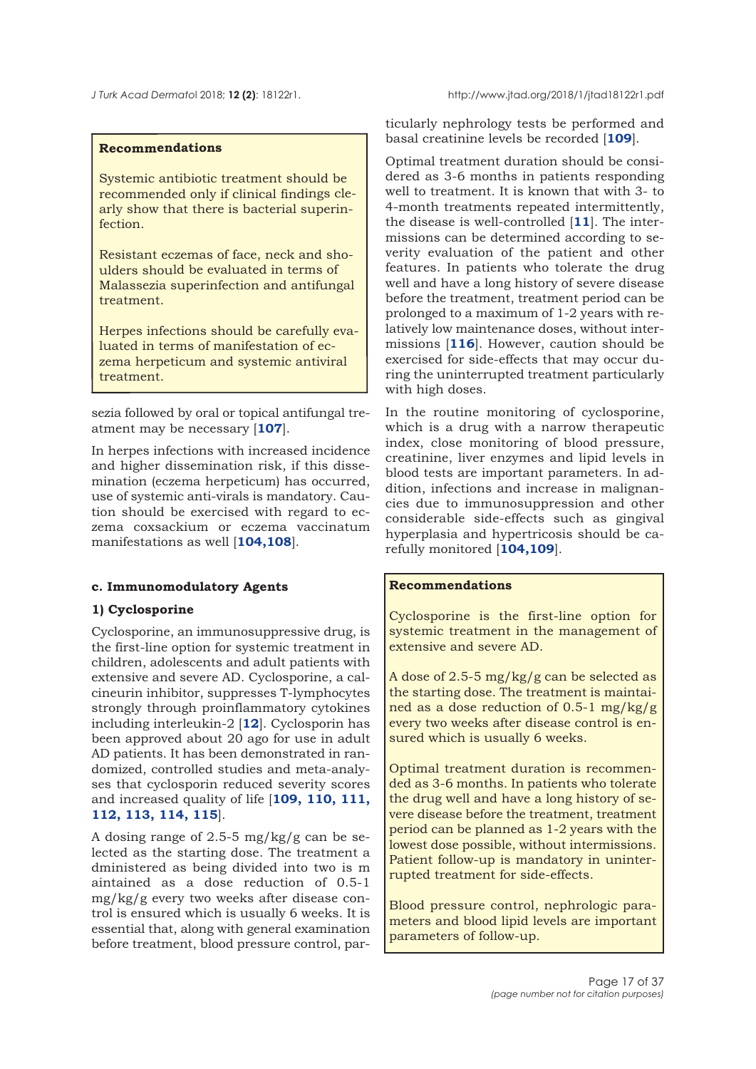> **Recommendations**
>
> Systemic antibiotic treatment should be recommended only if clinical findings clearly show that there is bacterial superinfection.
>
> Resistant eczemas of face, neck and shoulders should be evaluated in terms of Malassezia superinfection and antifungal treatment.
>
> Herpes infections should be carefully evaluated in terms of manifestation of eczema herpeticum and systemic antiviral treatment.

sezia followed by oral or topical antifungal treatment may be necessary [**107**].

In herpes infections with increased incidence and higher dissemination risk, if this dissemination (eczema herpeticum) has occurred, use of systemic anti-virals is mandatory. Caution should be exercised with regard to eczema coxsackium or eczema vaccinatum manifestations as well [**104,108**].

### c. Immunomodulatory Agents

#### 1) Cyclosporine

Cyclosporine, an immunosuppressive drug, is the first-line option for systemic treatment in children, adolescents and adult patients with extensive and severe AD. Cyclosporine, a calcineurin inhibitor, suppresses T-lymphocytes strongly through proinflammatory cytokines including interleukin-2 [**12**]. Cyclosporin has been approved about 20 ago for use in adult AD patients. It has been demonstrated in randomized, controlled studies and meta-analyses that cyclosporin reduced severity scores and increased quality of life [**109, 110, 111, 112, 113, 114, 115**].

A dosing range of 2.5-5 mg/kg/g can be selected as the starting dose. The treatment a dministered as being divided into two is m aintained as a dose reduction of 0.5-1 mg/kg/g every two weeks after disease control is ensured which is usually 6 weeks. It is essential that, along with general examination before treatment, blood pressure control, particularly nephrology tests be performed and basal creatinine levels be recorded [**109**].

Optimal treatment duration should be considered as 3-6 months in patients responding well to treatment. It is known that with 3- to 4-month treatments repeated intermittently, the disease is well-controlled [**11**]. The intermissions can be determined according to severity evaluation of the patient and other features. In patients who tolerate the drug well and have a long history of severe disease before the treatment, treatment period can be prolonged to a maximum of 1-2 years with relatively low maintenance doses, without intermissions [**116**]. However, caution should be exercised for side-effects that may occur during the uninterrupted treatment particularly with high doses.

In the routine monitoring of cyclosporine, which is a drug with a narrow therapeutic index, close monitoring of blood pressure, creatinine, liver enzymes and lipid levels in blood tests are important parameters. In addition, infections and increase in malignancies due to immunosuppression and other considerable side-effects such as gingival hyperplasia and hypertricosis should be carefully monitored [**104,109**].

> **Recommendations**
>
> Cyclosporine is the first-line option for systemic treatment in the management of extensive and severe AD.
>
> A dose of 2.5-5 mg/kg/g can be selected as the starting dose. The treatment is maintained as a dose reduction of 0.5-1 mg/kg/g every two weeks after disease control is ensured which is usually 6 weeks.
>
> Optimal treatment duration is recommended as 3-6 months. In patients who tolerate the drug well and have a long history of severe disease before the treatment, treatment period can be planned as 1-2 years with the lowest dose possible, without intermissions. Patient follow-up is mandatory in uninterrupted treatment for side-effects.
>
> Blood pressure control, nephrologic parameters and blood lipid levels are important parameters of follow-up.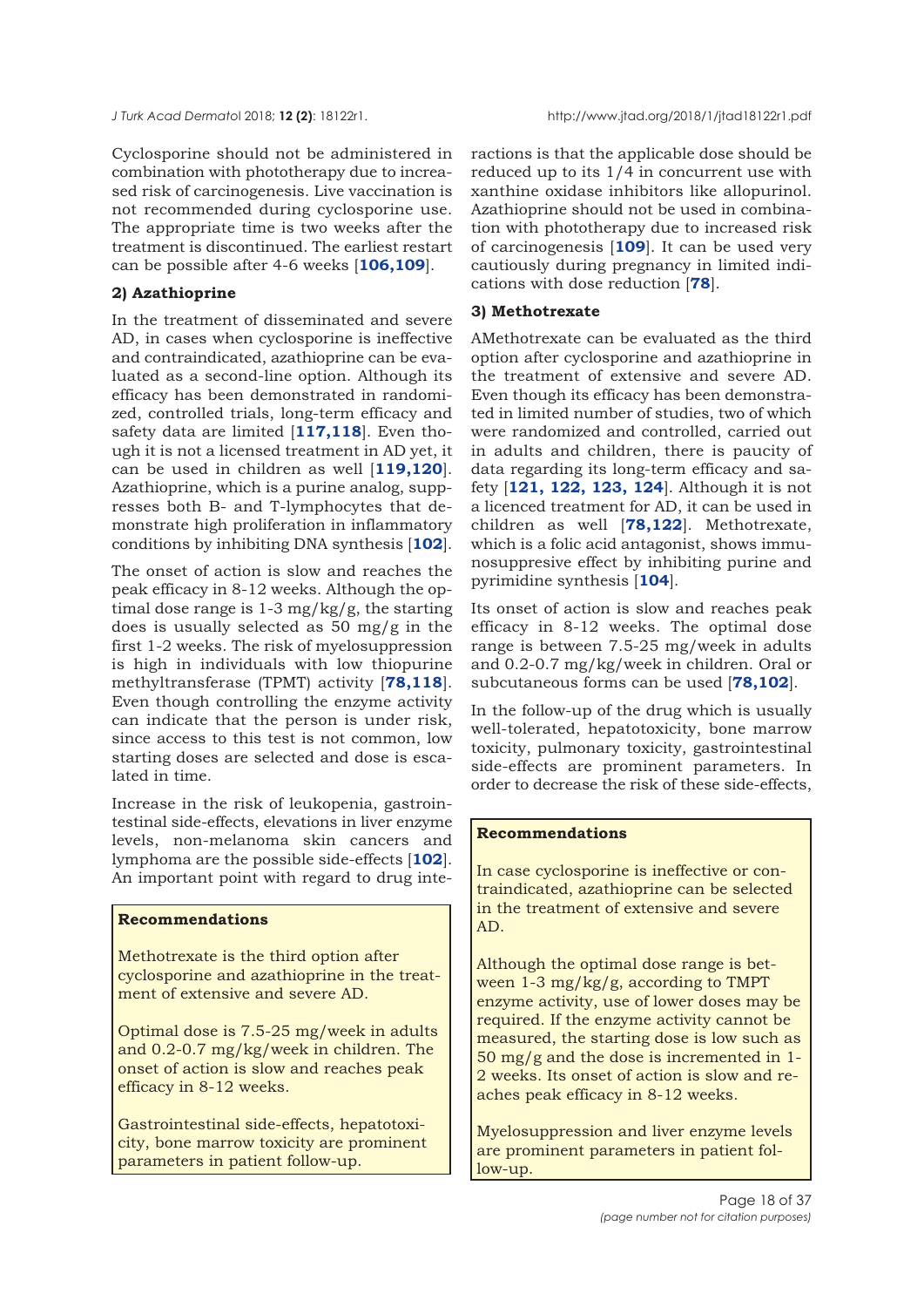Cyclosporine should not be administered in combination with phototherapy due to increased risk of carcinogenesis. Live vaccination is not recommended during cyclosporine use. The appropriate time is two weeks after the treatment is discontinued. The earliest restart can be possible after 4-6 weeks [**106,109**].

**2) Azathioprine**

In the treatment of disseminated and severe AD, in cases when cyclosporine is ineffective and contraindicated, azathioprine can be evaluated as a second-line option. Although its efficacy has been demonstrated in randomized, controlled trials, long-term efficacy and safety data are limited [**117,118**]. Even though it is not a licensed treatment in AD yet, it can be used in children as well [**119,120**]. Azathioprine, which is a purine analog, suppresses both B- and T-lymphocytes that demonstrate high proliferation in inflammatory conditions by inhibiting DNA synthesis [**102**].

The onset of action is slow and reaches the peak efficacy in 8-12 weeks. Although the optimal dose range is 1-3 mg/kg/g, the starting does is usually selected as 50 mg/g in the first 1-2 weeks. The risk of myelosuppression is high in individuals with low thiopurine methyltransferase (TPMT) activity [**78,118**]. Even though controlling the enzyme activity can indicate that the person is under risk, since access to this test is not common, low starting doses are selected and dose is escalated in time.

Increase in the risk of leukopenia, gastrointestinal side-effects, elevations in liver enzyme levels, non-melanoma skin cancers and lymphoma are the possible side-effects [**102**]. An important point with regard to drug interactions is that the applicable dose should be reduced up to its 1/4 in concurrent use with xanthine oxidase inhibitors like allopurinol. Azathioprine should not be used in combination with phototherapy due to increased risk of carcinogenesis [**109**]. It can be used very cautiously during pregnancy in limited indications with dose reduction [**78**].

**Recommendations**

In case cyclosporine is ineffective or contraindicated, azathioprine can be selected in the treatment of extensive and severe AD.

Although the optimal dose range is between 1-3 mg/kg/g, according to TMPT enzyme activity, use of lower doses may be required. If the enzyme activity cannot be measured, the starting dose is low such as 50 mg/g and the dose is incremented in 1-2 weeks. Its onset of action is slow and reaches peak efficacy in 8-12 weeks.

Myelosuppression and liver enzyme levels are prominent parameters in patient follow-up.

**3) Methotrexate**

AMethotrexate can be evaluated as the third option after cyclosporine and azathioprine in the treatment of extensive and severe AD. Even though its efficacy has been demonstrated in limited number of studies, two of which were randomized and controlled, carried out in adults and children, there is paucity of data regarding its long-term efficacy and safety [**121, 122, 123, 124**]. Although it is not a licenced treatment for AD, it can be used in children as well [**78,122**]. Methotrexate, which is a folic acid antagonist, shows immunosuppresive effect by inhibiting purine and pyrimidine synthesis [**104**].

Its onset of action is slow and reaches peak efficacy in 8-12 weeks. The optimal dose range is between 7.5-25 mg/week in adults and 0.2-0.7 mg/kg/week in children. Oral or subcutaneous forms can be used [**78,102**].

In the follow-up of the drug which is usually well-tolerated, hepatotoxicity, bone marrow toxicity, pulmonary toxicity, gastrointestinal side-effects are prominent parameters. In order to decrease the risk of these side-effects,

**Recommendations**

Methotrexate is the third option after cyclosporine and azathioprine in the treatment of extensive and severe AD.

Optimal dose is 7.5-25 mg/week in adults and 0.2-0.7 mg/kg/week in children. The onset of action is slow and reaches peak efficacy in 8-12 weeks.

Gastrointestinal side-effects, hepatotoxicity, bone marrow toxicity are prominent parameters in patient follow-up.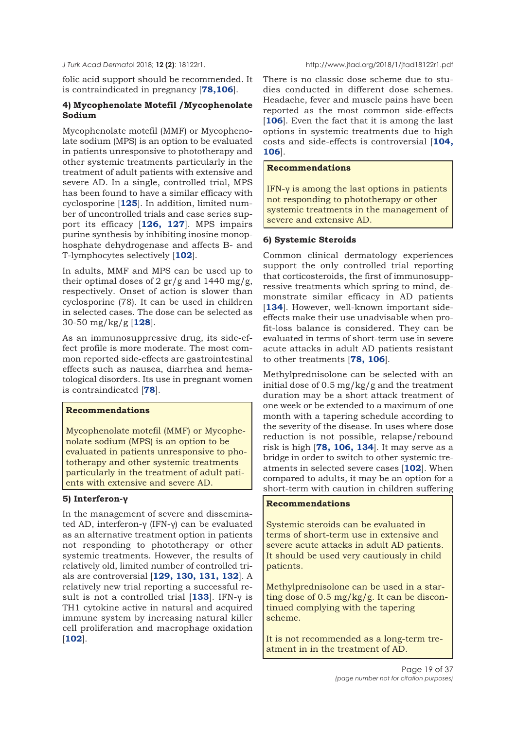folic acid support should be recommended. It is contraindicated in pregnancy [78,106].

#### 4) Mycophenolate Motefil /Mycophenolate Sodium

Mycophenolate motefil (MMF) or Mycophenolate sodium (MPS) is an option to be evaluated in patients unresponsive to phototherapy and other systemic treatments particularly in the treatment of adult patients with extensive and severe AD. In a single, controlled trial, MPS has been found to have a similar efficacy with cyclosporine [125]. In addition, limited number of uncontrolled trials and case series support its efficacy [126, 127]. MPS impairs purine synthesis by inhibiting inosine monophosphate dehydrogenase and affects B- and T-lymphocytes selectively [102].

In adults, MMF and MPS can be used up to their optimal doses of 2 gr/g and 1440 mg/g, respectively. Onset of action is slower than cyclosporine (78). It can be used in children in selected cases. The dose can be selected as 30-50 mg/kg/g [128].

As an immunosuppressive drug, its side-effect profile is more moderate. The most common reported side-effects are gastrointestinal effects such as nausea, diarrhea and hematological disorders. Its use in pregnant women is contraindicated [78].

> **Recommendations**
>
> Mycophenolate motefil (MMF) or Mycophenolate sodium (MPS) is an option to be evaluated in patients unresponsive to phototherapy and other systemic treatments particularly in the treatment of adult patients with extensive and severe AD.

#### 5) Interferon-γ

In the management of severe and disseminated AD, interferon-γ (IFN-γ) can be evaluated as an alternative treatment option in patients not responding to phototherapy or other systemic treatments. However, the results of relatively old, limited number of controlled trials are controversial [129, 130, 131, 132]. A relatively new trial reporting a successful result is not a controlled trial [133]. IFN-γ is TH1 cytokine active in natural and acquired immune system by increasing natural killer cell proliferation and macrophage oxidation [102].

There is no classic dose scheme due to studies conducted in different dose schemes. Headache, fever and muscle pains have been reported as the most common side-effects [106]. Even the fact that it is among the last options in systemic treatments due to high costs and side-effects is controversial [104, 106].

> **Recommendations**
>
> IFN-γ is among the last options in patients not responding to phototherapy or other systemic treatments in the management of severe and extensive AD.

#### 6) Systemic Steroids

Common clinical dermatology experiences support the only controlled trial reporting that corticosteroids, the first of immunosuppressive treatments which spring to mind, demonstrate similar efficacy in AD patients [134]. However, well-known important side-effects make their use unadvisable when profit-loss balance is considered. They can be evaluated in terms of short-term use in severe acute attacks in adult AD patients resistant to other treatments [78, 106].

Methylprednisolone can be selected with an initial dose of 0.5 mg/kg/g and the treatment duration may be a short attack treatment of one week or be extended to a maximum of one month with a tapering schedule according to the severity of the disease. In uses where dose reduction is not possible, relapse/rebound risk is high [78, 106, 134]. It may serve as a bridge in order to switch to other systemic treatments in selected severe cases [102]. When compared to adults, it may be an option for a short-term with caution in children suffering

> **Recommendations**
>
> Systemic steroids can be evaluated in terms of short-term use in extensive and severe acute attacks in adult AD patients. It should be used very cautiously in child patients.
>
> Methylprednisolone can be used in a starting dose of 0.5 mg/kg/g. It can be discontinued complying with the tapering scheme.
>
> It is not recommended as a long-term treatment in in the treatment of AD.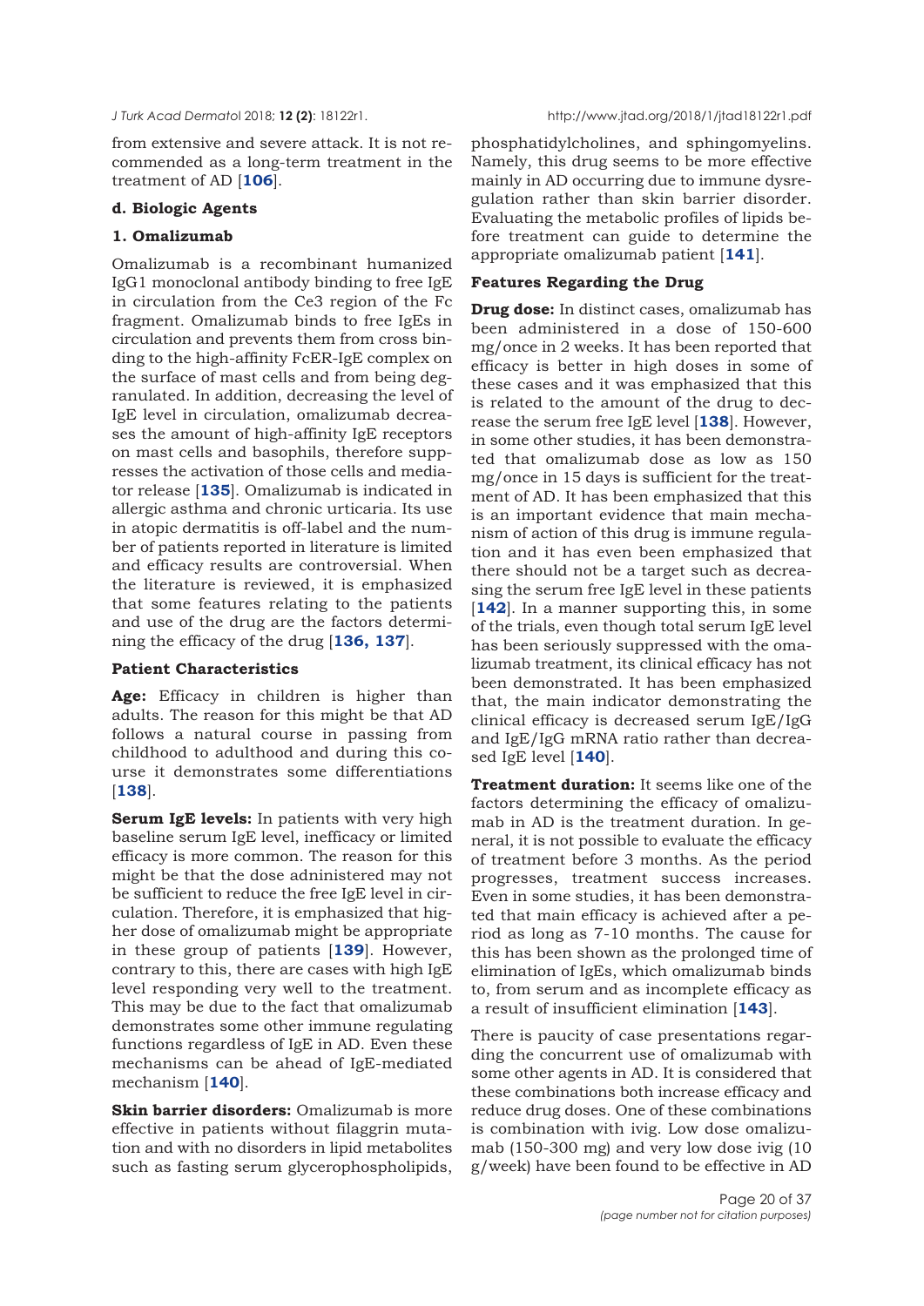from extensive and severe attack. It is not recommended as a long-term treatment in the treatment of AD [**106**].

### d. Biologic Agents

#### 1. Omalizumab

Omalizumab is a recombinant humanized IgG1 monoclonal antibody binding to free IgE in circulation from the Ce3 region of the Fc fragment. Omalizumab binds to free IgEs in circulation and prevents them from cross binding to the high-affinity FcER-IgE complex on the surface of mast cells and from being degranulated. In addition, decreasing the level of IgE level in circulation, omalizumab decreases the amount of high-affinity IgE receptors on mast cells and basophils, therefore suppresses the activation of those cells and mediator release [**135**]. Omalizumab is indicated in allergic asthma and chronic urticaria. Its use in atopic dermatitis is off-label and the number of patients reported in literature is limited and efficacy results are controversial. When the literature is reviewed, it is emphasized that some features relating to the patients and use of the drug are the factors determining the efficacy of the drug [**136, 137**].

#### Patient Characteristics

**Age:** Efficacy in children is higher than adults. The reason for this might be that AD follows a natural course in passing from childhood to adulthood and during this course it demonstrates some differentiations [**138**].

**Serum IgE levels:** In patients with very high baseline serum IgE level, inefficacy or limited efficacy is more common. The reason for this might be that the dose adninistered may not be sufficient to reduce the free IgE level in circulation. Therefore, it is emphasized that higher dose of omalizumab might be appropriate in these group of patients [**139**]. However, contrary to this, there are cases with high IgE level responding very well to the treatment. This may be due to the fact that omalizumab demonstrates some other immune regulating functions regardless of IgE in AD. Even these mechanisms can be ahead of IgE-mediated mechanism [**140**].

**Skin barrier disorders:** Omalizumab is more effective in patients without filaggrin mutation and with no disorders in lipid metabolites such as fasting serum glycerophospholipids, phosphatidylcholines, and sphingomyelins. Namely, this drug seems to be more effective mainly in AD occurring due to immune dysregulation rather than skin barrier disorder. Evaluating the metabolic profiles of lipids before treatment can guide to determine the appropriate omalizumab patient [**141**].

#### Features Regarding the Drug

**Drug dose:** In distinct cases, omalizumab has been administered in a dose of 150-600 mg/once in 2 weeks. It has been reported that efficacy is better in high doses in some of these cases and it was emphasized that this is related to the amount of the drug to decrease the serum free IgE level [**138**]. However, in some other studies, it has been demonstrated that omalizumab dose as low as 150 mg/once in 15 days is sufficient for the treatment of AD. It has been emphasized that this is an important evidence that main mechanism of action of this drug is immune regulation and it has even been emphasized that there should not be a target such as decreasing the serum free IgE level in these patients [**142**]. In a manner supporting this, in some of the trials, even though total serum IgE level has been seriously suppressed with the omalizumab treatment, its clinical efficacy has not been demonstrated. It has been emphasized that, the main indicator demonstrating the clinical efficacy is decreased serum IgE/IgG and IgE/IgG mRNA ratio rather than decreased IgE level [**140**].

**Treatment duration:** It seems like one of the factors determining the efficacy of omalizumab in AD is the treatment duration. In general, it is not possible to evaluate the efficacy of treatment before 3 months. As the period progresses, treatment success increases. Even in some studies, it has been demonstrated that main efficacy is achieved after a period as long as 7-10 months. The cause for this has been shown as the prolonged time of elimination of IgEs, which omalizumab binds to, from serum and as incomplete efficacy as a result of insufficient elimination [**143**].

There is paucity of case presentations regarding the concurrent use of omalizumab with some other agents in AD. It is considered that these combinations both increase efficacy and reduce drug doses. One of these combinations is combination with ivig. Low dose omalizumab (150-300 mg) and very low dose ivig (10 g/week) have been found to be effective in AD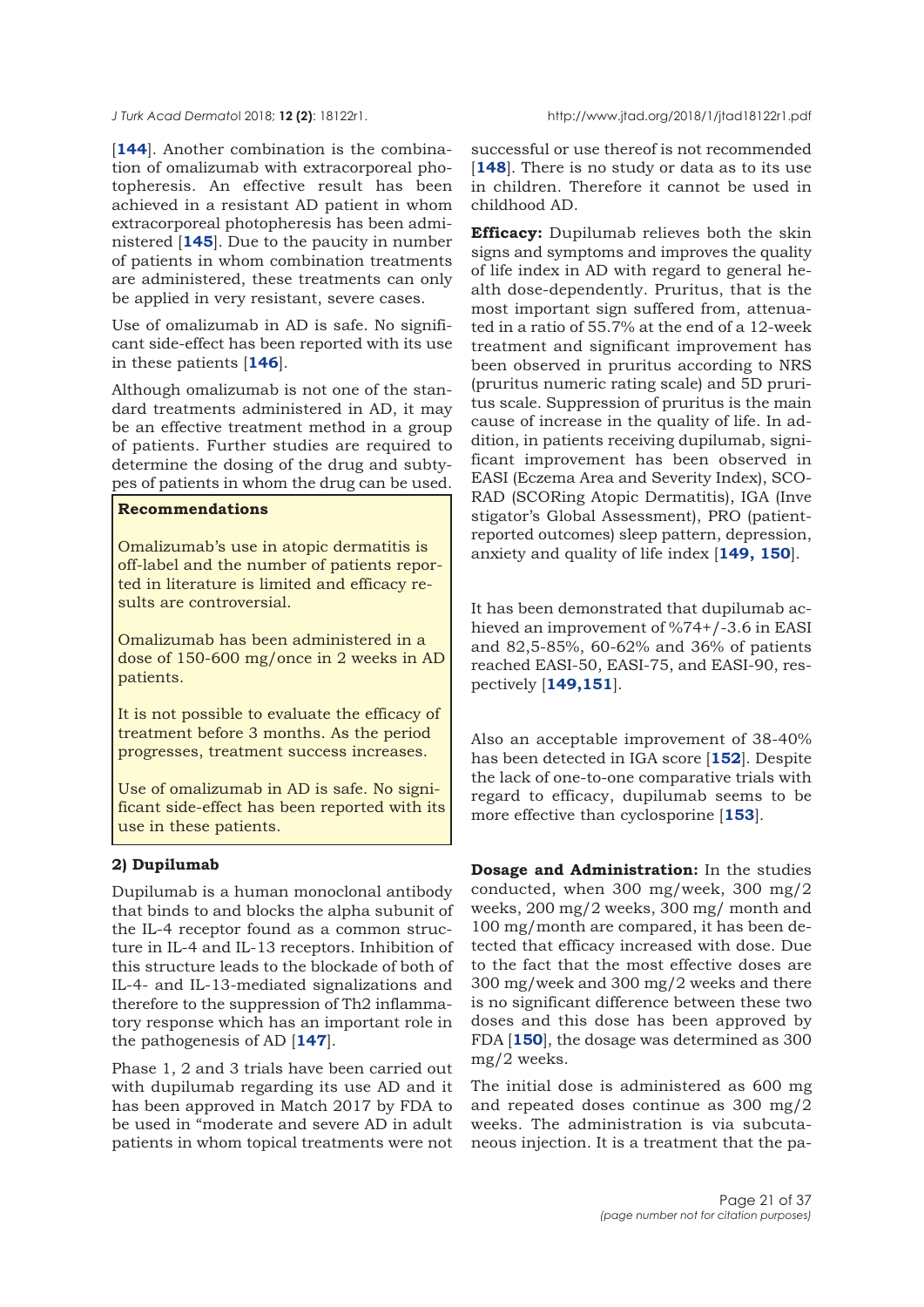[**144**]. Another combination is the combination of omalizumab with extracorporeal photopheresis. An effective result has been achieved in a resistant AD patient in whom extracorporeal photopheresis has been administered [**145**]. Due to the paucity in number of patients in whom combination treatments are administered, these treatments can only be applied in very resistant, severe cases.

Use of omalizumab in AD is safe. No significant side-effect has been reported with its use in these patients [**146**].

Although omalizumab is not one of the standard treatments administered in AD, it may be an effective treatment method in a group of patients. Further studies are required to determine the dosing of the drug and subtypes of patients in whom the drug can be used.

**Recommendations**

Omalizumab's use in atopic dermatitis is off-label and the number of patients reported in literature is limited and efficacy results are controversial.

Omalizumab has been administered in a dose of 150-600 mg/once in 2 weeks in AD patients.

It is not possible to evaluate the efficacy of treatment before 3 months. As the period progresses, treatment success increases.

Use of omalizumab in AD is safe. No significant side-effect has been reported with its use in these patients.

**2) Dupilumab**

Dupilumab is a human monoclonal antibody that binds to and blocks the alpha subunit of the IL-4 receptor found as a common structure in IL-4 and IL-13 receptors. Inhibition of this structure leads to the blockade of both of IL-4- and IL-13-mediated signalizations and therefore to the suppression of Th2 inflammatory response which has an important role in the pathogenesis of AD [**147**].

Phase 1, 2 and 3 trials have been carried out with dupilumab regarding its use AD and it has been approved in Match 2017 by FDA to be used in "moderate and severe AD in adult patients in whom topical treatments were not successful or use thereof is not recommended [**148**]. There is no study or data as to its use in children. Therefore it cannot be used in childhood AD.

**Efficacy:** Dupilumab relieves both the skin signs and symptoms and improves the quality of life index in AD with regard to general health dose-dependently. Pruritus, that is the most important sign suffered from, attenuated in a ratio of 55.7% at the end of a 12-week treatment and significant improvement has been observed in pruritus according to NRS (pruritus numeric rating scale) and 5D pruritus scale. Suppression of pruritus is the main cause of increase in the quality of life. In addition, in patients receiving dupilumab, significant improvement has been observed in EASI (Eczema Area and Severity Index), SCORAD (SCORing Atopic Dermatitis), IGA (Investigator's Global Assessment), PRO (patient-reported outcomes) sleep pattern, depression, anxiety and quality of life index [**149, 150**].

It has been demonstrated that dupilumab achieved an improvement of %74+/-3.6 in EASI and 82,5-85%, 60-62% and 36% of patients reached EASI-50, EASI-75, and EASI-90, respectively [**149,151**].

Also an acceptable improvement of 38-40% has been detected in IGA score [**152**]. Despite the lack of one-to-one comparative trials with regard to efficacy, dupilumab seems to be more effective than cyclosporine [**153**].

**Dosage and Administration:** In the studies conducted, when 300 mg/week, 300 mg/2 weeks, 200 mg/2 weeks, 300 mg/ month and 100 mg/month are compared, it has been detected that efficacy increased with dose. Due to the fact that the most effective doses are 300 mg/week and 300 mg/2 weeks and there is no significant difference between these two doses and this dose has been approved by FDA [**150**], the dosage was determined as 300 mg/2 weeks.

The initial dose is administered as 600 mg and repeated doses continue as 300 mg/2 weeks. The administration is via subcutaneous injection. It is a treatment that the pa-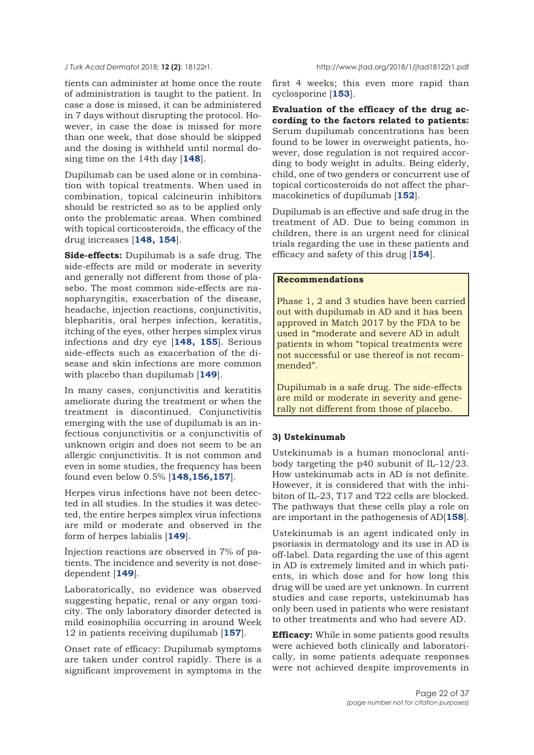tients can administer at home once the route of administration is taught to the patient. In case a dose is missed, it can be administered in 7 days without disrupting the protocol. However, in case the dose is missed for more than one week, that dose should be skipped and the dosing is withheld until normal dosing time on the 14th day [148].

Dupilumab can be used alone or in combination with topical treatments. When used in combination, topical calcineurin inhibitors should be restricted so as to be applied only onto the problematic areas. When combined with topical corticosteroids, the efficacy of the drug increases [148, 154].

**Side-effects:** Dupilumab is a safe drug. The side-effects are mild or moderate in severity and generally not different from those of plasebo. The most common side-effects are nasopharyngitis, exacerbation of the disease, headache, injection reactions, conjunctivitis, blepharitis, oral herpes infection, keratitis, itching of the eyes, other herpes simplex virus infections and dry eye [148, 155]. Serious side-effects such as exacerbation of the disease and skin infections are more common with placebo than dupilumab [149].

In many cases, conjunctivitis and keratitis ameliorate during the treatment or when the treatment is discontinued. Conjunctivitis emerging with the use of dupilumab is an infectious conjunctivitis or a conjunctivitis of unknown origin and does not seem to be an allergic conjunctivitis. It is not common and even in some studies, the frequency has been found even below 0.5% [148,156,157].

Herpes virus infections have not been detected in all studies. In the studies it was detected, the entire herpes simplex virus infections are mild or moderate and observed in the form of herpes labialis [149].

İnjection reactions are observed in 7% of patients. The incidence and severity is not dose-dependent [149].

Laboratorically, no evidence was observed suggesting hepatic, renal or any organ toxicity. The only laboratory disorder detected is mild eosinophilia occurring in around Week 12 in patients receiving dupilumab [157].

Onset rate of efficacy: Dupilumab symptoms are taken under control rapidly. There is a significant improvement in symptoms in the first 4 weeks; this even more rapid than cyclosporine [153].

**Evaluation of the efficacy of the drug according to the factors related to patients:** Serum dupilumab concentrations has been found to be lower in overweight patients, however, dose regulation is not required according to body weight in adults. Being elderly, child, one of two genders or concurrent use of topical corticosteroids do not affect the pharmacokinetics of dupilumab [152].

Dupilumab is an effective and safe drug in the treatment of AD. Due to being common in children, there is an urgent need for clinical trials regarding the use in these patients and efficacy and safety of this drug [154].

> **Recommendations**
>
> Phase 1, 2 and 3 studies have been carried out with dupilumab in AD and it has been approved in Match 2017 by the FDA to be used in "moderate and severe AD in adult patients in whom "topical treatments were not successful or use thereof is not recommended".
>
> Dupilumab is a safe drug. The side-effects are mild or moderate in severity and generally not different from those of placebo.

### 3) Ustekinumab

Ustekinumab is a human monoclonal antibody targeting the p40 subunit of IL-12/23. How ustekinumab acts in AD is not definite. However, it is considered that with the inhibiton of IL-23, T17 and T22 cells are blocked. The pathways that these cells play a role on are important in the pathogenesis of AD[158].

Ustekinumab is an agent indicated only in psoriasis in dermatology and its use in AD is off-label. Data regarding the use of this agent in AD is extremely limited and in which patients, in which dose and for how long this drug will be used are yet unknown. In current studies and case reports, ustekinumab has only been used in patients who were resistant to other treatments and who had severe AD.

**Efficacy:** While in some patients good results were achieved both clinically and laboratorically, in some patients adequate responses were not achieved despite improvements in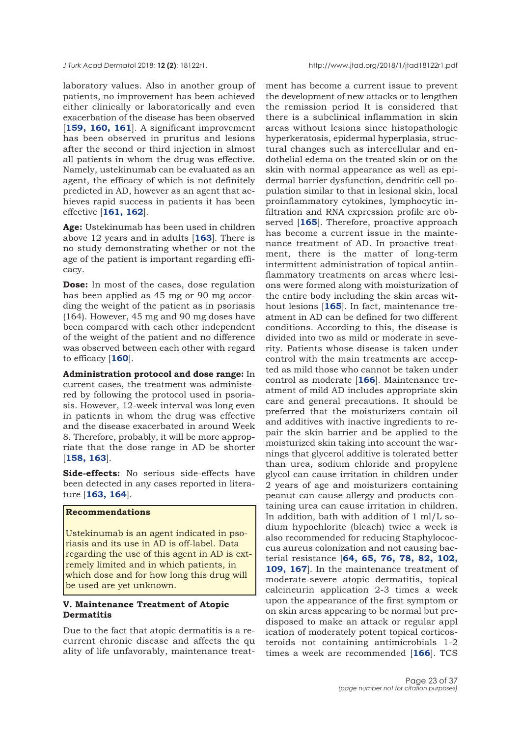laboratory values. Also in another group of patients, no improvement has been achieved either clinically or laboratorically and even exacerbation of the disease has been observed [**159, 160, 161**]. A significant improvement has been observed in pruritus and lesions after the second or third injection in almost all patients in whom the drug was effective. Namely, ustekinumab can be evaluated as an agent, the efficacy of which is not definitely predicted in AD, however as an agent that achieves rapid success in patients it has been effective [**161, 162**].

**Age:** Ustekinumab has been used in children above 12 years and in adults [**163**]. There is no study demonstrating whether or not the age of the patient is important regarding efficacy.

**Dose:** In most of the cases, dose regulation has been applied as 45 mg or 90 mg according the weight of the patient as in psoriasis (164). However, 45 mg and 90 mg doses have been compared with each other independent of the weight of the patient and no difference was observed between each other with regard to efficacy [**160**].

**Administration protocol and dose range:** In current cases, the treatment was administered by following the protocol used in psoriasis. However, 12-week interval was long even in patients in whom the drug was effective and the disease exacerbated in around Week 8. Therefore, probably, it will be more appropriate that the dose range in AD be shorter [**158, 163**].

**Side-effects:** No serious side-effects have been detected in any cases reported in literature [**163, 164**].

> **Recommendations**
>
> Ustekinumab is an agent indicated in psoriasis and its use in AD is off-label. Data regarding the use of this agent in AD is extremely limited and in which patients, in which dose and for how long this drug will be used are yet unknown.

### V. Maintenance Treatment of Atopic Dermatitis

Due to the fact that atopic dermatitis is a recurrent chronic disease and affects the quality of life unfavorably, maintenance treatment has become a current issue to prevent the development of new attacks or to lengthen the remission period It is considered that there is a subclinical inflammation in skin areas without lesions since histopathologic hyperkeratosis, epidermal hyperplasia, structural changes such as intercellular and endothelial edema on the treated skin or on the skin with normal appearance as well as epidermal barrier dysfunction, dendritic cell population similar to that in lesional skin, local proinflammatory cytokines, lymphocytic infiltration and RNA expression profile are observed [**165**]. Therefore, proactive approach has become a current issue in the maintenance treatment of AD. In proactive treatment, there is the matter of long-term intermittent administration of topical antiinflammatory treatments on areas where lesions were formed along with moisturization of the entire body including the skin areas without lesions [**165**]. In fact, maintenance treatment in AD can be defined for two different conditions. According to this, the disease is divided into two as mild or moderate in severity. Patients whose disease is taken under control with the main treatments are accepted as mild those who cannot be taken under control as moderate [**166**]. Maintenance treatment of mild AD includes appropriate skin care and general precautions. It should be preferred that the moisturizers contain oil and additives with inactive ingredients to repair the skin barrier and be applied to the moisturized skin taking into account the warnings that glycerol additive is tolerated better than urea, sodium chloride and propylene glycol can cause irritation in children under 2 years of age and moisturizers containing peanut can cause allergy and products containing urea can cause irritation in children. In addition, bath with addition of 1 ml/L sodium hypochlorite (bleach) twice a week is also recommended for reducing Staphylococcus aureus colonization and not causing bacterial resistance [**64, 65, 76, 78, 82, 102, 109, 167**]. In the maintenance treatment of moderate-severe atopic dermatitis, topical calcineurin application 2-3 times a week upon the appearance of the first symptom or on skin areas appearing to be normal but predisposed to make an attack or regular application of moderately potent topical corticosteroids not containing antimicrobials 1-2 times a week are recommended [**166**]. TCS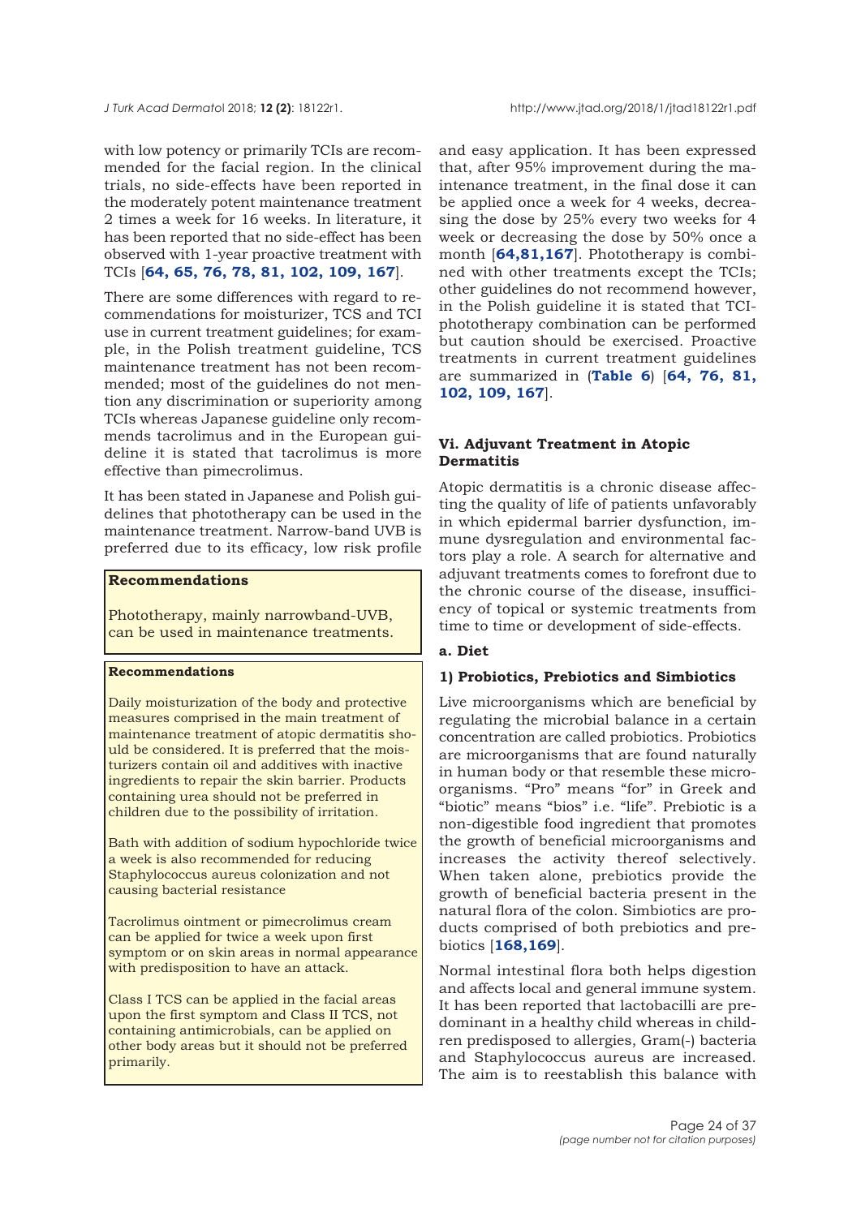with low potency or primarily TCIs are recommended for the facial region. In the clinical trials, no side-effects have been reported in the moderately potent maintenance treatment 2 times a week for 16 weeks. In literature, it has been reported that no side-effect has been observed with 1-year proactive treatment with TCIs [**64, 65, 76, 78, 81, 102, 109, 167**].

There are some differences with regard to recommendations for moisturizer, TCS and TCI use in current treatment guidelines; for example, in the Polish treatment guideline, TCS maintenance treatment has not been recommended; most of the guidelines do not mention any discrimination or superiority among TCIs whereas Japanese guideline only recommends tacrolimus and in the European guideline it is stated that tacrolimus is more effective than pimecrolimus.

It has been stated in Japanese and Polish guidelines that phototherapy can be used in the maintenance treatment. Narrow-band UVB is preferred due to its efficacy, low risk profile

> **Recommendations**
>
> Phototherapy, mainly narrowband-UVB, can be used in maintenance treatments.

> **Recommendations**
>
> Daily moisturization of the body and protective measures comprised in the main treatment of maintenance treatment of atopic dermatitis should be considered. It is preferred that the moisturizers contain oil and additives with inactive ingredients to repair the skin barrier. Products containing urea should not be preferred in children due to the possibility of irritation.
>
> Bath with addition of sodium hypochloride twice a week is also recommended for reducing Staphylococcus aureus colonization and not causing bacterial resistance
>
> Tacrolimus ointment or pimecrolimus cream can be applied for twice a week upon first symptom or on skin areas in normal appearance with predisposition to have an attack.
>
> Class I TCS can be applied in the facial areas upon the first symptom and Class II TCS, not containing antimicrobials, can be applied on other body areas but it should not be preferred primarily.

and easy application. It has been expressed that, after 95% improvement during the maintenance treatment, in the final dose it can be applied once a week for 4 weeks, decreasing the dose by 25% every two weeks for 4 week or decreasing the dose by 50% once a month [**64,81,167**]. Phototherapy is combined with other treatments except the TCIs; other guidelines do not recommend however, in the Polish guideline it is stated that TCI-phototherapy combination can be performed but caution should be exercised. Proactive treatments in current treatment guidelines are summarized in (**Table 6**) [**64, 76, 81, 102, 109, 167**].

### Vi. Adjuvant Treatment in Atopic Dermatitis

Atopic dermatitis is a chronic disease affecting the quality of life of patients unfavorably in which epidermal barrier dysfunction, immune dysregulation and environmental factors play a role. A search for alternative and adjuvant treatments comes to forefront due to the chronic course of the disease, insufficiency of topical or systemic treatments from time to time or development of side-effects.

#### a. Diet

#### 1) Probiotics, Prebiotics and Simbiotics

Live microorganisms which are beneficial by regulating the microbial balance in a certain concentration are called probiotics. Probiotics are microorganisms that are found naturally in human body or that resemble these microorganisms. “Pro” means “for” in Greek and “biotic” means “bios” i.e. “life”. Prebiotic is a non-digestible food ingredient that promotes the growth of beneficial microorganisms and increases the activity thereof selectively. When taken alone, prebiotics provide the growth of beneficial bacteria present in the natural flora of the colon. Simbiotics are products comprised of both prebiotics and prebiotics [**168,169**].

Normal intestinal flora both helps digestion and affects local and general immune system. It has been reported that lactobacilli are predominant in a healthy child whereas in children predisposed to allergies, Gram(-) bacteria and Staphylococcus aureus are increased. The aim is to reestablish this balance with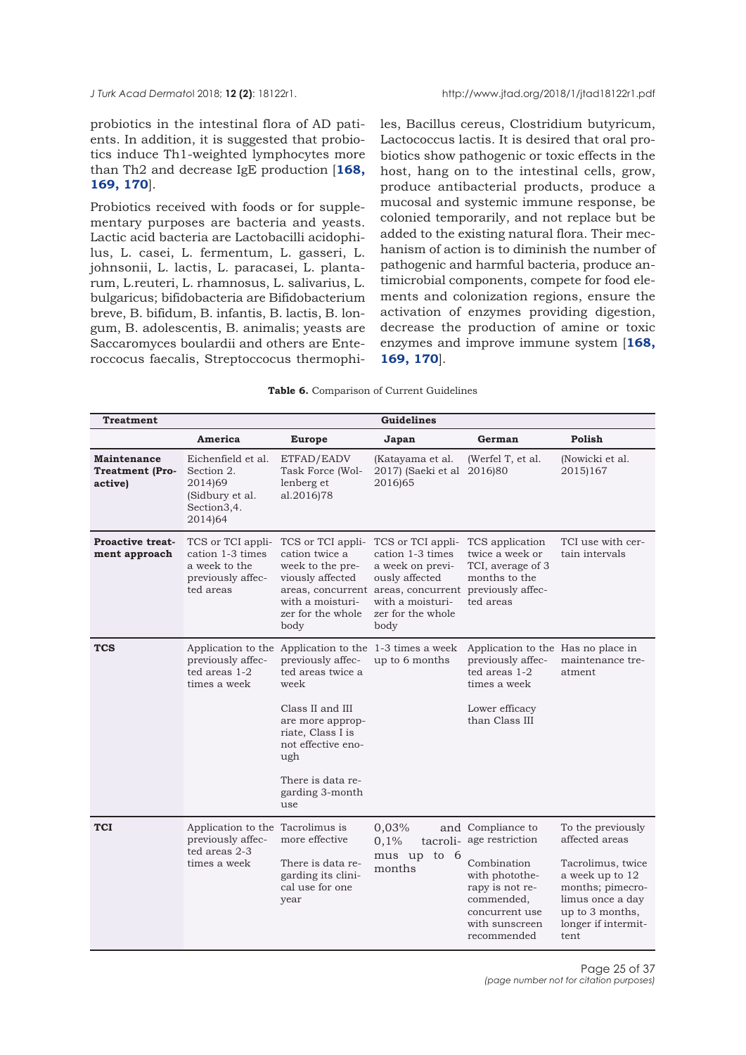probiotics in the intestinal flora of AD patients. In addition, it is suggested that probiotics induce Th1-weighted lymphocytes more than Th2 and decrease IgE production [**168, 169, 170**].

Probiotics received with foods or for supplementary purposes are bacteria and yeasts. Lactic acid bacteria are Lactobacilli acidophilus, L. casei, L. fermentum, L. gasseri, L. johnsonii, L. lactis, L. paracasei, L. plantarum, L.reuteri, L. rhamnosus, L. salivarius, L. bulgaricus; bifidobacteria are Bifidobacterium breve, B. bifidum, B. infantis, B. lactis, B. longum, B. adolescentis, B. animalis; yeasts are Saccaromyces boulardii and others are Enteroccocus faecalis, Streptoccocus thermophiles, Bacillus cereus, Clostridium butyricum, Lactococcus lactis. It is desired that oral probiotics show pathogenic or toxic effects in the host, hang on to the intestinal cells, grow, produce antibacterial products, produce a mucosal and systemic immune response, be colonied temporarily, and not replace but be added to the existing natural flora. Their mechanism of action is to diminish the number of pathogenic and harmful bacteria, produce antimicrobial components, compete for food elements and colonization regions, ensure the activation of enzymes providing digestion, decrease the production of amine or toxic enzymes and improve immune system [**168, 169, 170**].

**Table 6.** Comparison of Current Guidelines

| Treatment | Guidelines | | | | |
|---|---|---|---|---|---|
| | **America** | **Europe** | **Japan** | **German** | **Polish** |
| **Maintenance Treatment (Proactive)** | Eichenfield et al. Section 2. 2014)69 (Sidbury et al. Section3,4. 2014)64 | ETFAD/EADV Task Force (Wollenberg et al.2016)78 | (Katayama et al. 2017) (Saeki et al 2016)65 | (Werfel T, et al. 2016)80 | (Nowicki et al. 2015)167 |
| **Proactive treatment approach** | TCS or TCI application 1-3 times a week to the previously affected areas | TCS or TCI application twice a week to the previously affected areas, concurrent with a moisturizer for the whole body | TCS or TCI application 1-3 times a week on previously affected areas, concurrent with a moisturizer for the whole body | TCS application twice a week or TCI, average of 3 months to the previously affected areas | TCI use with certain intervals |
| **TCS** | Application to the previously affected areas 1-2 times a week | Application to the previously affected areas twice a week<br><br>Class II and III are more appropriate, Class I is not effective enough<br><br>There is data regarding 3-month use | 1-3 times a week up to 6 months | Application to the previously affected areas 1-2 times a week<br><br>Lower efficacy than Class III | Has no place in maintenance treatment |
| **TCI** | Application to the previously affected areas 2-3 times a week | Tacrolimus is more effective<br><br>There is data regarding its clinical use for one year | 0,03% and 0,1% tacrolimus up to 6 months | Compliance to age restriction<br><br>Combination with phototherapy is not recommended, concurrent use with sunscreen recommended | To the previously affected areas<br><br>Tacrolimus, twice a week up to 12 months; pimecrolimus once a day up to 3 months, longer if intermittent |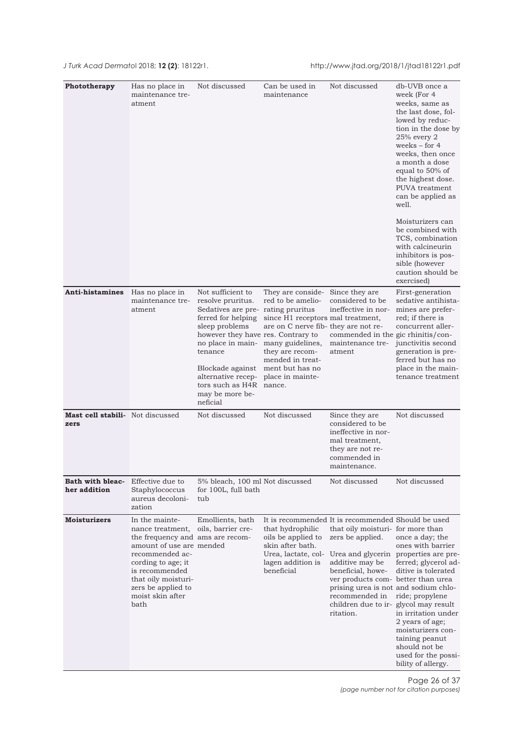| | | | | | |
|---|---|---|---|---|---|
| **Phototherapy** | Has no place in maintenance treatment | Not discussed | Can be used in maintenance | Not discussed | db-UVB once a week (For 4 weeks, same as the last dose, followed by reduction in the dose by 25% every 2 weeks – for 4 weeks, then once a month a dose equal to 50% of the highest dose. PUVA treatment can be applied as well.<br><br>Moisturizers can be combined with TCS, combination with calcineurin inhibitors is possible (however caution should be exercised) |
| **Anti-histamines** | Has no place in maintenance treatment | Not sufficient to resolve pruritus. Sedatives are preferred for helping sleep problems however they have no place in maintenance<br><br>Blockade against alternative receptors such as H4R may be more beneficial | They are considered to be ameliorating pruritus since H1 receptors are on C nerve fibres. Contrary to many guidelines, they are recommended in treatment but has no place in maintenance. | Since they are considered to be ineffective in normal treatment, they are not recommended in the maintenance treatment | First-generation sedative antihistamines are preferred; if there is concurrent allergic rhinitis/conjunctivitis second generation is preferred but has no place in the maintenance treatment |
| **Mast cell stabilizers** | Not discussed | Not discussed | Not discussed | Since they are considered to be ineffective in normal treatment, they are not recommended in maintenance. | Not discussed |
| **Bath with bleacher addition** | Effective due to Staphylococcus aureus decolonization | 5% bleach, 100 ml for 100L, full bath tub | Not discussed | Not discussed | Not discussed |
| **Moisturizers** | In the maintenance treatment, the frequency and amount of use are recommended according to age; it is recommended that oily moisturizers be applied to moist skin after bath | Emollients, bath oils, barrier creams are recommended | It is recommended that hydrophilic oils be applied to skin after bath. Urea, lactate, collagen addition is beneficial | It is recommended that oily moisturizers be applied.<br><br>Urea and glycerin additive may be beneficial, however products comprising urea is not recommended in children due to irritation. | Should be used for more than once a day; the ones with barrier properties are preferred; glycerol additive is tolerated better than urea and sodium chloride; propylene glycol may result in irritation under 2 years of age; moisturizers containing peanut should not be used for the possibility of allergy. |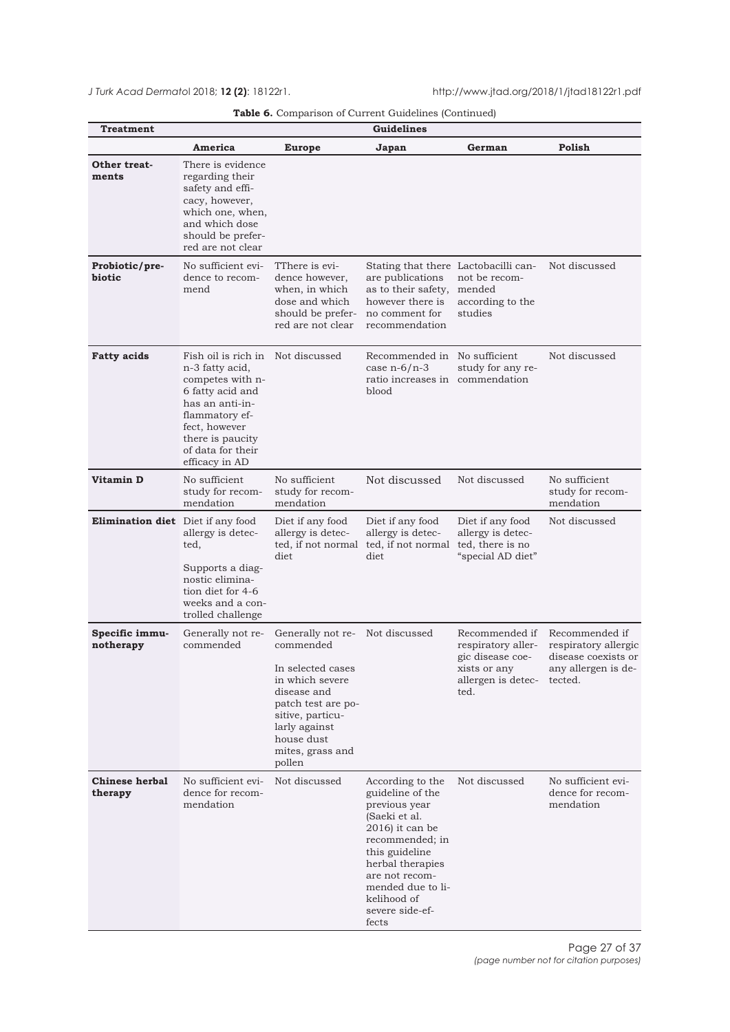**Table 6.** Comparison of Current Guidelines (Continued)

| Treatment | Guidelines | | | | |
|---|---|---|---|---|---|
| | **America** | **Europe** | **Japan** | **German** | **Polish** |
| **Other treatments** | There is evidence regarding their safety and efficacy, however, which one, when, and which dose should be preferred are not clear | | | | |
| **Probiotic/prebiotic** | No sufficient evidence to recommend | TThere is evidence however, when, in which dose and which should be preferred are not clear | Stating that there are publications as to their safety, however there is no comment for recommendation | Lactobacilli cannot be recommended according to the studies | Not discussed |
| **Fatty acids** | Fish oil is rich in n-3 fatty acid, competes with n-6 fatty acid and has an anti-inflammatory effect, however there is paucity of data for their efficacy in AD | Not discussed | Recommended in case n-6/n-3 ratio increases in blood | No sufficient study for any recommendation | Not discussed |
| **Vitamin D** | No sufficient study for recommendation | No sufficient study for recommendation | Not discussed | Not discussed | No sufficient study for recommendation |
| **Elimination diet** | Diet if any food allergy is detected,<br><br>Supports a diagnostic elimination diet for 4-6 weeks and a controlled challenge | Diet if any food allergy is detected, if not normal diet | Diet if any food allergy is detected, if not normal diet | Diet if any food allergy is detected, there is no "special AD diet" | Not discussed |
| **Specific immunotherapy** | Generally not recommended | Generally not recommended<br><br>In selected cases in which severe disease and patch test are positive, particularly against house dust mites, grass and pollen | Not discussed | Recommended if respiratory allergic disease coexists or any allergen is detected. | Recommended if respiratory allergic disease coexists or any allergen is detected. |
| **Chinese herbal therapy** | No sufficient evidence for recommendation | Not discussed | According to the guideline of the previous year (Saeki et al. 2016) it can be recommended; in this guideline herbal therapies are not recommended due to likelihood of severe side-effects | Not discussed | No sufficient evidence for recommendation |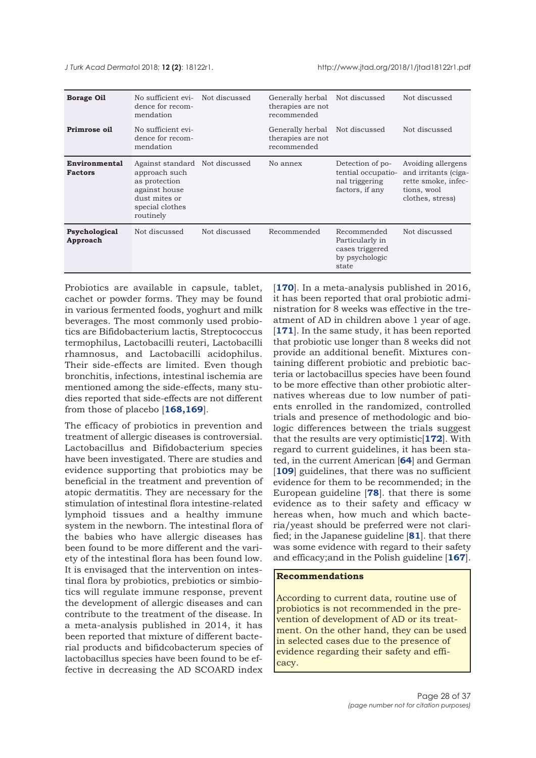| | | | | | |
|---|---|---|---|---|---|
| **Borage Oil** | No sufficient evidence for recommendation | Not discussed | Generally herbal therapies are not recommended | Not discussed | Not discussed |
| **Primrose oil** | No sufficient evidence for recommendation | | Generally herbal therapies are not recommended | Not discussed | Not discussed |
| **Environmental Factors** | Against standard approach such as protection against house dust mites or special clothes routinely | Not discussed | No annex | Detection of potential occupational triggering factors, if any | Avoiding allergens and irritants (cigarette smoke, infections, wool clothes, stress) |
| **Psychological Approach** | Not discussed | Not discussed | Recommended | Recommended Particularly in cases triggered by psychologic state | Not discussed |

Probiotics are available in capsule, tablet, cachet or powder forms. They may be found in various fermented foods, yoghurt and milk beverages. The most commonly used probiotics are Bifidobacterium lactis, Streptococcus termophilus, Lactobacilli reuteri, Lactobacilli rhamnosus, and Lactobacilli acidophilus. Their side-effects are limited. Even though bronchitis, infections, intestinal ischemia are mentioned among the side-effects, many studies reported that side-effects are not different from those of placebo [**168,169**].

The efficacy of probiotics in prevention and treatment of allergic diseases is controversial. Lactobacillus and Bifidobacterium species have been investigated. There are studies and evidence supporting that probiotics may be beneficial in the treatment and prevention of atopic dermatitis. They are necessary for the stimulation of intestinal flora intestine-related lymphoid tissues and a healthy immune system in the newborn. The intestinal flora of the babies who have allergic diseases has been found to be more different and the variety of the intestinal flora has been found low. It is envisaged that the intervention on intestinal flora by probiotics, prebiotics or simbiotics will regulate immune response, prevent the development of allergic diseases and can contribute to the treatment of the disease. In a meta-analysis published in 2014, it has been reported that mixture of different bacterial products and bifidcobacterum species of lactobacillus species have been found to be effective in decreasing the AD SCOARD index [**170**]. In a meta-analysis published in 2016, it has been reported that oral probiotic administration for 8 weeks was effective in the treatment of AD in children above 1 year of age. [**171**]. In the same study, it has been reported that probiotic use longer than 8 weeks did not provide an additional benefit. Mixtures containing different probiotic and prebiotic bacteria or lactobacillus species have been found to be more effective than other probiotic alternatives whereas due to low number of patients enrolled in the randomized, controlled trials and presence of methodologic and biologic differences between the trials suggest that the results are very optimistic[**172**]. With regard to current guidelines, it has been stated, in the current American [**64**] and German [**109**] guidelines, that there was no sufficient evidence for them to be recommended; in the European guideline [**78**]. that there is some evidence as to their safety and efficacy w hereas when, how much and which bacteria/yeast should be preferred were not clarified; in the Japanese guideline [**81**]. that there was some evidence with regard to their safety and efficacy;and in the Polish guideline [**167**].

**Recommendations**

According to current data, routine use of probiotics is not recommended in the prevention of development of AD or its treatment. On the other hand, they can be used in selected cases due to the presence of evidence regarding their safety and efficacy.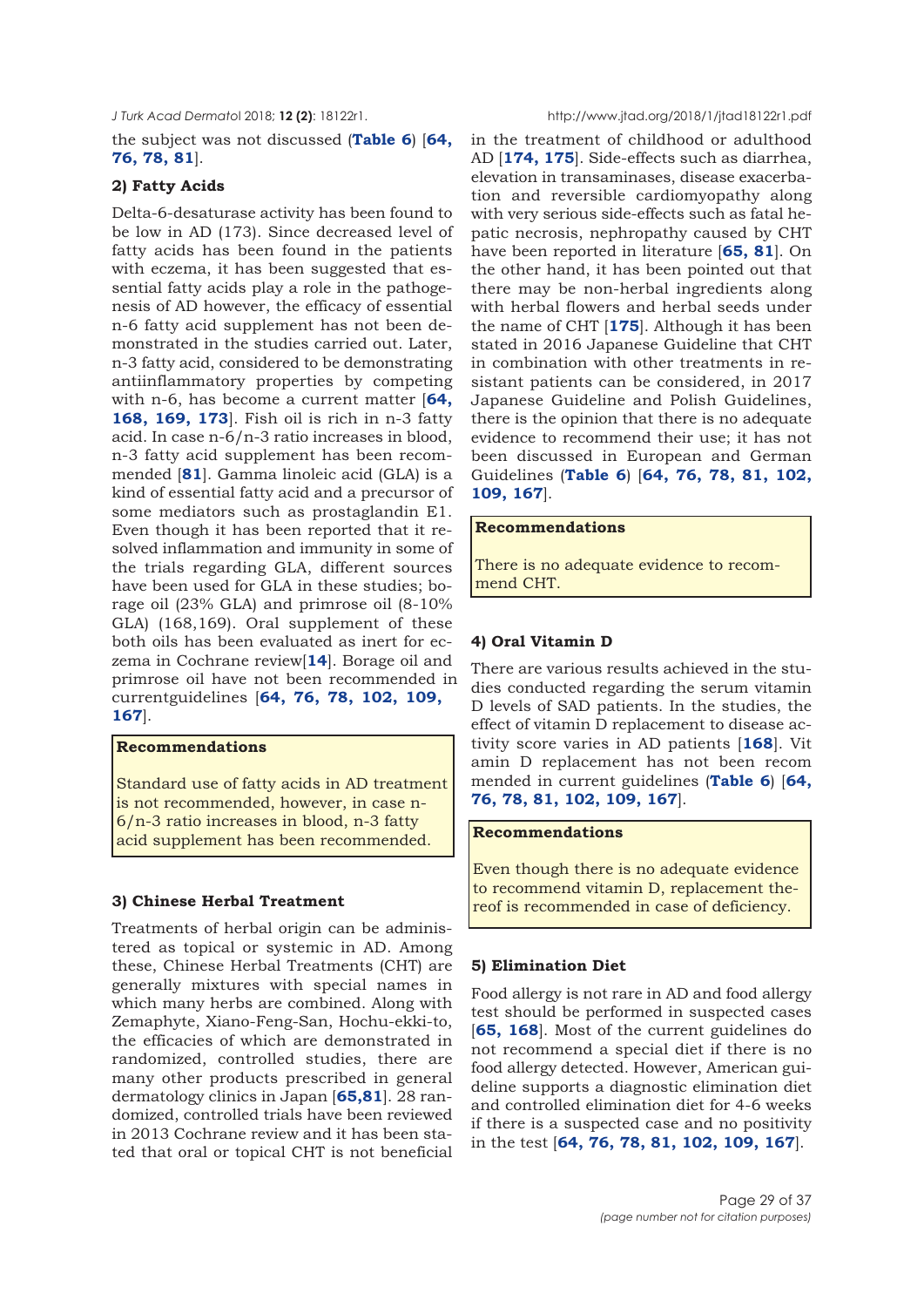the subject was not discussed (**Table 6**) [**64, 76, 78, 81**].

### 2) Fatty Acids

Delta-6-desaturase activity has been found to be low in AD (173). Since decreased level of fatty acids has been found in the patients with eczema, it has been suggested that essential fatty acids play a role in the pathogenesis of AD however, the efficacy of essential n-6 fatty acid supplement has not been demonstrated in the studies carried out. Later, n-3 fatty acid, considered to be demonstrating antiinflammatory properties by competing with n-6, has become a current matter [**64, 168, 169, 173**]. Fish oil is rich in n-3 fatty acid. In case n-6/n-3 ratio increases in blood, n-3 fatty acid supplement has been recommended [**81**]. Gamma linoleic acid (GLA) is a kind of essential fatty acid and a precursor of some mediators such as prostaglandin E1. Even though it has been reported that it resolved inflammation and immunity in some of the trials regarding GLA, different sources have been used for GLA in these studies; borage oil (23% GLA) and primrose oil (8-10% GLA) (168,169). Oral supplement of these both oils has been evaluated as inert for eczema in Cochrane review[**14**]. Borage oil and primrose oil have not been recommended in currentguidelines [**64, 76, 78, 102, 109, 167**].

> **Recommendations**
>
> Standard use of fatty acids in AD treatment is not recommended, however, in case n-6/n-3 ratio increases in blood, n-3 fatty acid supplement has been recommended.

### 3) Chinese Herbal Treatment

Treatments of herbal origin can be administered as topical or systemic in AD. Among these, Chinese Herbal Treatments (CHT) are generally mixtures with special names in which many herbs are combined. Along with Zemaphyte, Xiano-Feng-San, Hochu-ekki-to, the efficacies of which are demonstrated in randomized, controlled studies, there are many other products prescribed in general dermatology clinics in Japan [**65,81**]. 28 randomized, controlled trials have been reviewed in 2013 Cochrane review and it has been stated that oral or topical CHT is not beneficial in the treatment of childhood or adulthood AD [**174, 175**]. Side-effects such as diarrhea, elevation in transaminases, disease exacerbation and reversible cardiomyopathy along with very serious side-effects such as fatal hepatic necrosis, nephropathy caused by CHT have been reported in literature [**65, 81**]. On the other hand, it has been pointed out that there may be non-herbal ingredients along with herbal flowers and herbal seeds under the name of CHT [**175**]. Although it has been stated in 2016 Japanese Guideline that CHT in combination with other treatments in resistant patients can be considered, in 2017 Japanese Guideline and Polish Guidelines, there is the opinion that there is no adequate evidence to recommend their use; it has not been discussed in European and German Guidelines (**Table 6**) [**64, 76, 78, 81, 102, 109, 167**].

> **Recommendations**
>
> There is no adequate evidence to recommend CHT.

### 4) Oral Vitamin D

There are various results achieved in the studies conducted regarding the serum vitamin D levels of SAD patients. In the studies, the effect of vitamin D replacement to disease activity score varies in AD patients [**168**]. Vit amin D replacement has not been recom mended in current guidelines (**Table 6**) [**64, 76, 78, 81, 102, 109, 167**].

> **Recommendations**
>
> Even though there is no adequate evidence to recommend vitamin D, replacement thereof is recommended in case of deficiency.

### 5) Elimination Diet

Food allergy is not rare in AD and food allergy test should be performed in suspected cases [**65, 168**]. Most of the current guidelines do not recommend a special diet if there is no food allergy detected. However, American guideline supports a diagnostic elimination diet and controlled elimination diet for 4-6 weeks if there is a suspected case and no positivity in the test [**64, 76, 78, 81, 102, 109, 167**].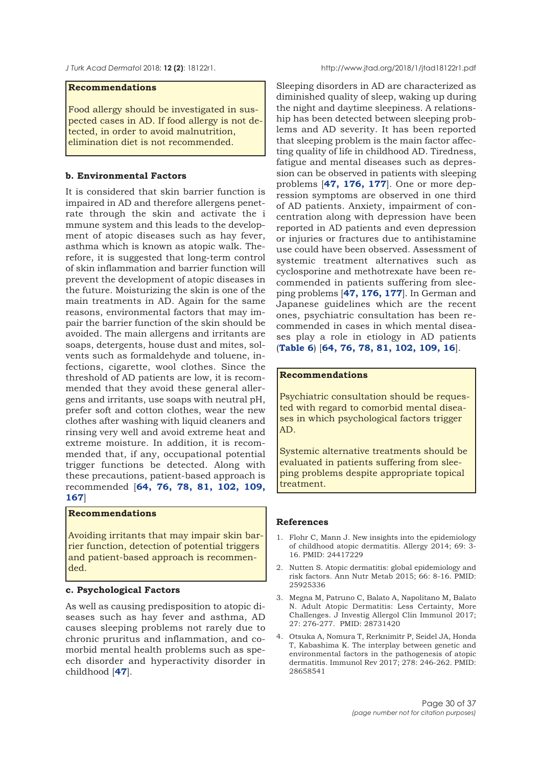**Recommendations**

Food allergy should be investigated in suspected cases in AD. If food allergy is not detected, in order to avoid malnutrition, elimination diet is not recommended.

**b. Environmental Factors**

It is considered that skin barrier function is impaired in AD and therefore allergens penetrate through the skin and activate the i mmune system and this leads to the development of atopic diseases such as hay fever, asthma which is known as atopic walk. Therefore, it is suggested that long-term control of skin inflammation and barrier function will prevent the development of atopic diseases in the future. Moisturizing the skin is one of the main treatments in AD. Again for the same reasons, environmental factors that may impair the barrier function of the skin should be avoided. The main allergens and irritants are soaps, detergents, house dust and mites, solvents such as formaldehyde and toluene, infections, cigarette, wool clothes. Since the threshold of AD patients are low, it is recommended that they avoid these general allergens and irritants, use soaps with neutral pH, prefer soft and cotton clothes, wear the new clothes after washing with liquid cleaners and rinsing very well and avoid extreme heat and extreme moisture. In addition, it is recommended that, if any, occupational potential trigger functions be detected. Along with these precautions, patient-based approach is recommended [**64, 76, 78, 81, 102, 109, 167**]

**Recommendations**

Avoiding irritants that may impair skin barrier function, detection of potential triggers and patient-based approach is recommended.

**c. Psychological Factors**

As well as causing predisposition to atopic diseases such as hay fever and asthma, AD causes sleeping problems not rarely due to chronic pruritus and inflammation, and comorbid mental health problems such as speech disorder and hyperactivity disorder in childhood [**47**].

Sleeping disorders in AD are characterized as diminished quality of sleep, waking up during the night and daytime sleepiness. A relationship has been detected between sleeping problems and AD severity. It has been reported that sleeping problem is the main factor affecting quality of life in childhood AD. Tiredness, fatigue and mental diseases such as depression can be observed in patients with sleeping problems [**47, 176, 177**]. One or more depression symptoms are observed in one third of AD patients. Anxiety, impairment of concentration along with depression have been reported in AD patients and even depression or injuries or fractures due to antihistamine use could have been observed. Assessment of systemic treatment alternatives such as cyclosporine and methotrexate have been recommended in patients suffering from sleeping problems [**47, 176, 177**]. In German and Japanese guidelines which are the recent ones, psychiatric consultation has been recommended in cases in which mental diseases play a role in etiology in AD patients (**Table 6**) [**64, 76, 78, 81, 102, 109, 16**].

**Recommendations**

Psychiatric consultation should be requested with regard to comorbid mental diseases in which psychological factors trigger AD.

Systemic alternative treatments should be evaluated in patients suffering from sleeping problems despite appropriate topical treatment.

## References

1. Flohr C, Mann J. New insights into the epidemiology of childhood atopic dermatitis. Allergy 2014; 69: 3-16. PMID: 24417229
2. Nutten S. Atopic dermatitis: global epidemiology and risk factors. Ann Nutr Metab 2015; 66: 8-16. PMID: 25925336
3. Megna M, Patruno C, Balato A, Napolitano M, Balato N. Adult Atopic Dermatitis: Less Certainty, More Challenges. J Investig Allergol Clin Immunol 2017; 27: 276-277. PMID: 28731420
4. Otsuka A, Nomura T, Rerknimitr P, Seidel JA, Honda T, Kabashima K. The interplay between genetic and environmental factors in the pathogenesis of atopic dermatitis. Immunol Rev 2017; 278: 246-262. PMID: 28658541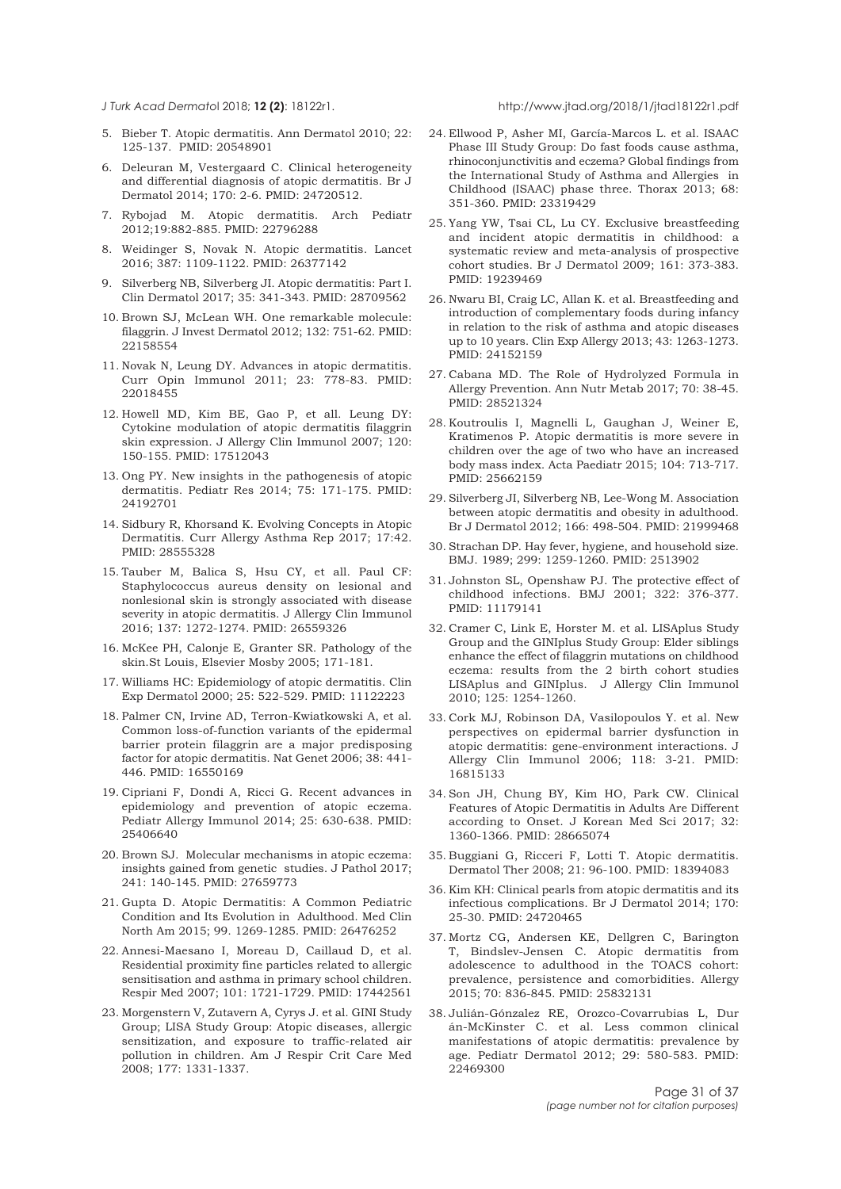5. Bieber T. Atopic dermatitis. Ann Dermatol 2010; 22: 125-137. PMID: 20548901
6. Deleuran M, Vestergaard C. Clinical heterogeneity and differential diagnosis of atopic dermatitis. Br J Dermatol 2014; 170: 2-6. PMID: 24720512.
7. Rybojad M. Atopic dermatitis. Arch Pediatr 2012;19:882-885. PMID: 22796288
8. Weidinger S, Novak N. Atopic dermatitis. Lancet 2016; 387: 1109-1122. PMID: 26377142
9. Silverberg NB, Silverberg JI. Atopic dermatitis: Part I. Clin Dermatol 2017; 35: 341-343. PMID: 28709562
10. Brown SJ, McLean WH. One remarkable molecule: filaggrin. J Invest Dermatol 2012; 132: 751-62. PMID: 22158554
11. Novak N, Leung DY. Advances in atopic dermatitis. Curr Opin Immunol 2011; 23: 778-83. PMID: 22018455
12. Howell MD, Kim BE, Gao P, et all. Leung DY: Cytokine modulation of atopic dermatitis filaggrin skin expression. J Allergy Clin Immunol 2007; 120: 150-155. PMID: 17512043
13. Ong PY. New insights in the pathogenesis of atopic dermatitis. Pediatr Res 2014; 75: 171-175. PMID: 24192701
14. Sidbury R, Khorsand K. Evolving Concepts in Atopic Dermatitis. Curr Allergy Asthma Rep 2017; 17:42. PMID: 28555328
15. Tauber M, Balica S, Hsu CY, et all. Paul CF: Staphylococcus aureus density on lesional and nonlesional skin is strongly associated with disease severity in atopic dermatitis. J Allergy Clin Immunol 2016; 137: 1272-1274. PMID: 26559326
16. McKee PH, Calonje E, Granter SR. Pathology of the skin.St Louis, Elsevier Mosby 2005; 171-181.
17. Williams HC: Epidemiology of atopic dermatitis. Clin Exp Dermatol 2000; 25: 522-529. PMID: 11122223
18. Palmer CN, Irvine AD, Terron-Kwiatkowski A, et al. Common loss-of-function variants of the epidermal barrier protein filaggrin are a major predisposing factor for atopic dermatitis. Nat Genet 2006; 38: 441-446. PMID: 16550169
19. Cipriani F, Dondi A, Ricci G. Recent advances in epidemiology and prevention of atopic eczema. Pediatr Allergy Immunol 2014; 25: 630-638. PMID: 25406640
20. Brown SJ. Molecular mechanisms in atopic eczema: insights gained from genetic studies. J Pathol 2017; 241: 140-145. PMID: 27659773
21. Gupta D. Atopic Dermatitis: A Common Pediatric Condition and Its Evolution in Adulthood. Med Clin North Am 2015; 99. 1269-1285. PMID: 26476252
22. Annesi-Maesano I, Moreau D, Caillaud D, et al. Residential proximity fine particles related to allergic sensitisation and asthma in primary school children. Respir Med 2007; 101: 1721-1729. PMID: 17442561
23. Morgenstern V, Zutavern A, Cyrys J. et al. GINI Study Group; LISA Study Group: Atopic diseases, allergic sensitization, and exposure to traffic-related air pollution in children. Am J Respir Crit Care Med 2008; 177: 1331-1337.
24. Ellwood P, Asher MI, García-Marcos L. et al. ISAAC Phase III Study Group: Do fast foods cause asthma, rhinoconjunctivitis and eczema? Global findings from the International Study of Asthma and Allergies in Childhood (ISAAC) phase three. Thorax 2013; 68: 351-360. PMID: 23319429
25. Yang YW, Tsai CL, Lu CY. Exclusive breastfeeding and incident atopic dermatitis in childhood: a systematic review and meta-analysis of prospective cohort studies. Br J Dermatol 2009; 161: 373-383. PMID: 19239469
26. Nwaru BI, Craig LC, Allan K. et al. Breastfeeding and introduction of complementary foods during infancy in relation to the risk of asthma and atopic diseases up to 10 years. Clin Exp Allergy 2013; 43: 1263-1273. PMID: 24152159
27. Cabana MD. The Role of Hydrolyzed Formula in Allergy Prevention. Ann Nutr Metab 2017; 70: 38-45. PMID: 28521324
28. Koutroulis I, Magnelli L, Gaughan J, Weiner E, Kratimenos P. Atopic dermatitis is more severe in children over the age of two who have an increased body mass index. Acta Paediatr 2015; 104: 713-717. PMID: 25662159
29. Silverberg JI, Silverberg NB, Lee-Wong M. Association between atopic dermatitis and obesity in adulthood. Br J Dermatol 2012; 166: 498-504. PMID: 21999468
30. Strachan DP. Hay fever, hygiene, and household size. BMJ. 1989; 299: 1259-1260. PMID: 2513902
31. Johnston SL, Openshaw PJ. The protective effect of childhood infections. BMJ 2001; 322: 376-377. PMID: 11179141
32. Cramer C, Link E, Horster M. et al. LISAplus Study Group and the GINIplus Study Group: Elder siblings enhance the effect of filaggrin mutations on childhood eczema: results from the 2 birth cohort studies LISAplus and GINIplus. J Allergy Clin Immunol 2010; 125: 1254-1260.
33. Cork MJ, Robinson DA, Vasilopoulos Y. et al. New perspectives on epidermal barrier dysfunction in atopic dermatitis: gene-environment interactions. J Allergy Clin Immunol 2006; 118: 3-21. PMID: 16815133
34. Son JH, Chung BY, Kim HO, Park CW. Clinical Features of Atopic Dermatitis in Adults Are Different according to Onset. J Korean Med Sci 2017; 32: 1360-1366. PMID: 28665074
35. Buggiani G, Ricceri F, Lotti T. Atopic dermatitis. Dermatol Ther 2008; 21: 96-100. PMID: 18394083
36. Kim KH: Clinical pearls from atopic dermatitis and its infectious complications. Br J Dermatol 2014; 170: 25-30. PMID: 24720465
37. Mortz CG, Andersen KE, Dellgren C, Barington T, Bindslev-Jensen C. Atopic dermatitis from adolescence to adulthood in the TOACS cohort: prevalence, persistence and comorbidities. Allergy 2015; 70: 836-845. PMID: 25832131
38. Julián-Gónzalez RE, Orozco-Covarrubias L, Dur án-McKinster C. et al. Less common clinical manifestations of atopic dermatitis: prevalence by age. Pediatr Dermatol 2012; 29: 580-583. PMID: 22469300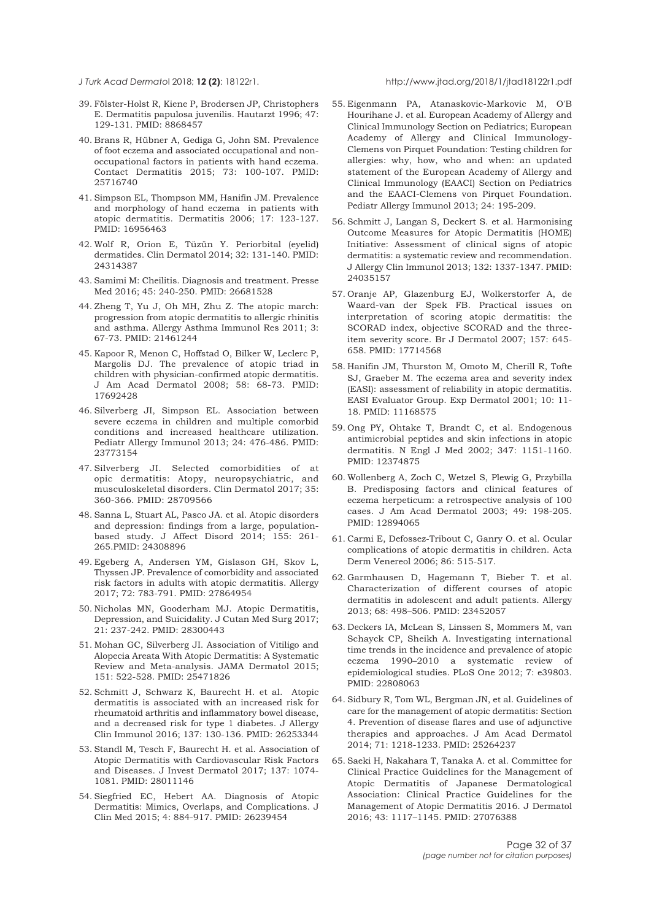39. Fölster-Holst R, Kiene P, Brodersen JP, Christophers E. Dermatitis papulosa juvenilis. Hautarzt 1996; 47: 129-131. PMID: 8868457

40. Brans R, Hübner A, Gediga G, John SM. Prevalence of foot eczema and associated occupational and non-occupational factors in patients with hand eczema. Contact Dermatitis 2015; 73: 100-107. PMID: 25716740

41. Simpson EL, Thompson MM, Hanifin JM. Prevalence and morphology of hand eczema in patients with atopic dermatitis. Dermatitis 2006; 17: 123-127. PMID: 16956463

42. Wolf R, Orion E, Tüzün Y. Periorbital (eyelid) dermatides. Clin Dermatol 2014; 32: 131-140. PMID: 24314387

43. Samimi M: Cheilitis. Diagnosis and treatment. Presse Med 2016; 45: 240-250. PMID: 26681528

44. Zheng T, Yu J, Oh MH, Zhu Z. The atopic march: progression from atopic dermatitis to allergic rhinitis and asthma. Allergy Asthma Immunol Res 2011; 3: 67-73. PMID: 21461244

45. Kapoor R, Menon C, Hoffstad O, Bilker W, Leclerc P, Margolis DJ. The prevalence of atopic triad in children with physician-confirmed atopic dermatitis. J Am Acad Dermatol 2008; 58: 68-73. PMID: 17692428

46. Silverberg JI, Simpson EL. Association between severe eczema in children and multiple comorbid conditions and increased healthcare utilization. Pediatr Allergy Immunol 2013; 24: 476-486. PMID: 23773154

47. Silverberg JI. Selected comorbidities of at opic dermatitis: Atopy, neuropsychiatric, and musculoskeletal disorders. Clin Dermatol 2017; 35: 360-366. PMID: 28709566

48. Sanna L, Stuart AL, Pasco JA. et al. Atopic disorders and depression: findings from a large, population-based study. J Affect Disord 2014; 155: 261-265.PMID: 24308896

49. Egeberg A, Andersen YM, Gislason GH, Skov L, Thyssen JP. Prevalence of comorbidity and associated risk factors in adults with atopic dermatitis. Allergy 2017; 72: 783-791. PMID: 27864954

50. Nicholas MN, Gooderham MJ. Atopic Dermatitis, Depression, and Suicidality. J Cutan Med Surg 2017; 21: 237-242. PMID: 28300443

51. Mohan GC, Silverberg JI. Association of Vitiligo and Alopecia Areata With Atopic Dermatitis: A Systematic Review and Meta-analysis. JAMA Dermatol 2015; 151: 522-528. PMID: 25471826

52. Schmitt J, Schwarz K, Baurecht H. et al. Atopic dermatitis is associated with an increased risk for rheumatoid arthritis and inflammatory bowel disease, and a decreased risk for type 1 diabetes. J Allergy Clin Immunol 2016; 137: 130-136. PMID: 26253344

53. Standl M, Tesch F, Baurecht H. et al. Association of Atopic Dermatitis with Cardiovascular Risk Factors and Diseases. J Invest Dermatol 2017; 137: 1074-1081. PMID: 28011146

54. Siegfried EC, Hebert AA. Diagnosis of Atopic Dermatitis: Mimics, Overlaps, and Complications. J Clin Med 2015; 4: 884-917. PMID: 26239454

55. Eigenmann PA, Atanaskovic-Markovic M, O'B Hourihane J. et al. European Academy of Allergy and Clinical Immunology Section on Pediatrics; European Academy of Allergy and Clinical Immunology-Clemens von Pirquet Foundation: Testing children for allergies: why, how, who and when: an updated statement of the European Academy of Allergy and Clinical Immunology (EAACI) Section on Pediatrics and the EAACI-Clemens von Pirquet Foundation. Pediatr Allergy Immunol 2013; 24: 195-209.

56. Schmitt J, Langan S, Deckert S. et al. Harmonising Outcome Measures for Atopic Dermatitis (HOME) Initiative: Assessment of clinical signs of atopic dermatitis: a systematic review and recommendation. J Allergy Clin Immunol 2013; 132: 1337-1347. PMID: 24035157

57. Oranje AP, Glazenburg EJ, Wolkerstorfer A, de Waard-van der Spek FB. Practical issues on interpretation of scoring atopic dermatitis: the SCORAD index, objective SCORAD and the three-item severity score. Br J Dermatol 2007; 157: 645-658. PMID: 17714568

58. Hanifin JM, Thurston M, Omoto M, Cherill R, Tofte SJ, Graeber M. The eczema area and severity index (EASI): assessment of reliability in atopic dermatitis. EASI Evaluator Group. Exp Dermatol 2001; 10: 11-18. PMID: 11168575

59. Ong PY, Ohtake T, Brandt C, et al. Endogenous antimicrobial peptides and skin infections in atopic dermatitis. N Engl J Med 2002; 347: 1151-1160. PMID: 12374875

60. Wollenberg A, Zoch C, Wetzel S, Plewig G, Przybilla B. Predisposing factors and clinical features of eczema herpeticum: a retrospective analysis of 100 cases. J Am Acad Dermatol 2003; 49: 198-205. PMID: 12894065

61. Carmi E, Defossez-Tribout C, Ganry O. et al. Ocular complications of atopic dermatitis in children. Acta Derm Venereol 2006; 86: 515-517.

62. Garmhausen D, Hagemann T, Bieber T. et al. Characterization of different courses of atopic dermatitis in adolescent and adult patients. Allergy 2013; 68: 498–506. PMID: 23452057

63. Deckers IA, McLean S, Linssen S, Mommers M, van Schayck CP, Sheikh A. Investigating international time trends in the incidence and prevalence of atopic eczema 1990–2010 a systematic review of epidemiological studies. PLoS One 2012; 7: e39803. PMID: 22808063

64. Sidbury R, Tom WL, Bergman JN, et al. Guidelines of care for the management of atopic dermatitis: Section 4. Prevention of disease flares and use of adjunctive therapies and approaches. J Am Acad Dermatol 2014; 71: 1218-1233. PMID: 25264237

65. Saeki H, Nakahara T, Tanaka A. et al. Committee for Clinical Practice Guidelines for the Management of Atopic Dermatitis of Japanese Dermatological Association: Clinical Practice Guidelines for the Management of Atopic Dermatitis 2016. J Dermatol 2016; 43: 1117–1145. PMID: 27076388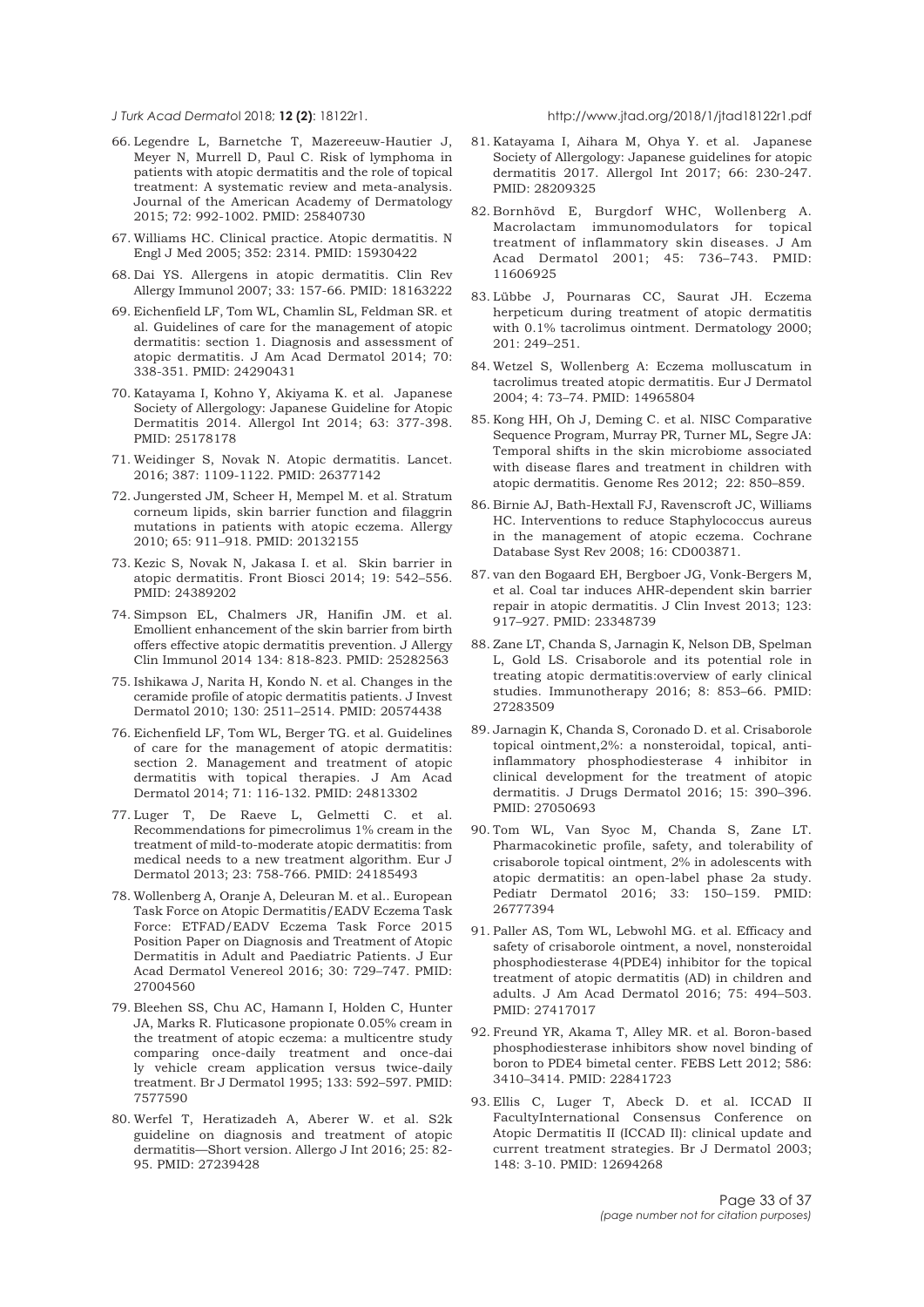66. Legendre L, Barnetche T, Mazereeuw-Hautier J, Meyer N, Murrell D, Paul C. Risk of lymphoma in patients with atopic dermatitis and the role of topical treatment: A systematic review and meta-analysis. Journal of the American Academy of Dermatology 2015; 72: 992-1002. PMID: 25840730

67. Williams HC. Clinical practice. Atopic dermatitis. N Engl J Med 2005; 352: 2314. PMID: 15930422

68. Dai YS. Allergens in atopic dermatitis. Clin Rev Allergy Immunol 2007; 33: 157-66. PMID: 18163222

69. Eichenfield LF, Tom WL, Chamlin SL, Feldman SR. et al. Guidelines of care for the management of atopic dermatitis: section 1. Diagnosis and assessment of atopic dermatitis. J Am Acad Dermatol 2014; 70: 338-351. PMID: 24290431

70. Katayama I, Kohno Y, Akiyama K. et al. Japanese Society of Allergology: Japanese Guideline for Atopic Dermatitis 2014. Allergol Int 2014; 63: 377-398. PMID: 25178178

71. Weidinger S, Novak N. Atopic dermatitis. Lancet. 2016; 387: 1109-1122. PMID: 26377142

72. Jungersted JM, Scheer H, Mempel M. et al. Stratum corneum lipids, skin barrier function and filaggrin mutations in patients with atopic eczema. Allergy 2010; 65: 911–918. PMID: 20132155

73. Kezic S, Novak N, Jakasa I. et al. Skin barrier in atopic dermatitis. Front Biosci 2014; 19: 542–556. PMID: 24389202

74. Simpson EL, Chalmers JR, Hanifin JM. et al. Emollient enhancement of the skin barrier from birth offers effective atopic dermatitis prevention. J Allergy Clin Immunol 2014 134: 818-823. PMID: 25282563

75. Ishikawa J, Narita H, Kondo N. et al. Changes in the ceramide profile of atopic dermatitis patients. J Invest Dermatol 2010; 130: 2511–2514. PMID: 20574438

76. Eichenfield LF, Tom WL, Berger TG. et al. Guidelines of care for the management of atopic dermatitis: section 2. Management and treatment of atopic dermatitis with topical therapies. J Am Acad Dermatol 2014; 71: 116-132. PMID: 24813302

77. Luger T, De Raeve L, Gelmetti C. et al. Recommendations for pimecrolimus 1% cream in the treatment of mild-to-moderate atopic dermatitis: from medical needs to a new treatment algorithm. Eur J Dermatol 2013; 23: 758-766. PMID: 24185493

78. Wollenberg A, Oranje A, Deleuran M. et al.. European Task Force on Atopic Dermatitis/EADV Eczema Task Force: ETFAD/EADV Eczema Task Force 2015 Position Paper on Diagnosis and Treatment of Atopic Dermatitis in Adult and Paediatric Patients. J Eur Acad Dermatol Venereol 2016; 30: 729–747. PMID: 27004560

79. Bleehen SS, Chu AC, Hamann I, Holden C, Hunter JA, Marks R. Fluticasone propionate 0.05% cream in the treatment of atopic eczema: a multicentre study comparing once-daily treatment and once-dai ly vehicle cream application versus twice-daily treatment. Br J Dermatol 1995; 133: 592–597. PMID: 7577590

80. Werfel T, Heratizadeh A, Aberer W. et al. S2k guideline on diagnosis and treatment of atopic dermatitis—Short version. Allergo J Int 2016; 25: 82-95. PMID: 27239428

81. Katayama I, Aihara M, Ohya Y. et al. Japanese Society of Allergology: Japanese guidelines for atopic dermatitis 2017. Allergol Int 2017; 66: 230-247. PMID: 28209325

82. Bornhövd E, Burgdorf WHC, Wollenberg A. Macrolactam immunomodulators for topical treatment of inflammatory skin diseases. J Am Acad Dermatol 2001; 45: 736–743. PMID: 11606925

83. Lübbe J, Pournaras CC, Saurat JH. Eczema herpeticum during treatment of atopic dermatitis with 0.1% tacrolimus ointment. Dermatology 2000; 201: 249–251.

84. Wetzel S, Wollenberg A: Eczema molluscatum in tacrolimus treated atopic dermatitis. Eur J Dermatol 2004; 4: 73–74. PMID: 14965804

85. Kong HH, Oh J, Deming C. et al. NISC Comparative Sequence Program, Murray PR, Turner ML, Segre JA: Temporal shifts in the skin microbiome associated with disease flares and treatment in children with atopic dermatitis. Genome Res 2012; 22: 850–859.

86. Birnie AJ, Bath-Hextall FJ, Ravenscroft JC, Williams HC. Interventions to reduce Staphylococcus aureus in the management of atopic eczema. Cochrane Database Syst Rev 2008; 16: CD003871.

87. van den Bogaard EH, Bergboer JG, Vonk-Bergers M, et al. Coal tar induces AHR-dependent skin barrier repair in atopic dermatitis. J Clin Invest 2013; 123: 917–927. PMID: 23348739

88. Zane LT, Chanda S, Jarnagin K, Nelson DB, Spelman L, Gold LS. Crisaborole and its potential role in treating atopic dermatitis:overview of early clinical studies. Immunotherapy 2016; 8: 853–66. PMID: 27283509

89. Jarnagin K, Chanda S, Coronado D. et al. Crisaborole topical ointment,2%: a nonsteroidal, topical, anti-inflammatory phosphodiesterase 4 inhibitor in clinical development for the treatment of atopic dermatitis. J Drugs Dermatol 2016; 15: 390–396. PMID: 27050693

90. Tom WL, Van Syoc M, Chanda S, Zane LT. Pharmacokinetic profile, safety, and tolerability of crisaborole topical ointment, 2% in adolescents with atopic dermatitis: an open-label phase 2a study. Pediatr Dermatol 2016; 33: 150–159. PMID: 26777394

91. Paller AS, Tom WL, Lebwohl MG. et al. Efficacy and safety of crisaborole ointment, a novel, nonsteroidal phosphodiesterase 4(PDE4) inhibitor for the topical treatment of atopic dermatitis (AD) in children and adults. J Am Acad Dermatol 2016; 75: 494–503. PMID: 27417017

92. Freund YR, Akama T, Alley MR. et al. Boron-based phosphodiesterase inhibitors show novel binding of boron to PDE4 bimetal center. FEBS Lett 2012; 586: 3410–3414. PMID: 22841723

93. Ellis C, Luger T, Abeck D. et al. ICCAD II FacultyInternational Consensus Conference on Atopic Dermatitis II (ICCAD II): clinical update and current treatment strategies. Br J Dermatol 2003; 148: 3-10. PMID: 12694268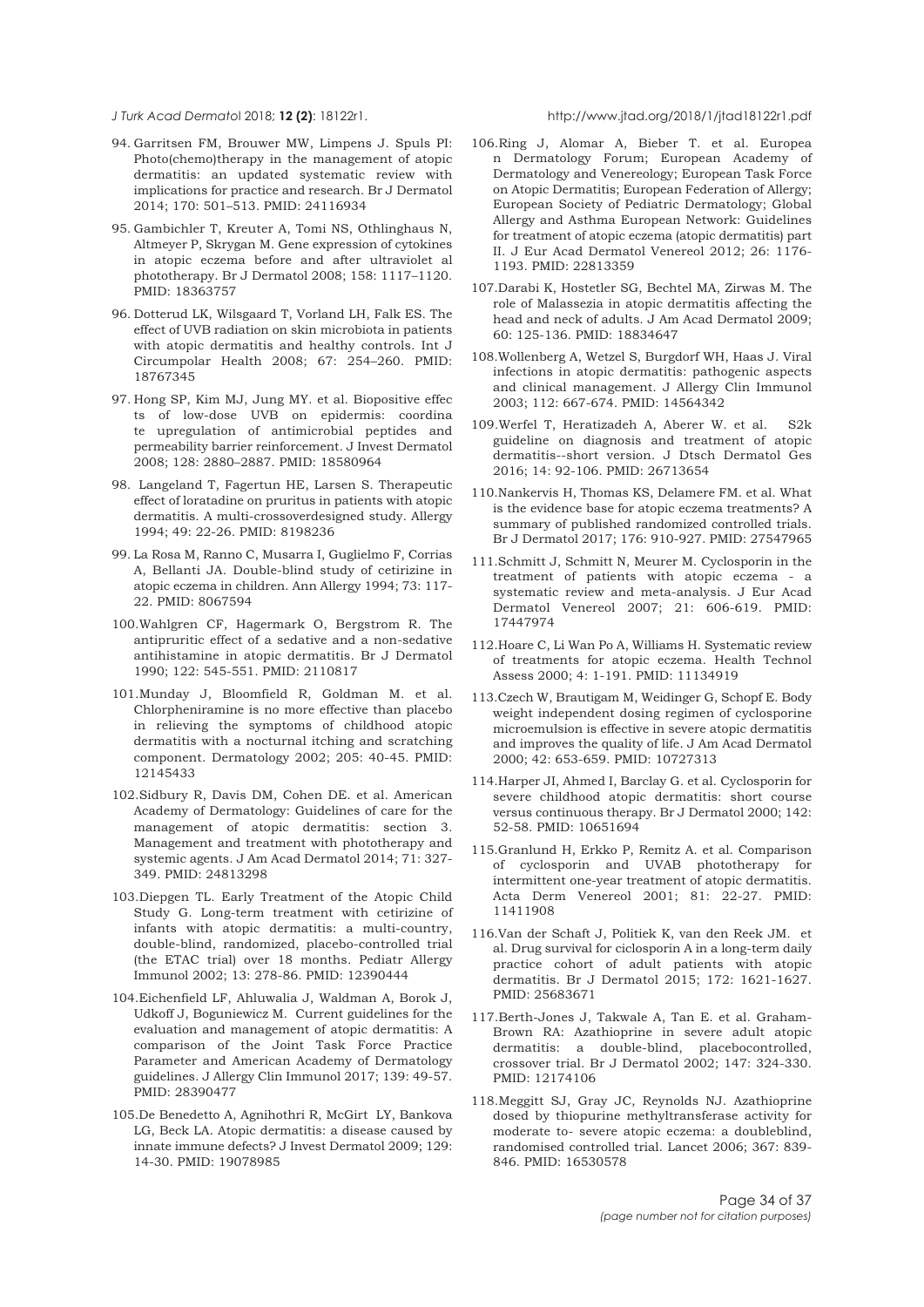94. Garritsen FM, Brouwer MW, Limpens J. Spuls PI: Photo(chemo)therapy in the management of atopic dermatitis: an updated systematic review with implications for practice and research. Br J Dermatol 2014; 170: 501–513. PMID: 24116934

95. Gambichler T, Kreuter A, Tomi NS, Othlinghaus N, Altmeyer P, Skrygan M. Gene expression of cytokines in atopic eczema before and after ultraviolet al phototherapy. Br J Dermatol 2008; 158: 1117–1120. PMID: 18363757

96. Dotterud LK, Wilsgaard T, Vorland LH, Falk ES. The effect of UVB radiation on skin microbiota in patients with atopic dermatitis and healthy controls. Int J Circumpolar Health 2008; 67: 254–260. PMID: 18767345

97. Hong SP, Kim MJ, Jung MY. et al. Biopositive effec ts of low-dose UVB on epidermis: coordina te upregulation of antimicrobial peptides and permeability barrier reinforcement. J Invest Dermatol 2008; 128: 2880–2887. PMID: 18580964

98. Langeland T, Fagertun HE, Larsen S. Therapeutic effect of loratadine on pruritus in patients with atopic dermatitis. A multi-crossoverdesigned study. Allergy 1994; 49: 22-26. PMID: 8198236

99. La Rosa M, Ranno C, Musarra I, Guglielmo F, Corrias A, Bellanti JA. Double-blind study of cetirizine in atopic eczema in children. Ann Allergy 1994; 73: 117-22. PMID: 8067594

100.Wahlgren CF, Hagermark O, Bergstrom R. The antipruritic effect of a sedative and a non-sedative antihistamine in atopic dermatitis. Br J Dermatol 1990; 122: 545-551. PMID: 2110817

101.Munday J, Bloomfield R, Goldman M. et al. Chlorpheniramine is no more effective than placebo in relieving the symptoms of childhood atopic dermatitis with a nocturnal itching and scratching component. Dermatology 2002; 205: 40-45. PMID: 12145433

102.Sidbury R, Davis DM, Cohen DE. et al. American Academy of Dermatology: Guidelines of care for the management of atopic dermatitis: section 3. Management and treatment with phototherapy and systemic agents. J Am Acad Dermatol 2014; 71: 327-349. PMID: 24813298

103.Diepgen TL. Early Treatment of the Atopic Child Study G. Long-term treatment with cetirizine of infants with atopic dermatitis: a multi-country, double-blind, randomized, placebo-controlled trial (the ETAC trial) over 18 months. Pediatr Allergy Immunol 2002; 13: 278-86. PMID: 12390444

104.Eichenfield LF, Ahluwalia J, Waldman A, Borok J, Udkoff J, Boguniewicz M. Current guidelines for the evaluation and management of atopic dermatitis: A comparison of the Joint Task Force Practice Parameter and American Academy of Dermatology guidelines. J Allergy Clin Immunol 2017; 139: 49-57. PMID: 28390477

105.De Benedetto A, Agnihothri R, McGirt LY, Bankova LG, Beck LA. Atopic dermatitis: a disease caused by innate immune defects? J Invest Dermatol 2009; 129: 14-30. PMID: 19078985

106.Ring J, Alomar A, Bieber T. et al. Europea n Dermatology Forum; European Academy of Dermatology and Venereology; European Task Force on Atopic Dermatitis; European Federation of Allergy; European Society of Pediatric Dermatology; Global Allergy and Asthma European Network: Guidelines for treatment of atopic eczema (atopic dermatitis) part II. J Eur Acad Dermatol Venereol 2012; 26: 1176-1193. PMID: 22813359

107.Darabi K, Hostetler SG, Bechtel MA, Zirwas M. The role of Malassezia in atopic dermatitis affecting the head and neck of adults. J Am Acad Dermatol 2009; 60: 125-136. PMID: 18834647

108.Wollenberg A, Wetzel S, Burgdorf WH, Haas J. Viral infections in atopic dermatitis: pathogenic aspects and clinical management. J Allergy Clin Immunol 2003; 112: 667-674. PMID: 14564342

109.Werfel T, Heratizadeh A, Aberer W. et al. S2k guideline on diagnosis and treatment of atopic dermatitis--short version. J Dtsch Dermatol Ges 2016; 14: 92-106. PMID: 26713654

110.Nankervis H, Thomas KS, Delamere FM. et al. What is the evidence base for atopic eczema treatments? A summary of published randomized controlled trials. Br J Dermatol 2017; 176: 910-927. PMID: 27547965

111.Schmitt J, Schmitt N, Meurer M. Cyclosporin in the treatment of patients with atopic eczema - a systematic review and meta-analysis. J Eur Acad Dermatol Venereol 2007; 21: 606-619. PMID: 17447974

112.Hoare C, Li Wan Po A, Williams H. Systematic review of treatments for atopic eczema. Health Technol Assess 2000; 4: 1-191. PMID: 11134919

113.Czech W, Brautigam M, Weidinger G, Schopf E. Body weight independent dosing regimen of cyclosporine microemulsion is effective in severe atopic dermatitis and improves the quality of life. J Am Acad Dermatol 2000; 42: 653-659. PMID: 10727313

114.Harper JI, Ahmed I, Barclay G. et al. Cyclosporin for severe childhood atopic dermatitis: short course versus continuous therapy. Br J Dermatol 2000; 142: 52-58. PMID: 10651694

115.Granlund H, Erkko P, Remitz A. et al. Comparison of cyclosporin and UVAB phototherapy for intermittent one-year treatment of atopic dermatitis. Acta Derm Venereol 2001; 81: 22-27. PMID: 11411908

116.Van der Schaft J, Politiek K, van den Reek JM. et al. Drug survival for ciclosporin A in a long-term daily practice cohort of adult patients with atopic dermatitis. Br J Dermatol 2015; 172: 1621-1627. PMID: 25683671

117.Berth-Jones J, Takwale A, Tan E. et al. Graham-Brown RA: Azathioprine in severe adult atopic dermatitis: a double-blind, placebocontrolled, crossover trial. Br J Dermatol 2002; 147: 324-330. PMID: 12174106

118.Meggitt SJ, Gray JC, Reynolds NJ. Azathioprine dosed by thiopurine methyltransferase activity for moderate to- severe atopic eczema: a doubleblind, randomised controlled trial. Lancet 2006; 367: 839-846. PMID: 16530578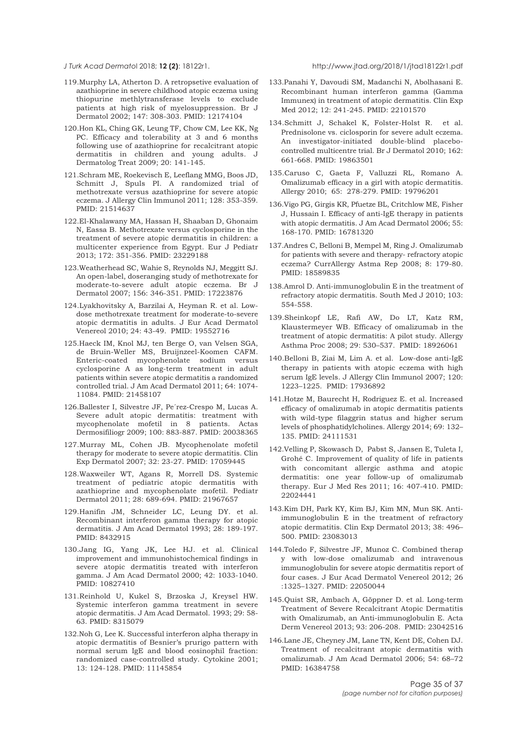119. Murphy LA, Atherton D. A retropsetive evaluation of azathioprine in severe childhood atopic eczema using thiopurine methlytransferase levels to exclude patients at high risk of myelosuppression. Br J Dermatol 2002; 147: 308-303. PMID: 12174104

120. Hon KL, Ching GK, Leung TF, Chow CM, Lee KK, Ng PC. Efficacy and tolerability at 3 and 6 months following use of azathioprine for recalcitrant atopic dermatitis in children and young adults. J Dermatolog Treat 2009; 20: 141-145.

121. Schram ME, Roekevisch E, Leeflang MMG, Boos JD, Schmitt J, Spuls PI. A randomized trial of methotrexate versus azathioprine for severe atopic eczema. J Allergy Clin Immunol 2011; 128: 353-359. PMID: 21514637

122. El-Khalawany MA, Hassan H, Shaaban D, Ghonaim N, Eassa B. Methotrexate versus cyclosporine in the treatment of severe atopic dermatitis in children: a multicenter experience from Egypt. Eur J Pediatr 2013; 172: 351-356. PMID: 23229188

123. Weatherhead SC, Wahie S, Reynolds NJ, Meggitt SJ. An open-label, doseranging study of methotrexate for moderate-to-severe adult atopic eczema. Br J Dermatol 2007; 156: 346-351. PMID: 17223876

124. Lyakhovitsky A, Barzilai A, Heyman R. et al. Low-dose methotrexate treatment for moderate-to-severe atopic dermatitis in adults. J Eur Acad Dermatol Venereol 2010; 24: 43-49. PMID: 19552716

125. Haeck IM, Knol MJ, ten Berge O, van Velsen SGA, de Bruin-Weller MS, Bruijnzeel-Koomen CAFM. Enteric-coated mycophenolate sodium versus cyclosporine A as long-term treatment in adult patients within severe atopic dermatitis a randomized controlled trial. J Am Acad Dermatol 2011; 64: 1074-11084. PMID: 21458107

126. Ballester I, Silvestre JF, Pe´rez-Crespo M, Lucas A. Severe adult atopic dermatitis: treatment with mycophenolate mofetil in 8 patients. Actas Dermosifiliogr 2009; 100: 883-887. PMID: 20038365

127. Murray ML, Cohen JB. Mycophenolate mofetil therapy for moderate to severe atopic dermatitis. Clin Exp Dermatol 2007; 32: 23-27. PMID: 17059445

128. Waxweiler WT, Agans R, Morrell DS. Systemic treatment of pediatric atopic dermatitis with azathioprine and mycophenolate mofetil. Pediatr Dermatol 2011; 28: 689-694. PMID: 21967657

129. Hanifin JM, Schneider LC, Leung DY. et al. Recombinant interferon gamma therapy for atopic dermatitis. J Am Acad Dermatol 1993; 28: 189-197. PMID: 8432915

130. Jang IG, Yang JK, Lee HJ. et al. Clinical improvement and immunohistochemical findings in severe atopic dermatitis treated with interferon gamma. J Am Acad Dermatol 2000; 42: 1033-1040. PMID: 10827410

131. Reinhold U, Kukel S, Brzoska J, Kreysel HW. Systemic interferon gamma treatment in severe atopic dermatitis. J Am Acad Dermatol. 1993; 29: 58-63. PMID: 8315079

132. Noh G, Lee K. Successful interferon alpha therapy in atopic dermatitis of Besnier's prurigo pattern with normal serum IgE and blood eosinophil fraction: randomized case-controlled study. Cytokine 2001; 13: 124-128. PMID: 11145854

133. Panahi Y, Davoudi SM, Madanchi N, Abolhasani E. Recombinant human interferon gamma (Gamma Immunex) in treatment of atopic dermatitis. Clin Exp Med 2012; 12: 241-245. PMID: 22101570

134. Schmitt J, Schakel K, Folster-Holst R. et al. Prednisolone vs. ciclosporin for severe adult eczema. An investigator-initiated double-blind placebo-controlled multicentre trial. Br J Dermatol 2010; 162: 661-668. PMID: 19863501

135. Caruso C, Gaeta F, Valluzzi RL, Romano A. Omalizumab efficacy in a girl with atopic dermatitis. Allergy 2010; 65: 278-279. PMID: 19796201

136. Vigo PG, Girgis KR, Pfuetze BL, Critchlow ME, Fisher J, Hussain I. Efficacy of anti-IgE therapy in patients with atopic dermatitis. J Am Acad Dermatol 2006; 55: 168-170. PMID: 16781320

137. Andres C, Belloni B, Mempel M, Ring J. Omalizumab for patients with severe and therapy- refractory atopic eczema? CurrAllergy Astma Rep 2008; 8: 179-80. PMID: 18589835

138. Amrol D. Anti-immunoglobulin E in the treatment of refractory atopic dermatitis. South Med J 2010; 103: 554-558.

139. Sheinkopf LE, Rafi AW, Do LT, Katz RM, Klaustermeyer WB. Efficacy of omalizumab in the treatment of atopic dermatitis: A pilot study. Allergy Asthma Proc 2008; 29: 530–537. PMID: 18926061

140. Belloni B, Ziai M, Lim A. et al. Low-dose anti-IgE therapy in patients with atopic eczema with high serum IgE levels. J Allergy Clin Immunol 2007; 120: 1223–1225. PMID: 17936892

141. Hotze M, Baurecht H, Rodriguez E. et al. Increased efficacy of omalizumab in atopic dermatitis patients with wild-type filaggrin status and higher serum levels of phosphatidylcholines. Allergy 2014; 69: 132–135. PMID: 24111531

142. Velling P, Skowasch D, Pabst S, Jansen E, Tuleta I, Grohé C. Improvement of quality of life in patients with concomitant allergic asthma and atopic dermatitis: one year follow-up of omalizumab therapy. Eur J Med Res 2011; 16: 407-410. PMID: 22024441

143. Kim DH, Park KY, Kim BJ, Kim MN, Mun SK. Anti-immunoglobulin E in the treatment of refractory atopic dermatitis. Clin Exp Dermatol 2013; 38: 496–500. PMID: 23083013

144. Toledo F, Silvestre JF, Munoz C. Combined therap y with low-dose omalizumab and intravenous immunoglobulin for severe atopic dermatitis report of four cases. J Eur Acad Dermatol Venereol 2012; 26 :1325–1327. PMID: 22050044

145. Quist SR, Ambach A, Göppner D. et al. Long-term Treatment of Severe Recalcitrant Atopic Dermatitis with Omalizumab, an Anti-immunoglobulin E. Acta Derm Venereol 2013; 93: 206-208. PMID: 23042516

146. Lane JE, Cheyney JM, Lane TN, Kent DE, Cohen DJ. Treatment of recalcitrant atopic dermatitis with omalizumab. J Am Acad Dermatol 2006; 54: 68–72 PMID: 16384758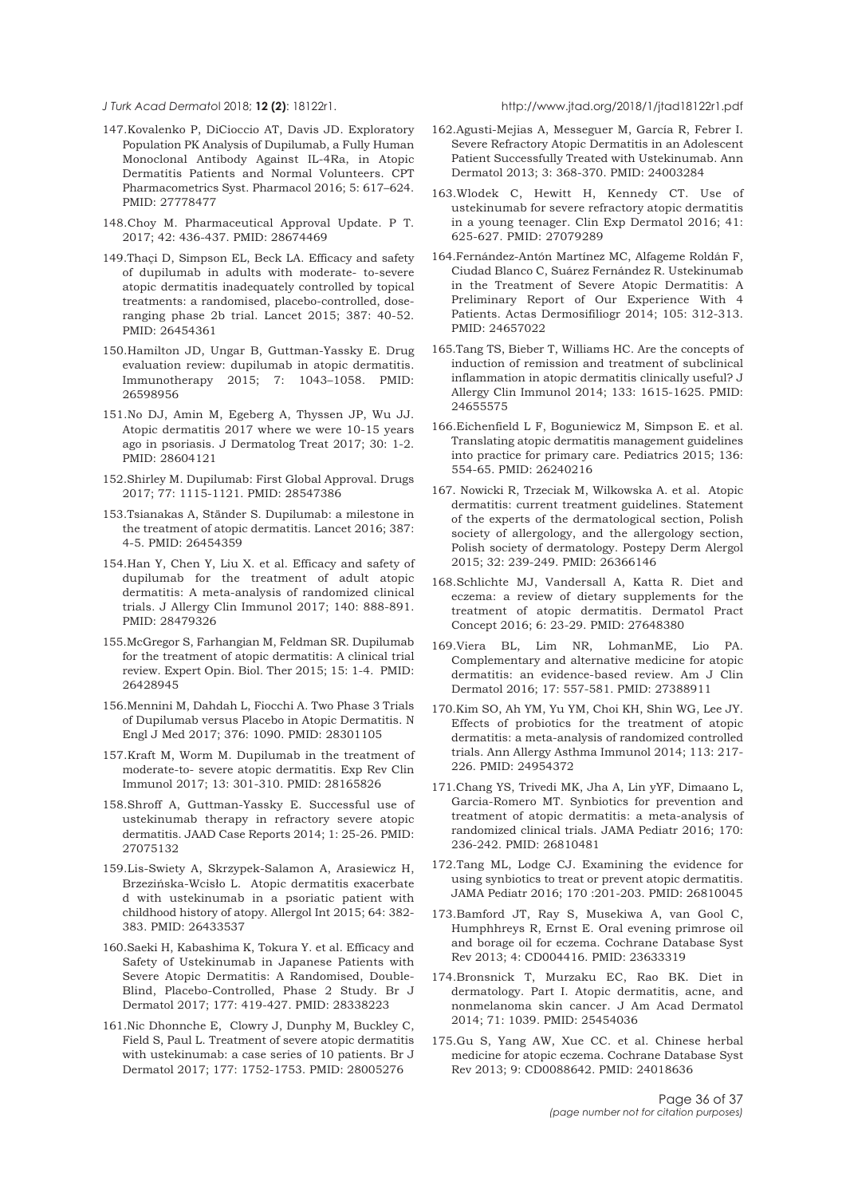147.Kovalenko P, DiCioccio AT, Davis JD. Exploratory Population PK Analysis of Dupilumab, a Fully Human Monoclonal Antibody Against IL-4Ra, in Atopic Dermatitis Patients and Normal Volunteers. CPT Pharmacometrics Syst. Pharmacol 2016; 5: 617–624. PMID: 27778477

148.Choy M. Pharmaceutical Approval Update. P T. 2017; 42: 436-437. PMID: 28674469

149.Thaçi D, Simpson EL, Beck LA. Efficacy and safety of dupilumab in adults with moderate- to-severe atopic dermatitis inadequately controlled by topical treatments: a randomised, placebo-controlled, dose-ranging phase 2b trial. Lancet 2015; 387: 40-52. PMID: 26454361

150.Hamilton JD, Ungar B, Guttman-Yassky E. Drug evaluation review: dupilumab in atopic dermatitis. Immunotherapy 2015; 7: 1043–1058. PMID: 26598956

151.No DJ, Amin M, Egeberg A, Thyssen JP, Wu JJ. Atopic dermatitis 2017 where we were 10-15 years ago in psoriasis. J Dermatolog Treat 2017; 30: 1-2. PMID: 28604121

152.Shirley M. Dupilumab: First Global Approval. Drugs 2017; 77: 1115-1121. PMID: 28547386

153.Tsianakas A, Ständer S. Dupilumab: a milestone in the treatment of atopic dermatitis. Lancet 2016; 387: 4-5. PMID: 26454359

154.Han Y, Chen Y, Liu X. et al. Efficacy and safety of dupilumab for the treatment of adult atopic dermatitis: A meta-analysis of randomized clinical trials. J Allergy Clin Immunol 2017; 140: 888-891. PMID: 28479326

155.McGregor S, Farhangian M, Feldman SR. Dupilumab for the treatment of atopic dermatitis: A clinical trial review. Expert Opin. Biol. Ther 2015; 15: 1-4. PMID: 26428945

156.Mennini M, Dahdah L, Fiocchi A. Two Phase 3 Trials of Dupilumab versus Placebo in Atopic Dermatitis. N Engl J Med 2017; 376: 1090. PMID: 28301105

157.Kraft M, Worm M. Dupilumab in the treatment of moderate-to- severe atopic dermatitis. Exp Rev Clin Immunol 2017; 13: 301-310. PMID: 28165826

158.Shroff A, Guttman-Yassky E. Successful use of ustekinumab therapy in refractory severe atopic dermatitis. JAAD Case Reports 2014; 1: 25-26. PMID: 27075132

159.Lis-Swiety A, Skrzypek-Salamon A, Arasiewicz H, Brzezińska-Wcisło L. Atopic dermatitis exacerbate d with ustekinumab in a psoriatic patient with childhood history of atopy. Allergol Int 2015; 64: 382-383. PMID: 26433537

160.Saeki H, Kabashima K, Tokura Y. et al. Efficacy and Safety of Ustekinumab in Japanese Patients with Severe Atopic Dermatitis: A Randomised, Double-Blind, Placebo-Controlled, Phase 2 Study. Br J Dermatol 2017; 177: 419-427. PMID: 28338223

161.Nic Dhonnche E, Clowry J, Dunphy M, Buckley C, Field S, Paul L. Treatment of severe atopic dermatitis with ustekinumab: a case series of 10 patients. Br J Dermatol 2017; 177: 1752-1753. PMID: 28005276

162.Agusti-Mejias A, Messeguer M, García R, Febrer I. Severe Refractory Atopic Dermatitis in an Adolescent Patient Successfully Treated with Ustekinumab. Ann Dermatol 2013; 3: 368-370. PMID: 24003284

163.Wlodek C, Hewitt H, Kennedy CT. Use of ustekinumab for severe refractory atopic dermatitis in a young teenager. Clin Exp Dermatol 2016; 41: 625-627. PMID: 27079289

164.Fernández-Antón Martínez MC, Alfageme Roldán F, Ciudad Blanco C, Suárez Fernández R. Ustekinumab in the Treatment of Severe Atopic Dermatitis: A Preliminary Report of Our Experience With 4 Patients. Actas Dermosifiliogr 2014; 105: 312-313. PMID: 24657022

165.Tang TS, Bieber T, Williams HC. Are the concepts of induction of remission and treatment of subclinical inflammation in atopic dermatitis clinically useful? J Allergy Clin Immunol 2014; 133: 1615-1625. PMID: 24655575

166.Eichenfield L F, Boguniewicz M, Simpson E. et al. Translating atopic dermatitis management guidelines into practice for primary care. Pediatrics 2015; 136: 554-65. PMID: 26240216

167. Nowicki R, Trzeciak M, Wilkowska A. et al. Atopic dermatitis: current treatment guidelines. Statement of the experts of the dermatological section, Polish society of allergology, and the allergology section, Polish society of dermatology. Postepy Derm Alergol 2015; 32: 239-249. PMID: 26366146

168.Schlichte MJ, Vandersall A, Katta R. Diet and eczema: a review of dietary supplements for the treatment of atopic dermatitis. Dermatol Pract Concept 2016; 6: 23-29. PMID: 27648380

169.Viera BL, Lim NR, LohmanME, Lio PA. Complementary and alternative medicine for atopic dermatitis: an evidence-based review. Am J Clin Dermatol 2016; 17: 557-581. PMID: 27388911

170.Kim SO, Ah YM, Yu YM, Choi KH, Shin WG, Lee JY. Effects of probiotics for the treatment of atopic dermatitis: a meta-analysis of randomized controlled trials. Ann Allergy Asthma Immunol 2014; 113: 217-226. PMID: 24954372

171.Chang YS, Trivedi MK, Jha A, Lin yYF, Dimaano L, Garcia-Romero MT. Synbiotics for prevention and treatment of atopic dermatitis: a meta-analysis of randomized clinical trials. JAMA Pediatr 2016; 170: 236-242. PMID: 26810481

172.Tang ML, Lodge CJ. Examining the evidence for using synbiotics to treat or prevent atopic dermatitis. JAMA Pediatr 2016; 170 :201-203. PMID: 26810045

173.Bamford JT, Ray S, Musekiwa A, van Gool C, Humphhreys R, Ernst E. Oral evening primrose oil and borage oil for eczema. Cochrane Database Syst Rev 2013; 4: CD004416. PMID: 23633319

174.Bronsnick T, Murzaku EC, Rao BK. Diet in dermatology. Part I. Atopic dermatitis, acne, and nonmelanoma skin cancer. J Am Acad Dermatol 2014; 71: 1039. PMID: 25454036

175.Gu S, Yang AW, Xue CC. et al. Chinese herbal medicine for atopic eczema. Cochrane Database Syst Rev 2013; 9: CD0088642. PMID: 24018636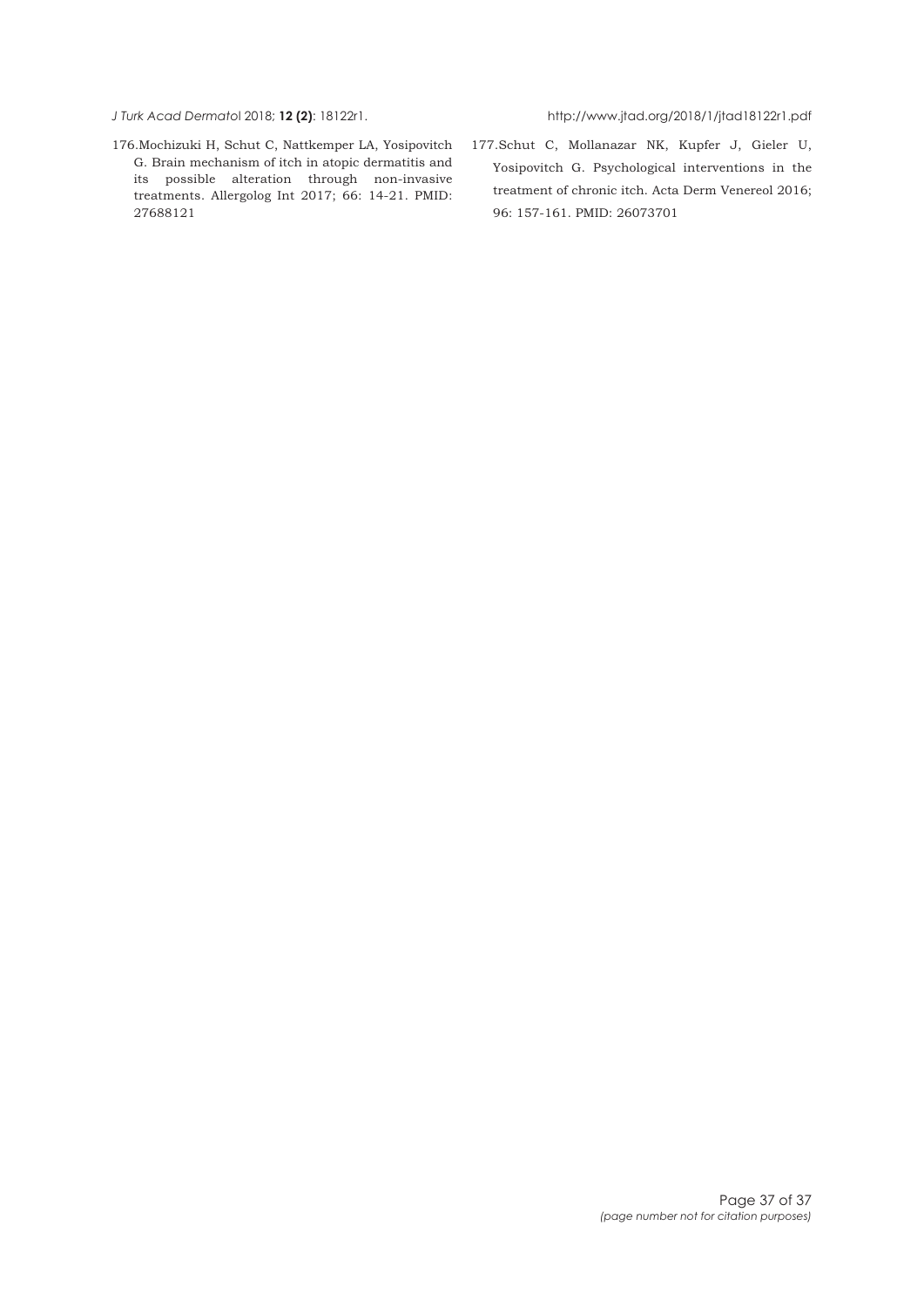176. Mochizuki H, Schut C, Nattkemper LA, Yosipovitch G. Brain mechanism of itch in atopic dermatitis and its possible alteration through non-invasive treatments. Allergolog Int 2017; 66: 14-21. PMID: 27688121

177. Schut C, Mollanazar NK, Kupfer J, Gieler U, Yosipovitch G. Psychological interventions in the treatment of chronic itch. Acta Derm Venereol 2016; 96: 157-161. PMID: 26073701